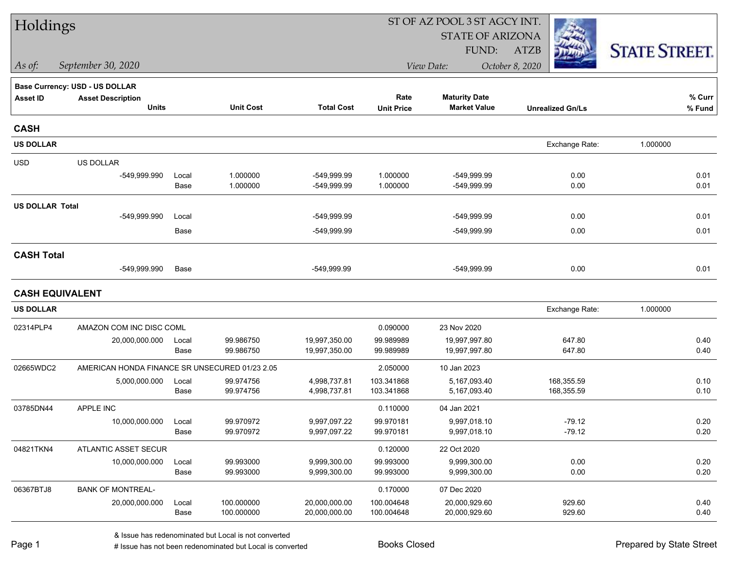# Holdings

ST OF AZ POOL 3 ST AGCY INT.
STATE OF ARIZONA
FUND: ATZB

*As of:* *September 30, 2020*

*View Date:* *October 8, 2020*

STATE STREET.

**Base Currency: USD - US DOLLAR**

| Asset ID | Asset Description / Units | | Unit Cost | Total Cost | Rate / Unit Price | Maturity Date / Market Value | Unrealized Gn/Ls | % Curr / % Fund |
|---|---|---|---|---|---|---|---|---|
| **CASH** | | | | | | | | |
| **US DOLLAR** | | | | | | | Exchange Rate: 1.000000 | |
| USD | US DOLLAR | | | | | | | |
| | -549,999.990 | Local | 1.000000 | -549,999.99 | 1.000000 | -549,999.99 | 0.00 | 0.01 |
| | | Base | 1.000000 | -549,999.99 | 1.000000 | -549,999.99 | 0.00 | 0.01 |
| **US DOLLAR Total** | | | | | | | | |
| | -549,999.990 | Local | | -549,999.99 | | -549,999.99 | 0.00 | 0.01 |
| | | Base | | -549,999.99 | | -549,999.99 | 0.00 | 0.01 |
| **CASH Total** | | | | | | | | |
| | -549,999.990 | Base | | -549,999.99 | | -549,999.99 | 0.00 | 0.01 |
| **CASH EQUIVALENT** | | | | | | | | |
| **US DOLLAR** | | | | | | | Exchange Rate: 1.000000 | |
| 02314PLP4 | AMAZON COM INC DISC COML | | | | 0.090000 | 23 Nov 2020 | | |
| | 20,000,000.000 | Local | 99.986750 | 19,997,350.00 | 99.989989 | 19,997,997.80 | 647.80 | 0.40 |
| | | Base | 99.986750 | 19,997,350.00 | 99.989989 | 19,997,997.80 | 647.80 | 0.40 |
| 02665WDC2 | AMERICAN HONDA FINANCE SR UNSECURED 01/23 2.05 | | | | 2.050000 | 10 Jan 2023 | | |
| | 5,000,000.000 | Local | 99.974756 | 4,998,737.81 | 103.341868 | 5,167,093.40 | 168,355.59 | 0.10 |
| | | Base | 99.974756 | 4,998,737.81 | 103.341868 | 5,167,093.40 | 168,355.59 | 0.10 |
| 03785DN44 | APPLE INC | | | | 0.110000 | 04 Jan 2021 | | |
| | 10,000,000.000 | Local | 99.970972 | 9,997,097.22 | 99.970181 | 9,997,018.10 | -79.12 | 0.20 |
| | | Base | 99.970972 | 9,997,097.22 | 99.970181 | 9,997,018.10 | -79.12 | 0.20 |
| 04821TKN4 | ATLANTIC ASSET SECUR | | | | 0.120000 | 22 Oct 2020 | | |
| | 10,000,000.000 | Local | 99.993000 | 9,999,300.00 | 99.993000 | 9,999,300.00 | 0.00 | 0.20 |
| | | Base | 99.993000 | 9,999,300.00 | 99.993000 | 9,999,300.00 | 0.00 | 0.20 |
| 06367BTJ8 | BANK OF MONTREAL- | | | | 0.170000 | 07 Dec 2020 | | |
| | 20,000,000.000 | Local | 100.000000 | 20,000,000.00 | 100.004648 | 20,000,929.60 | 929.60 | 0.40 |
| | | Base | 100.000000 | 20,000,000.00 | 100.004648 | 20,000,929.60 | 929.60 | 0.40 |

& Issue has redenominated but Local is not converted
# Issue has not been redenominated but Local is converted

Books Closed

Prepared by State Street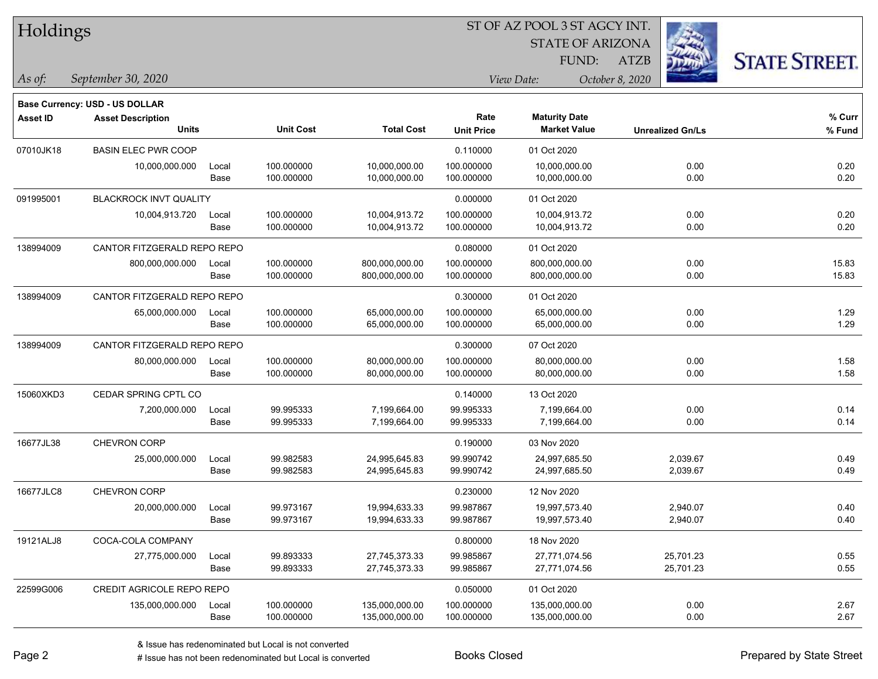# Holdings

ST OF AZ POOL 3 ST AGCY INT.
STATE OF ARIZONA
FUND: ATZB

*As of:* *September 30, 2020*

*View Date:* *October 8, 2020*

**Base Currency: USD - US DOLLAR**

| Asset ID | Asset Description / Units | | Unit Cost | Total Cost | Rate / Unit Price | Maturity Date / Market Value | Unrealized Gn/Ls | % Curr / % Fund |
|---|---|---|---|---|---|---|---|---|
| 07010JK18 | BASIN ELEC PWR COOP | | | | 0.110000 | 01 Oct 2020 | | |
| | 10,000,000.000 | Local | 100.000000 | 10,000,000.00 | 100.000000 | 10,000,000.00 | 0.00 | 0.20 |
| | | Base | 100.000000 | 10,000,000.00 | 100.000000 | 10,000,000.00 | 0.00 | 0.20 |
| 091995001 | BLACKROCK INVT QUALITY | | | | 0.000000 | 01 Oct 2020 | | |
| | 10,004,913.720 | Local | 100.000000 | 10,004,913.72 | 100.000000 | 10,004,913.72 | 0.00 | 0.20 |
| | | Base | 100.000000 | 10,004,913.72 | 100.000000 | 10,004,913.72 | 0.00 | 0.20 |
| 138994009 | CANTOR FITZGERALD REPO REPO | | | | 0.080000 | 01 Oct 2020 | | |
| | 800,000,000.000 | Local | 100.000000 | 800,000,000.00 | 100.000000 | 800,000,000.00 | 0.00 | 15.83 |
| | | Base | 100.000000 | 800,000,000.00 | 100.000000 | 800,000,000.00 | 0.00 | 15.83 |
| 138994009 | CANTOR FITZGERALD REPO REPO | | | | 0.300000 | 01 Oct 2020 | | |
| | 65,000,000.000 | Local | 100.000000 | 65,000,000.00 | 100.000000 | 65,000,000.00 | 0.00 | 1.29 |
| | | Base | 100.000000 | 65,000,000.00 | 100.000000 | 65,000,000.00 | 0.00 | 1.29 |
| 138994009 | CANTOR FITZGERALD REPO REPO | | | | 0.300000 | 07 Oct 2020 | | |
| | 80,000,000.000 | Local | 100.000000 | 80,000,000.00 | 100.000000 | 80,000,000.00 | 0.00 | 1.58 |
| | | Base | 100.000000 | 80,000,000.00 | 100.000000 | 80,000,000.00 | 0.00 | 1.58 |
| 15060XKD3 | CEDAR SPRING CPTL CO | | | | 0.140000 | 13 Oct 2020 | | |
| | 7,200,000.000 | Local | 99.995333 | 7,199,664.00 | 99.995333 | 7,199,664.00 | 0.00 | 0.14 |
| | | Base | 99.995333 | 7,199,664.00 | 99.995333 | 7,199,664.00 | 0.00 | 0.14 |
| 16677JL38 | CHEVRON CORP | | | | 0.190000 | 03 Nov 2020 | | |
| | 25,000,000.000 | Local | 99.982583 | 24,995,645.83 | 99.990742 | 24,997,685.50 | 2,039.67 | 0.49 |
| | | Base | 99.982583 | 24,995,645.83 | 99.990742 | 24,997,685.50 | 2,039.67 | 0.49 |
| 16677JLC8 | CHEVRON CORP | | | | 0.230000 | 12 Nov 2020 | | |
| | 20,000,000.000 | Local | 99.973167 | 19,994,633.33 | 99.987867 | 19,997,573.40 | 2,940.07 | 0.40 |
| | | Base | 99.973167 | 19,994,633.33 | 99.987867 | 19,997,573.40 | 2,940.07 | 0.40 |
| 19121ALJ8 | COCA-COLA COMPANY | | | | 0.800000 | 18 Nov 2020 | | |
| | 27,775,000.000 | Local | 99.893333 | 27,745,373.33 | 99.985867 | 27,771,074.56 | 25,701.23 | 0.55 |
| | | Base | 99.893333 | 27,745,373.33 | 99.985867 | 27,771,074.56 | 25,701.23 | 0.55 |
| 22599G006 | CREDIT AGRICOLE REPO REPO | | | | 0.050000 | 01 Oct 2020 | | |
| | 135,000,000.000 | Local | 100.000000 | 135,000,000.00 | 100.000000 | 135,000,000.00 | 0.00 | 2.67 |
| | | Base | 100.000000 | 135,000,000.00 | 100.000000 | 135,000,000.00 | 0.00 | 2.67 |

& Issue has redenominated but Local is not converted
# Issue has not been redenominated but Local is converted

Books Closed

Prepared by State Street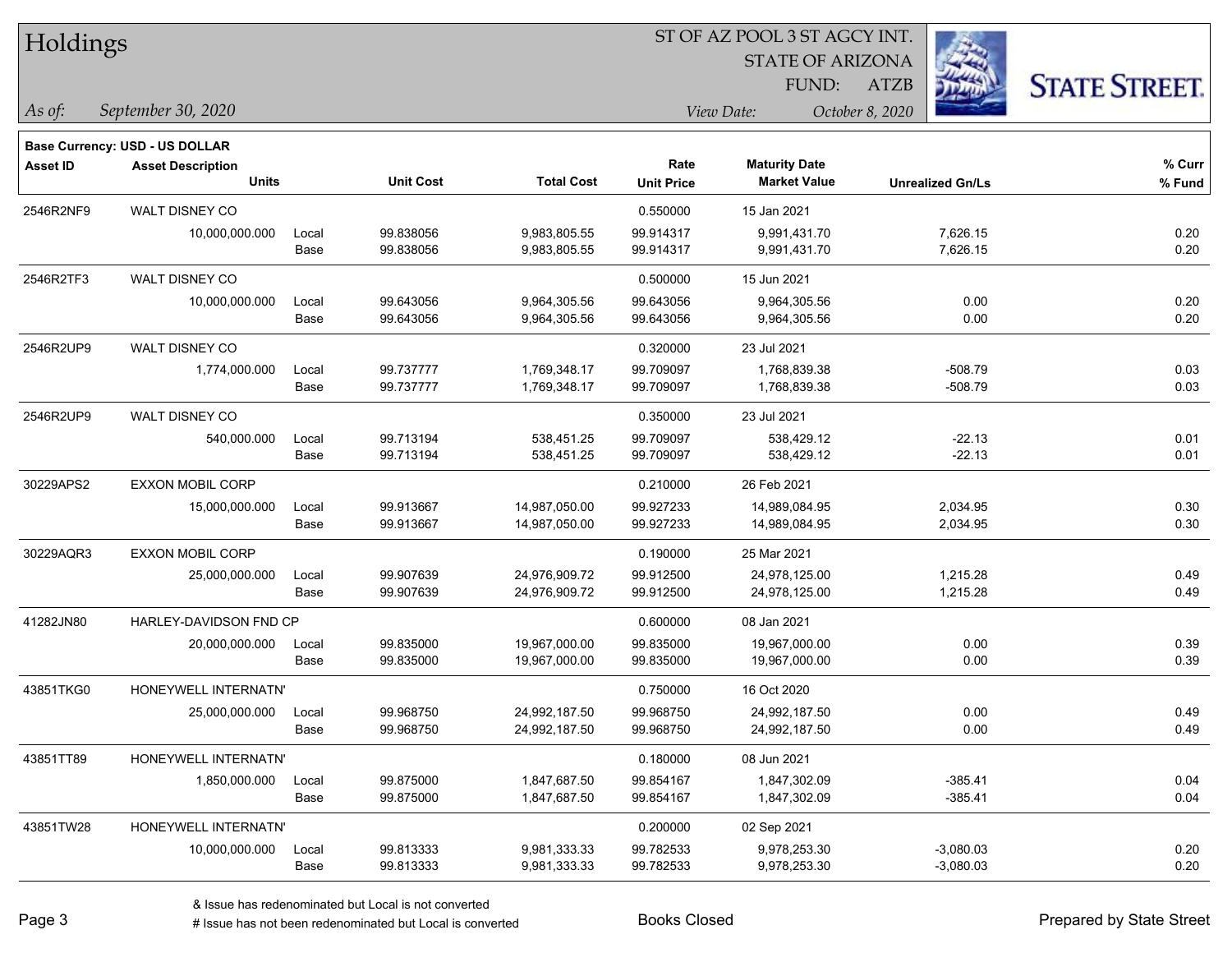# Holdings

ST OF AZ POOL 3 ST AGCY INT.
STATE OF ARIZONA
FUND: ATZB

*As of:* *September 30, 2020*

*View Date:* *October 8, 2020*

**Base Currency: USD - US DOLLAR**

| Asset ID | Asset Description / Units | | Unit Cost | Total Cost | Rate / Unit Price | Maturity Date / Market Value | Unrealized Gn/Ls | % Curr / % Fund |
|---|---|---|---|---|---|---|---|---|
| 2546R2NF9 | WALT DISNEY CO | | | | 0.550000 | 15 Jan 2021 | | |
| | 10,000,000.000 | Local | 99.838056 | 9,983,805.55 | 99.914317 | 9,991,431.70 | 7,626.15 | 0.20 |
| | | Base | 99.838056 | 9,983,805.55 | 99.914317 | 9,991,431.70 | 7,626.15 | 0.20 |
| 2546R2TF3 | WALT DISNEY CO | | | | 0.500000 | 15 Jun 2021 | | |
| | 10,000,000.000 | Local | 99.643056 | 9,964,305.56 | 99.643056 | 9,964,305.56 | 0.00 | 0.20 |
| | | Base | 99.643056 | 9,964,305.56 | 99.643056 | 9,964,305.56 | 0.00 | 0.20 |
| 2546R2UP9 | WALT DISNEY CO | | | | 0.320000 | 23 Jul 2021 | | |
| | 1,774,000.000 | Local | 99.737777 | 1,769,348.17 | 99.709097 | 1,768,839.38 | -508.79 | 0.03 |
| | | Base | 99.737777 | 1,769,348.17 | 99.709097 | 1,768,839.38 | -508.79 | 0.03 |
| 2546R2UP9 | WALT DISNEY CO | | | | 0.350000 | 23 Jul 2021 | | |
| | 540,000.000 | Local | 99.713194 | 538,451.25 | 99.709097 | 538,429.12 | -22.13 | 0.01 |
| | | Base | 99.713194 | 538,451.25 | 99.709097 | 538,429.12 | -22.13 | 0.01 |
| 30229APS2 | EXXON MOBIL CORP | | | | 0.210000 | 26 Feb 2021 | | |
| | 15,000,000.000 | Local | 99.913667 | 14,987,050.00 | 99.927233 | 14,989,084.95 | 2,034.95 | 0.30 |
| | | Base | 99.913667 | 14,987,050.00 | 99.927233 | 14,989,084.95 | 2,034.95 | 0.30 |
| 30229AQR3 | EXXON MOBIL CORP | | | | 0.190000 | 25 Mar 2021 | | |
| | 25,000,000.000 | Local | 99.907639 | 24,976,909.72 | 99.912500 | 24,978,125.00 | 1,215.28 | 0.49 |
| | | Base | 99.907639 | 24,976,909.72 | 99.912500 | 24,978,125.00 | 1,215.28 | 0.49 |
| 41282JN80 | HARLEY-DAVIDSON FND CP | | | | 0.600000 | 08 Jan 2021 | | |
| | 20,000,000.000 | Local | 99.835000 | 19,967,000.00 | 99.835000 | 19,967,000.00 | 0.00 | 0.39 |
| | | Base | 99.835000 | 19,967,000.00 | 99.835000 | 19,967,000.00 | 0.00 | 0.39 |
| 43851TKG0 | HONEYWELL INTERNATN' | | | | 0.750000 | 16 Oct 2020 | | |
| | 25,000,000.000 | Local | 99.968750 | 24,992,187.50 | 99.968750 | 24,992,187.50 | 0.00 | 0.49 |
| | | Base | 99.968750 | 24,992,187.50 | 99.968750 | 24,992,187.50 | 0.00 | 0.49 |
| 43851TT89 | HONEYWELL INTERNATN' | | | | 0.180000 | 08 Jun 2021 | | |
| | 1,850,000.000 | Local | 99.875000 | 1,847,687.50 | 99.854167 | 1,847,302.09 | -385.41 | 0.04 |
| | | Base | 99.875000 | 1,847,687.50 | 99.854167 | 1,847,302.09 | -385.41 | 0.04 |
| 43851TW28 | HONEYWELL INTERNATN' | | | | 0.200000 | 02 Sep 2021 | | |
| | 10,000,000.000 | Local | 99.813333 | 9,981,333.33 | 99.782533 | 9,978,253.30 | -3,080.03 | 0.20 |
| | | Base | 99.813333 | 9,981,333.33 | 99.782533 | 9,978,253.30 | -3,080.03 | 0.20 |

& Issue has redenominated but Local is not converted
# Issue has not been redenominated but Local is converted

Books Closed

Prepared by State Street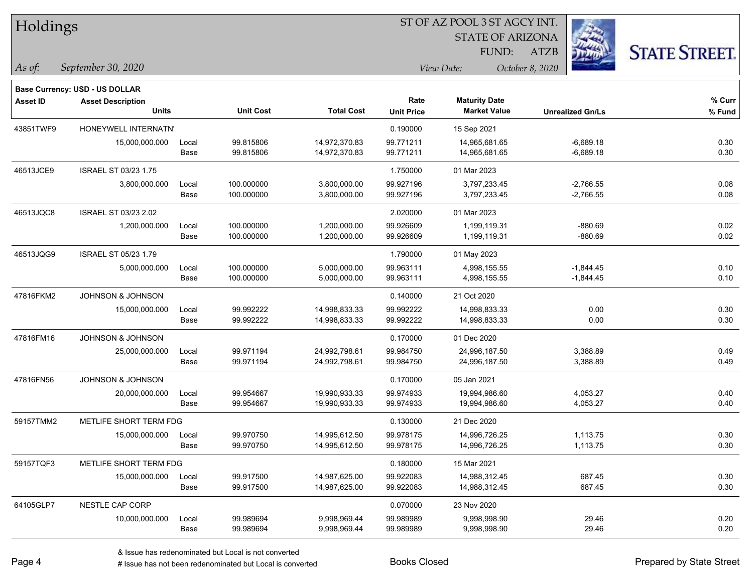# Holdings

ST OF AZ POOL 3 ST AGCY INT.
STATE OF ARIZONA
FUND: ATZB

*As of:* *September 30, 2020*
*View Date:* *October 8, 2020*

**Base Currency: USD - US DOLLAR**

| Asset ID | Asset Description / Units | | Unit Cost | Total Cost | Rate / Unit Price | Maturity Date / Market Value | Unrealized Gn/Ls | % Curr / % Fund |
|---|---|---|---|---|---|---|---|---|
| 43851TWF9 | HONEYWELL INTERNATN' | | | | 0.190000 | 15 Sep 2021 | | |
| | 15,000,000.000 | Local | 99.815806 | 14,972,370.83 | 99.771211 | 14,965,681.65 | -6,689.18 | 0.30 |
| | | Base | 99.815806 | 14,972,370.83 | 99.771211 | 14,965,681.65 | -6,689.18 | 0.30 |
| 46513JCE9 | ISRAEL ST 03/23 1.75 | | | | 1.750000 | 01 Mar 2023 | | |
| | 3,800,000.000 | Local | 100.000000 | 3,800,000.00 | 99.927196 | 3,797,233.45 | -2,766.55 | 0.08 |
| | | Base | 100.000000 | 3,800,000.00 | 99.927196 | 3,797,233.45 | -2,766.55 | 0.08 |
| 46513JQC8 | ISRAEL ST 03/23 2.02 | | | | 2.020000 | 01 Mar 2023 | | |
| | 1,200,000.000 | Local | 100.000000 | 1,200,000.00 | 99.926609 | 1,199,119.31 | -880.69 | 0.02 |
| | | Base | 100.000000 | 1,200,000.00 | 99.926609 | 1,199,119.31 | -880.69 | 0.02 |
| 46513JQG9 | ISRAEL ST 05/23 1.79 | | | | 1.790000 | 01 May 2023 | | |
| | 5,000,000.000 | Local | 100.000000 | 5,000,000.00 | 99.963111 | 4,998,155.55 | -1,844.45 | 0.10 |
| | | Base | 100.000000 | 5,000,000.00 | 99.963111 | 4,998,155.55 | -1,844.45 | 0.10 |
| 47816FKM2 | JOHNSON & JOHNSON | | | | 0.140000 | 21 Oct 2020 | | |
| | 15,000,000.000 | Local | 99.992222 | 14,998,833.33 | 99.992222 | 14,998,833.33 | 0.00 | 0.30 |
| | | Base | 99.992222 | 14,998,833.33 | 99.992222 | 14,998,833.33 | 0.00 | 0.30 |
| 47816FM16 | JOHNSON & JOHNSON | | | | 0.170000 | 01 Dec 2020 | | |
| | 25,000,000.000 | Local | 99.971194 | 24,992,798.61 | 99.984750 | 24,996,187.50 | 3,388.89 | 0.49 |
| | | Base | 99.971194 | 24,992,798.61 | 99.984750 | 24,996,187.50 | 3,388.89 | 0.49 |
| 47816FN56 | JOHNSON & JOHNSON | | | | 0.170000 | 05 Jan 2021 | | |
| | 20,000,000.000 | Local | 99.954667 | 19,990,933.33 | 99.974933 | 19,994,986.60 | 4,053.27 | 0.40 |
| | | Base | 99.954667 | 19,990,933.33 | 99.974933 | 19,994,986.60 | 4,053.27 | 0.40 |
| 59157TMM2 | METLIFE SHORT TERM FDG | | | | 0.130000 | 21 Dec 2020 | | |
| | 15,000,000.000 | Local | 99.970750 | 14,995,612.50 | 99.978175 | 14,996,726.25 | 1,113.75 | 0.30 |
| | | Base | 99.970750 | 14,995,612.50 | 99.978175 | 14,996,726.25 | 1,113.75 | 0.30 |
| 59157TQF3 | METLIFE SHORT TERM FDG | | | | 0.180000 | 15 Mar 2021 | | |
| | 15,000,000.000 | Local | 99.917500 | 14,987,625.00 | 99.922083 | 14,988,312.45 | 687.45 | 0.30 |
| | | Base | 99.917500 | 14,987,625.00 | 99.922083 | 14,988,312.45 | 687.45 | 0.30 |
| 64105GLP7 | NESTLE CAP CORP | | | | 0.070000 | 23 Nov 2020 | | |
| | 10,000,000.000 | Local | 99.989694 | 9,998,969.44 | 99.989989 | 9,998,998.90 | 29.46 | 0.20 |
| | | Base | 99.989694 | 9,998,969.44 | 99.989989 | 9,998,998.90 | 29.46 | 0.20 |

& Issue has redenominated but Local is not converted
# Issue has not been redenominated but Local is converted

Books Closed

Prepared by State Street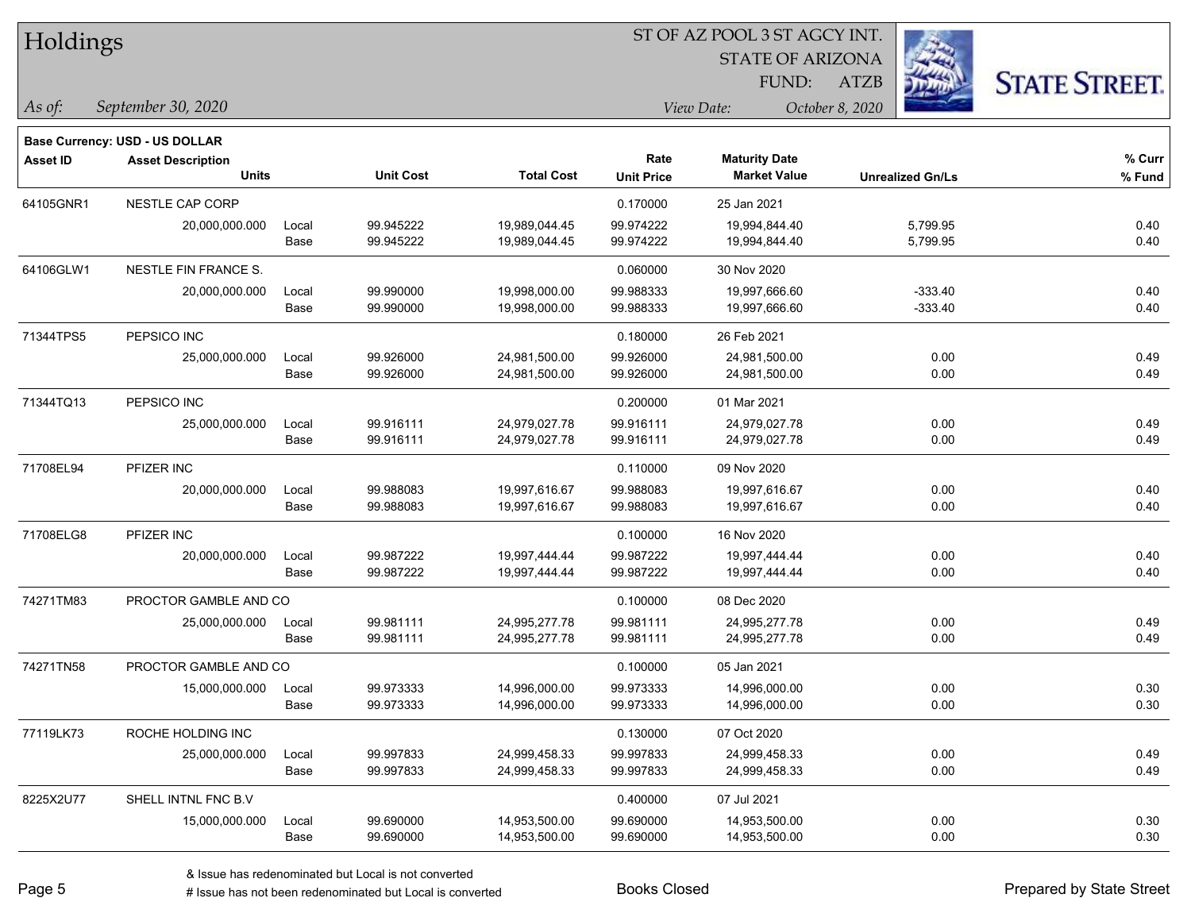# Holdings

ST OF AZ POOL 3 ST AGCY INT.
STATE OF ARIZONA
FUND: ATZB

*As of:* *September 30, 2020*

*View Date:* *October 8, 2020*

**Base Currency: USD - US DOLLAR**

| Asset ID | Asset Description / Units | | Unit Cost | Total Cost | Rate / Unit Price | Maturity Date / Market Value | Unrealized Gn/Ls | % Curr / % Fund |
|---|---|---|---|---|---|---|---|---|
| 64105GNR1 | NESTLE CAP CORP | | | | 0.170000 | 25 Jan 2021 | | |
| | 20,000,000.000 | Local | 99.945222 | 19,989,044.45 | 99.974222 | 19,994,844.40 | 5,799.95 | 0.40 |
| | | Base | 99.945222 | 19,989,044.45 | 99.974222 | 19,994,844.40 | 5,799.95 | 0.40 |
| 64106GLW1 | NESTLE FIN FRANCE S. | | | | 0.060000 | 30 Nov 2020 | | |
| | 20,000,000.000 | Local | 99.990000 | 19,998,000.00 | 99.988333 | 19,997,666.60 | -333.40 | 0.40 |
| | | Base | 99.990000 | 19,998,000.00 | 99.988333 | 19,997,666.60 | -333.40 | 0.40 |
| 71344TPS5 | PEPSICO INC | | | | 0.180000 | 26 Feb 2021 | | |
| | 25,000,000.000 | Local | 99.926000 | 24,981,500.00 | 99.926000 | 24,981,500.00 | 0.00 | 0.49 |
| | | Base | 99.926000 | 24,981,500.00 | 99.926000 | 24,981,500.00 | 0.00 | 0.49 |
| 71344TQ13 | PEPSICO INC | | | | 0.200000 | 01 Mar 2021 | | |
| | 25,000,000.000 | Local | 99.916111 | 24,979,027.78 | 99.916111 | 24,979,027.78 | 0.00 | 0.49 |
| | | Base | 99.916111 | 24,979,027.78 | 99.916111 | 24,979,027.78 | 0.00 | 0.49 |
| 71708EL94 | PFIZER INC | | | | 0.110000 | 09 Nov 2020 | | |
| | 20,000,000.000 | Local | 99.988083 | 19,997,616.67 | 99.988083 | 19,997,616.67 | 0.00 | 0.40 |
| | | Base | 99.988083 | 19,997,616.67 | 99.988083 | 19,997,616.67 | 0.00 | 0.40 |
| 71708ELG8 | PFIZER INC | | | | 0.100000 | 16 Nov 2020 | | |
| | 20,000,000.000 | Local | 99.987222 | 19,997,444.44 | 99.987222 | 19,997,444.44 | 0.00 | 0.40 |
| | | Base | 99.987222 | 19,997,444.44 | 99.987222 | 19,997,444.44 | 0.00 | 0.40 |
| 74271TM83 | PROCTOR GAMBLE AND CO | | | | 0.100000 | 08 Dec 2020 | | |
| | 25,000,000.000 | Local | 99.981111 | 24,995,277.78 | 99.981111 | 24,995,277.78 | 0.00 | 0.49 |
| | | Base | 99.981111 | 24,995,277.78 | 99.981111 | 24,995,277.78 | 0.00 | 0.49 |
| 74271TN58 | PROCTOR GAMBLE AND CO | | | | 0.100000 | 05 Jan 2021 | | |
| | 15,000,000.000 | Local | 99.973333 | 14,996,000.00 | 99.973333 | 14,996,000.00 | 0.00 | 0.30 |
| | | Base | 99.973333 | 14,996,000.00 | 99.973333 | 14,996,000.00 | 0.00 | 0.30 |
| 77119LK73 | ROCHE HOLDING INC | | | | 0.130000 | 07 Oct 2020 | | |
| | 25,000,000.000 | Local | 99.997833 | 24,999,458.33 | 99.997833 | 24,999,458.33 | 0.00 | 0.49 |
| | | Base | 99.997833 | 24,999,458.33 | 99.997833 | 24,999,458.33 | 0.00 | 0.49 |
| 8225X2U77 | SHELL INTNL FNC B.V | | | | 0.400000 | 07 Jul 2021 | | |
| | 15,000,000.000 | Local | 99.690000 | 14,953,500.00 | 99.690000 | 14,953,500.00 | 0.00 | 0.30 |
| | | Base | 99.690000 | 14,953,500.00 | 99.690000 | 14,953,500.00 | 0.00 | 0.30 |

& Issue has redenominated but Local is not converted
# Issue has not been redenominated but Local is converted

Books Closed

Prepared by State Street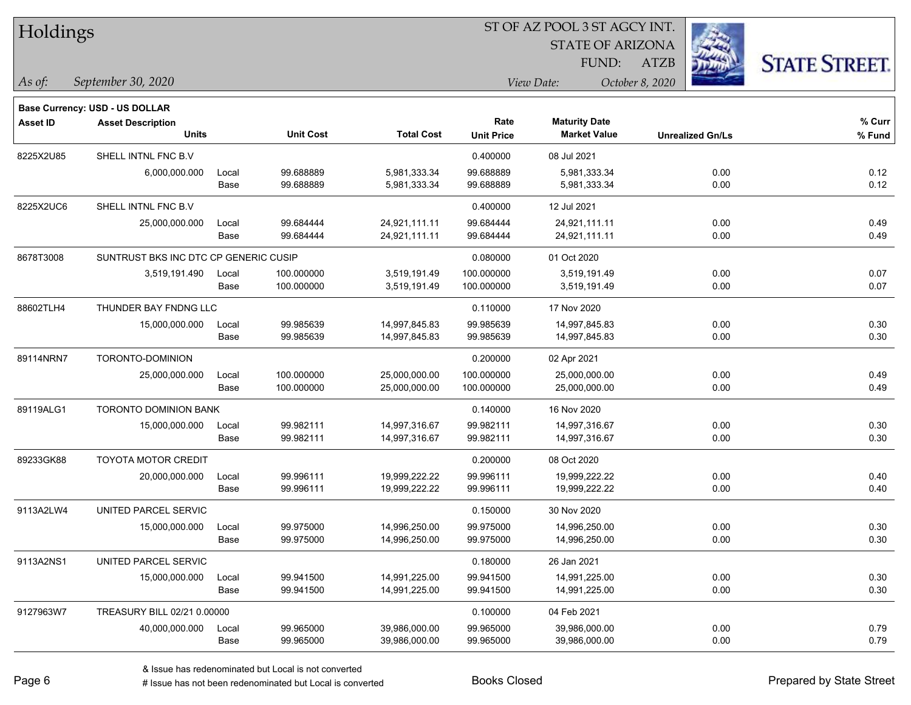# Holdings

ST OF AZ POOL 3 ST AGCY INT.
STATE OF ARIZONA
FUND: ATZB

*As of:* *September 30, 2020*
*View Date:* *October 8, 2020*

**Base Currency: USD - US DOLLAR**

| Asset ID | Asset Description / Units | | Unit Cost | Total Cost | Rate / Unit Price | Maturity Date / Market Value | Unrealized Gn/Ls | % Curr / % Fund |
|---|---|---|---|---|---|---|---|---|
| 8225X2U85 | SHELL INTNL FNC B.V | | | | 0.400000 | 08 Jul 2021 | | |
| | 6,000,000.000 | Local | 99.688889 | 5,981,333.34 | 99.688889 | 5,981,333.34 | 0.00 | 0.12 |
| | | Base | 99.688889 | 5,981,333.34 | 99.688889 | 5,981,333.34 | 0.00 | 0.12 |
| 8225X2UC6 | SHELL INTNL FNC B.V | | | | 0.400000 | 12 Jul 2021 | | |
| | 25,000,000.000 | Local | 99.684444 | 24,921,111.11 | 99.684444 | 24,921,111.11 | 0.00 | 0.49 |
| | | Base | 99.684444 | 24,921,111.11 | 99.684444 | 24,921,111.11 | 0.00 | 0.49 |
| 8678T3008 | SUNTRUST BKS INC DTC CP GENERIC CUSIP | | | | 0.080000 | 01 Oct 2020 | | |
| | 3,519,191.490 | Local | 100.000000 | 3,519,191.49 | 100.000000 | 3,519,191.49 | 0.00 | 0.07 |
| | | Base | 100.000000 | 3,519,191.49 | 100.000000 | 3,519,191.49 | 0.00 | 0.07 |
| 88602TLH4 | THUNDER BAY FNDNG LLC | | | | 0.110000 | 17 Nov 2020 | | |
| | 15,000,000.000 | Local | 99.985639 | 14,997,845.83 | 99.985639 | 14,997,845.83 | 0.00 | 0.30 |
| | | Base | 99.985639 | 14,997,845.83 | 99.985639 | 14,997,845.83 | 0.00 | 0.30 |
| 89114NRN7 | TORONTO-DOMINION | | | | 0.200000 | 02 Apr 2021 | | |
| | 25,000,000.000 | Local | 100.000000 | 25,000,000.00 | 100.000000 | 25,000,000.00 | 0.00 | 0.49 |
| | | Base | 100.000000 | 25,000,000.00 | 100.000000 | 25,000,000.00 | 0.00 | 0.49 |
| 89119ALG1 | TORONTO DOMINION BANK | | | | 0.140000 | 16 Nov 2020 | | |
| | 15,000,000.000 | Local | 99.982111 | 14,997,316.67 | 99.982111 | 14,997,316.67 | 0.00 | 0.30 |
| | | Base | 99.982111 | 14,997,316.67 | 99.982111 | 14,997,316.67 | 0.00 | 0.30 |
| 89233GK88 | TOYOTA MOTOR CREDIT | | | | 0.200000 | 08 Oct 2020 | | |
| | 20,000,000.000 | Local | 99.996111 | 19,999,222.22 | 99.996111 | 19,999,222.22 | 0.00 | 0.40 |
| | | Base | 99.996111 | 19,999,222.22 | 99.996111 | 19,999,222.22 | 0.00 | 0.40 |
| 9113A2LW4 | UNITED PARCEL SERVIC | | | | 0.150000 | 30 Nov 2020 | | |
| | 15,000,000.000 | Local | 99.975000 | 14,996,250.00 | 99.975000 | 14,996,250.00 | 0.00 | 0.30 |
| | | Base | 99.975000 | 14,996,250.00 | 99.975000 | 14,996,250.00 | 0.00 | 0.30 |
| 9113A2NS1 | UNITED PARCEL SERVIC | | | | 0.180000 | 26 Jan 2021 | | |
| | 15,000,000.000 | Local | 99.941500 | 14,991,225.00 | 99.941500 | 14,991,225.00 | 0.00 | 0.30 |
| | | Base | 99.941500 | 14,991,225.00 | 99.941500 | 14,991,225.00 | 0.00 | 0.30 |
| 9127963W7 | TREASURY BILL 02/21 0.00000 | | | | 0.100000 | 04 Feb 2021 | | |
| | 40,000,000.000 | Local | 99.965000 | 39,986,000.00 | 99.965000 | 39,986,000.00 | 0.00 | 0.79 |
| | | Base | 99.965000 | 39,986,000.00 | 99.965000 | 39,986,000.00 | 0.00 | 0.79 |

& Issue has redenominated but Local is not converted
# Issue has not been redenominated but Local is converted

Books Closed

Prepared by State Street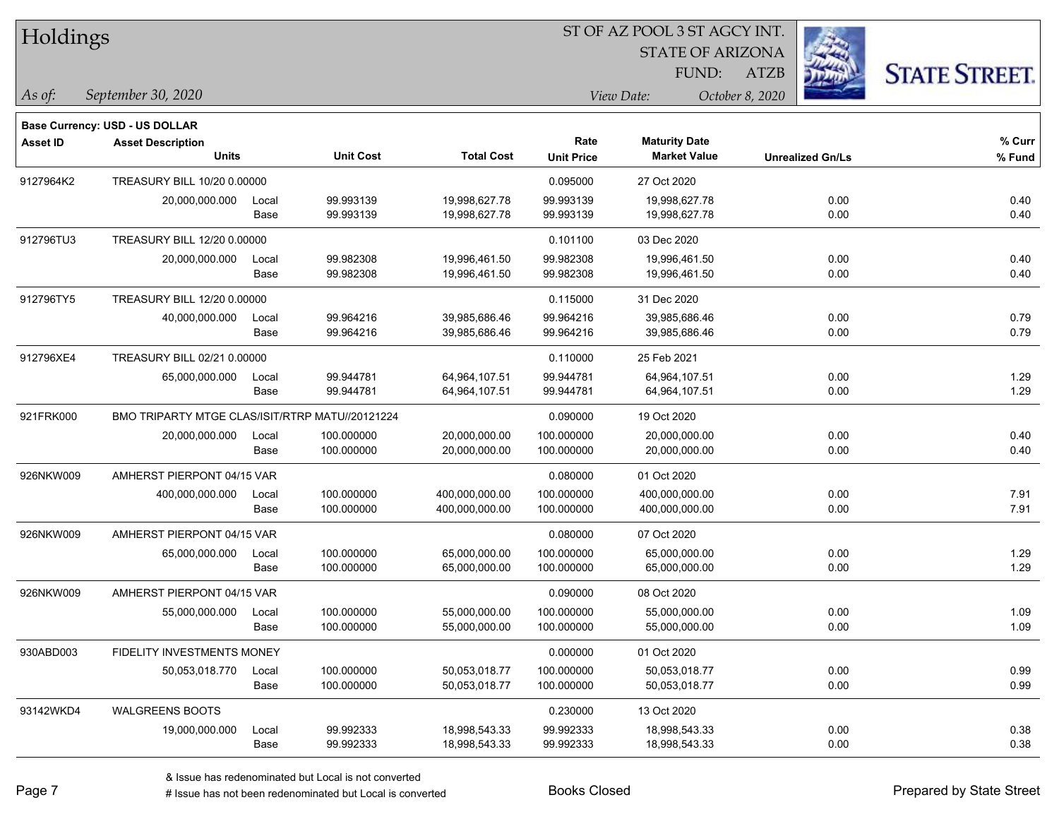# Holdings

ST OF AZ POOL 3 ST AGCY INT.
STATE OF ARIZONA
FUND: ATZB

*As of:* *September 30, 2020*

*View Date:* *October 8, 2020*

**Base Currency: USD - US DOLLAR**

| Asset ID | Asset Description / Units | | Unit Cost | Total Cost | Rate / Unit Price | Maturity Date / Market Value | Unrealized Gn/Ls | % Curr / % Fund |
|---|---|---|---|---|---|---|---|---|
| 9127964K2 | TREASURY BILL 10/20 0.00000 | | | | 0.095000 | 27 Oct 2020 | | |
| | 20,000,000.000 | Local | 99.993139 | 19,998,627.78 | 99.993139 | 19,998,627.78 | 0.00 | 0.40 |
| | | Base | 99.993139 | 19,998,627.78 | 99.993139 | 19,998,627.78 | 0.00 | 0.40 |
| 912796TU3 | TREASURY BILL 12/20 0.00000 | | | | 0.101100 | 03 Dec 2020 | | |
| | 20,000,000.000 | Local | 99.982308 | 19,996,461.50 | 99.982308 | 19,996,461.50 | 0.00 | 0.40 |
| | | Base | 99.982308 | 19,996,461.50 | 99.982308 | 19,996,461.50 | 0.00 | 0.40 |
| 912796TY5 | TREASURY BILL 12/20 0.00000 | | | | 0.115000 | 31 Dec 2020 | | |
| | 40,000,000.000 | Local | 99.964216 | 39,985,686.46 | 99.964216 | 39,985,686.46 | 0.00 | 0.79 |
| | | Base | 99.964216 | 39,985,686.46 | 99.964216 | 39,985,686.46 | 0.00 | 0.79 |
| 912796XE4 | TREASURY BILL 02/21 0.00000 | | | | 0.110000 | 25 Feb 2021 | | |
| | 65,000,000.000 | Local | 99.944781 | 64,964,107.51 | 99.944781 | 64,964,107.51 | 0.00 | 1.29 |
| | | Base | 99.944781 | 64,964,107.51 | 99.944781 | 64,964,107.51 | 0.00 | 1.29 |
| 921FRK000 | BMO TRIPARTY MTGE CLAS/ISIT/RTRP MATU//20121224 | | | | 0.090000 | 19 Oct 2020 | | |
| | 20,000,000.000 | Local | 100.000000 | 20,000,000.00 | 100.000000 | 20,000,000.00 | 0.00 | 0.40 |
| | | Base | 100.000000 | 20,000,000.00 | 100.000000 | 20,000,000.00 | 0.00 | 0.40 |
| 926NKW009 | AMHERST PIERPONT 04/15 VAR | | | | 0.080000 | 01 Oct 2020 | | |
| | 400,000,000.000 | Local | 100.000000 | 400,000,000.00 | 100.000000 | 400,000,000.00 | 0.00 | 7.91 |
| | | Base | 100.000000 | 400,000,000.00 | 100.000000 | 400,000,000.00 | 0.00 | 7.91 |
| 926NKW009 | AMHERST PIERPONT 04/15 VAR | | | | 0.080000 | 07 Oct 2020 | | |
| | 65,000,000.000 | Local | 100.000000 | 65,000,000.00 | 100.000000 | 65,000,000.00 | 0.00 | 1.29 |
| | | Base | 100.000000 | 65,000,000.00 | 100.000000 | 65,000,000.00 | 0.00 | 1.29 |
| 926NKW009 | AMHERST PIERPONT 04/15 VAR | | | | 0.090000 | 08 Oct 2020 | | |
| | 55,000,000.000 | Local | 100.000000 | 55,000,000.00 | 100.000000 | 55,000,000.00 | 0.00 | 1.09 |
| | | Base | 100.000000 | 55,000,000.00 | 100.000000 | 55,000,000.00 | 0.00 | 1.09 |
| 930ABD003 | FIDELITY INVESTMENTS MONEY | | | | 0.000000 | 01 Oct 2020 | | |
| | 50,053,018.770 | Local | 100.000000 | 50,053,018.77 | 100.000000 | 50,053,018.77 | 0.00 | 0.99 |
| | | Base | 100.000000 | 50,053,018.77 | 100.000000 | 50,053,018.77 | 0.00 | 0.99 |
| 93142WKD4 | WALGREENS BOOTS | | | | 0.230000 | 13 Oct 2020 | | |
| | 19,000,000.000 | Local | 99.992333 | 18,998,543.33 | 99.992333 | 18,998,543.33 | 0.00 | 0.38 |
| | | Base | 99.992333 | 18,998,543.33 | 99.992333 | 18,998,543.33 | 0.00 | 0.38 |

& Issue has redenominated but Local is not converted
# Issue has not been redenominated but Local is converted

Books Closed

Prepared by State Street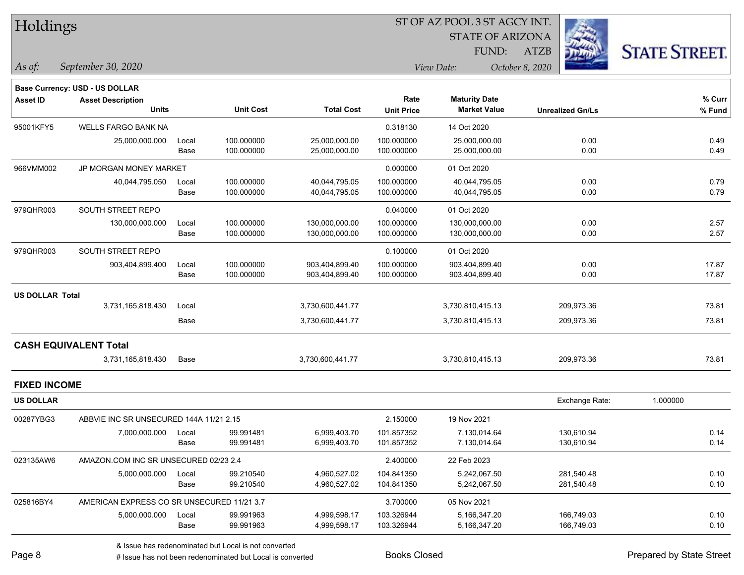# Holdings

ST OF AZ POOL 3 ST AGCY INT.
STATE OF ARIZONA
FUND: ATZB

*As of:* *September 30, 2020*

*View Date:* *October 8, 2020*

**Base Currency: USD - US DOLLAR**

| Asset ID | Asset Description / Units | | Unit Cost | Total Cost | Rate / Unit Price | Maturity Date / Market Value | Unrealized Gn/Ls | % Curr / % Fund |
|---|---|---|---|---|---|---|---|---|
| 95001KFY5 | WELLS FARGO BANK NA | | | | 0.318130 | 14 Oct 2020 | | |
| | 25,000,000.000 | Local | 100.000000 | 25,000,000.00 | 100.000000 | 25,000,000.00 | 0.00 | 0.49 |
| | | Base | 100.000000 | 25,000,000.00 | 100.000000 | 25,000,000.00 | 0.00 | 0.49 |
| 966VMM002 | JP MORGAN MONEY MARKET | | | | 0.000000 | 01 Oct 2020 | | |
| | 40,044,795.050 | Local | 100.000000 | 40,044,795.05 | 100.000000 | 40,044,795.05 | 0.00 | 0.79 |
| | | Base | 100.000000 | 40,044,795.05 | 100.000000 | 40,044,795.05 | 0.00 | 0.79 |
| 979QHR003 | SOUTH STREET REPO | | | | 0.040000 | 01 Oct 2020 | | |
| | 130,000,000.000 | Local | 100.000000 | 130,000,000.00 | 100.000000 | 130,000,000.00 | 0.00 | 2.57 |
| | | Base | 100.000000 | 130,000,000.00 | 100.000000 | 130,000,000.00 | 0.00 | 2.57 |
| 979QHR003 | SOUTH STREET REPO | | | | 0.100000 | 01 Oct 2020 | | |
| | 903,404,899.400 | Local | 100.000000 | 903,404,899.40 | 100.000000 | 903,404,899.40 | 0.00 | 17.87 |
| | | Base | 100.000000 | 903,404,899.40 | 100.000000 | 903,404,899.40 | 0.00 | 17.87 |
| **US DOLLAR Total** | | | | | | | | |
| | 3,731,165,818.430 | Local | | 3,730,600,441.77 | | 3,730,810,415.13 | 209,973.36 | 73.81 |
| | | Base | | 3,730,600,441.77 | | 3,730,810,415.13 | 209,973.36 | 73.81 |
| **CASH EQUIVALENT Total** | | | | | | | | |
| | 3,731,165,818.430 | Base | | 3,730,600,441.77 | | 3,730,810,415.13 | 209,973.36 | 73.81 |

## FIXED INCOME

**US DOLLAR** — Exchange Rate: 1.000000

| Asset ID | Asset Description / Units | | Unit Cost | Total Cost | Rate / Unit Price | Maturity Date / Market Value | Unrealized Gn/Ls | % Curr / % Fund |
|---|---|---|---|---|---|---|---|---|
| 00287YBG3 | ABBVIE INC SR UNSECURED 144A 11/21 2.15 | | | | 2.150000 | 19 Nov 2021 | | |
| | 7,000,000.000 | Local | 99.991481 | 6,999,403.70 | 101.857352 | 7,130,014.64 | 130,610.94 | 0.14 |
| | | Base | 99.991481 | 6,999,403.70 | 101.857352 | 7,130,014.64 | 130,610.94 | 0.14 |
| 023135AW6 | AMAZON.COM INC SR UNSECURED 02/23 2.4 | | | | 2.400000 | 22 Feb 2023 | | |
| | 5,000,000.000 | Local | 99.210540 | 4,960,527.02 | 104.841350 | 5,242,067.50 | 281,540.48 | 0.10 |
| | | Base | 99.210540 | 4,960,527.02 | 104.841350 | 5,242,067.50 | 281,540.48 | 0.10 |
| 025816BY4 | AMERICAN EXPRESS CO SR UNSECURED 11/21 3.7 | | | | 3.700000 | 05 Nov 2021 | | |
| | 5,000,000.000 | Local | 99.991963 | 4,999,598.17 | 103.326944 | 5,166,347.20 | 166,749.03 | 0.10 |
| | | Base | 99.991963 | 4,999,598.17 | 103.326944 | 5,166,347.20 | 166,749.03 | 0.10 |

& Issue has redenominated but Local is not converted
# Issue has not been redenominated but Local is converted

Books Closed

Prepared by State Street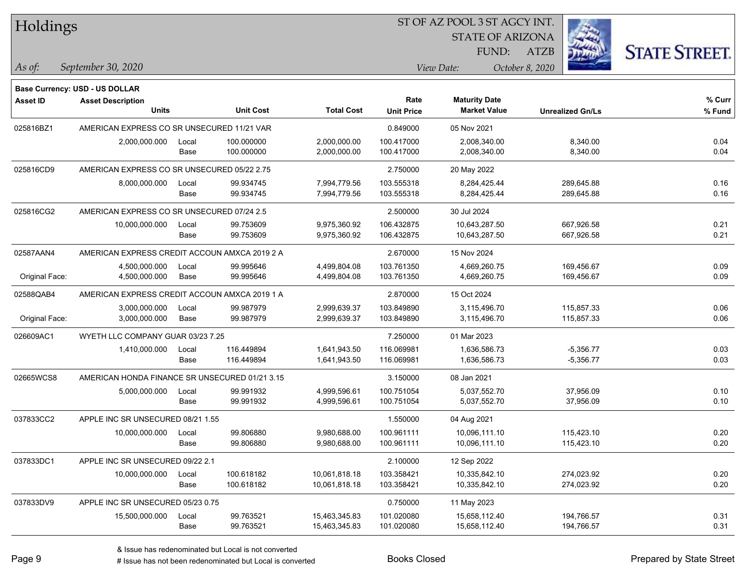# Holdings

ST OF AZ POOL 3 ST AGCY INT.
STATE OF ARIZONA
FUND: ATZB

*As of:* *September 30, 2020*

*View Date:* *October 8, 2020*

**Base Currency: USD - US DOLLAR**

| Asset ID | Asset Description / Units | | Unit Cost | Total Cost | Rate / Unit Price | Maturity Date / Market Value | Unrealized Gn/Ls | % Curr / % Fund |
|---|---|---|---|---|---|---|---|---|
| 025816BZ1 | AMERICAN EXPRESS CO SR UNSECURED 11/21 VAR | | | | 0.849000 | 05 Nov 2021 | | |
| | 2,000,000.000 | Local | 100.000000 | 2,000,000.00 | 100.417000 | 2,008,340.00 | 8,340.00 | 0.04 |
| | | Base | 100.000000 | 2,000,000.00 | 100.417000 | 2,008,340.00 | 8,340.00 | 0.04 |
| 025816CD9 | AMERICAN EXPRESS CO SR UNSECURED 05/22 2.75 | | | | 2.750000 | 20 May 2022 | | |
| | 8,000,000.000 | Local | 99.934745 | 7,994,779.56 | 103.555318 | 8,284,425.44 | 289,645.88 | 0.16 |
| | | Base | 99.934745 | 7,994,779.56 | 103.555318 | 8,284,425.44 | 289,645.88 | 0.16 |
| 025816CG2 | AMERICAN EXPRESS CO SR UNSECURED 07/24 2.5 | | | | 2.500000 | 30 Jul 2024 | | |
| | 10,000,000.000 | Local | 99.753609 | 9,975,360.92 | 106.432875 | 10,643,287.50 | 667,926.58 | 0.21 |
| | | Base | 99.753609 | 9,975,360.92 | 106.432875 | 10,643,287.50 | 667,926.58 | 0.21 |
| 02587AAN4 | AMERICAN EXPRESS CREDIT ACCOUN AMXCA 2019 2 A | | | | 2.670000 | 15 Nov 2024 | | |
| | 4,500,000.000 | Local | 99.995646 | 4,499,804.08 | 103.761350 | 4,669,260.75 | 169,456.67 | 0.09 |
| Original Face: | 4,500,000.000 | Base | 99.995646 | 4,499,804.08 | 103.761350 | 4,669,260.75 | 169,456.67 | 0.09 |
| 02588QAB4 | AMERICAN EXPRESS CREDIT ACCOUN AMXCA 2019 1 A | | | | 2.870000 | 15 Oct 2024 | | |
| | 3,000,000.000 | Local | 99.987979 | 2,999,639.37 | 103.849890 | 3,115,496.70 | 115,857.33 | 0.06 |
| Original Face: | 3,000,000.000 | Base | 99.987979 | 2,999,639.37 | 103.849890 | 3,115,496.70 | 115,857.33 | 0.06 |
| 026609AC1 | WYETH LLC COMPANY GUAR 03/23 7.25 | | | | 7.250000 | 01 Mar 2023 | | |
| | 1,410,000.000 | Local | 116.449894 | 1,641,943.50 | 116.069981 | 1,636,586.73 | -5,356.77 | 0.03 |
| | | Base | 116.449894 | 1,641,943.50 | 116.069981 | 1,636,586.73 | -5,356.77 | 0.03 |
| 02665WCS8 | AMERICAN HONDA FINANCE SR UNSECURED 01/21 3.15 | | | | 3.150000 | 08 Jan 2021 | | |
| | 5,000,000.000 | Local | 99.991932 | 4,999,596.61 | 100.751054 | 5,037,552.70 | 37,956.09 | 0.10 |
| | | Base | 99.991932 | 4,999,596.61 | 100.751054 | 5,037,552.70 | 37,956.09 | 0.10 |
| 037833CC2 | APPLE INC SR UNSECURED 08/21 1.55 | | | | 1.550000 | 04 Aug 2021 | | |
| | 10,000,000.000 | Local | 99.806880 | 9,980,688.00 | 100.961111 | 10,096,111.10 | 115,423.10 | 0.20 |
| | | Base | 99.806880 | 9,980,688.00 | 100.961111 | 10,096,111.10 | 115,423.10 | 0.20 |
| 037833DC1 | APPLE INC SR UNSECURED 09/22 2.1 | | | | 2.100000 | 12 Sep 2022 | | |
| | 10,000,000.000 | Local | 100.618182 | 10,061,818.18 | 103.358421 | 10,335,842.10 | 274,023.92 | 0.20 |
| | | Base | 100.618182 | 10,061,818.18 | 103.358421 | 10,335,842.10 | 274,023.92 | 0.20 |
| 037833DV9 | APPLE INC SR UNSECURED 05/23 0.75 | | | | 0.750000 | 11 May 2023 | | |
| | 15,500,000.000 | Local | 99.763521 | 15,463,345.83 | 101.020080 | 15,658,112.40 | 194,766.57 | 0.31 |
| | | Base | 99.763521 | 15,463,345.83 | 101.020080 | 15,658,112.40 | 194,766.57 | 0.31 |

& Issue has redenominated but Local is not converted
# Issue has not been redenominated but Local is converted

Books Closed

Prepared by State Street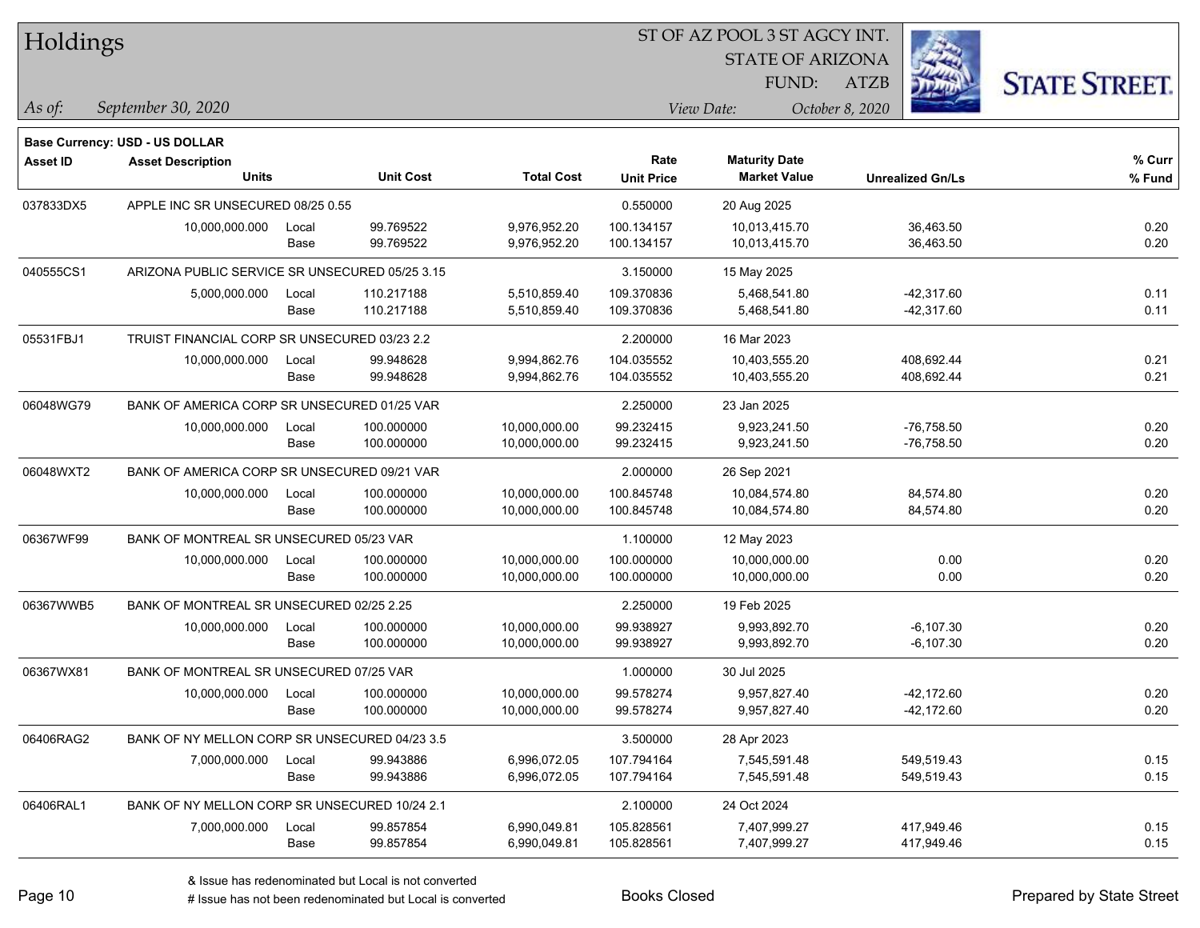# Holdings

ST OF AZ POOL 3 ST AGCY INT.
STATE OF ARIZONA
FUND: ATZB

*As of:* *September 30, 2020*

*View Date:* *October 8, 2020*

**Base Currency: USD - US DOLLAR**

| Asset ID | Asset Description / Units | | Unit Cost | Total Cost | Rate / Unit Price | Maturity Date / Market Value | Unrealized Gn/Ls | % Curr / % Fund |
|---|---|---|---|---|---|---|---|---|
| 037833DX5 | APPLE INC SR UNSECURED 08/25 0.55 | | | | 0.550000 | 20 Aug 2025 | | |
| | 10,000,000.000 | Local | 99.769522 | 9,976,952.20 | 100.134157 | 10,013,415.70 | 36,463.50 | 0.20 |
| | | Base | 99.769522 | 9,976,952.20 | 100.134157 | 10,013,415.70 | 36,463.50 | 0.20 |
| 040555CS1 | ARIZONA PUBLIC SERVICE SR UNSECURED 05/25 3.15 | | | | 3.150000 | 15 May 2025 | | |
| | 5,000,000.000 | Local | 110.217188 | 5,510,859.40 | 109.370836 | 5,468,541.80 | -42,317.60 | 0.11 |
| | | Base | 110.217188 | 5,510,859.40 | 109.370836 | 5,468,541.80 | -42,317.60 | 0.11 |
| 05531FBJ1 | TRUIST FINANCIAL CORP SR UNSECURED 03/23 2.2 | | | | 2.200000 | 16 Mar 2023 | | |
| | 10,000,000.000 | Local | 99.948628 | 9,994,862.76 | 104.035552 | 10,403,555.20 | 408,692.44 | 0.21 |
| | | Base | 99.948628 | 9,994,862.76 | 104.035552 | 10,403,555.20 | 408,692.44 | 0.21 |
| 06048WG79 | BANK OF AMERICA CORP SR UNSECURED 01/25 VAR | | | | 2.250000 | 23 Jan 2025 | | |
| | 10,000,000.000 | Local | 100.000000 | 10,000,000.00 | 99.232415 | 9,923,241.50 | -76,758.50 | 0.20 |
| | | Base | 100.000000 | 10,000,000.00 | 99.232415 | 9,923,241.50 | -76,758.50 | 0.20 |
| 06048WXT2 | BANK OF AMERICA CORP SR UNSECURED 09/21 VAR | | | | 2.000000 | 26 Sep 2021 | | |
| | 10,000,000.000 | Local | 100.000000 | 10,000,000.00 | 100.845748 | 10,084,574.80 | 84,574.80 | 0.20 |
| | | Base | 100.000000 | 10,000,000.00 | 100.845748 | 10,084,574.80 | 84,574.80 | 0.20 |
| 06367WF99 | BANK OF MONTREAL SR UNSECURED 05/23 VAR | | | | 1.100000 | 12 May 2023 | | |
| | 10,000,000.000 | Local | 100.000000 | 10,000,000.00 | 100.000000 | 10,000,000.00 | 0.00 | 0.20 |
| | | Base | 100.000000 | 10,000,000.00 | 100.000000 | 10,000,000.00 | 0.00 | 0.20 |
| 06367WWB5 | BANK OF MONTREAL SR UNSECURED 02/25 2.25 | | | | 2.250000 | 19 Feb 2025 | | |
| | 10,000,000.000 | Local | 100.000000 | 10,000,000.00 | 99.938927 | 9,993,892.70 | -6,107.30 | 0.20 |
| | | Base | 100.000000 | 10,000,000.00 | 99.938927 | 9,993,892.70 | -6,107.30 | 0.20 |
| 06367WX81 | BANK OF MONTREAL SR UNSECURED 07/25 VAR | | | | 1.000000 | 30 Jul 2025 | | |
| | 10,000,000.000 | Local | 100.000000 | 10,000,000.00 | 99.578274 | 9,957,827.40 | -42,172.60 | 0.20 |
| | | Base | 100.000000 | 10,000,000.00 | 99.578274 | 9,957,827.40 | -42,172.60 | 0.20 |
| 06406RAG2 | BANK OF NY MELLON CORP SR UNSECURED 04/23 3.5 | | | | 3.500000 | 28 Apr 2023 | | |
| | 7,000,000.000 | Local | 99.943886 | 6,996,072.05 | 107.794164 | 7,545,591.48 | 549,519.43 | 0.15 |
| | | Base | 99.943886 | 6,996,072.05 | 107.794164 | 7,545,591.48 | 549,519.43 | 0.15 |
| 06406RAL1 | BANK OF NY MELLON CORP SR UNSECURED 10/24 2.1 | | | | 2.100000 | 24 Oct 2024 | | |
| | 7,000,000.000 | Local | 99.857854 | 6,990,049.81 | 105.828561 | 7,407,999.27 | 417,949.46 | 0.15 |
| | | Base | 99.857854 | 6,990,049.81 | 105.828561 | 7,407,999.27 | 417,949.46 | 0.15 |

& Issue has redenominated but Local is not converted
# Issue has not been redenominated but Local is converted

Books Closed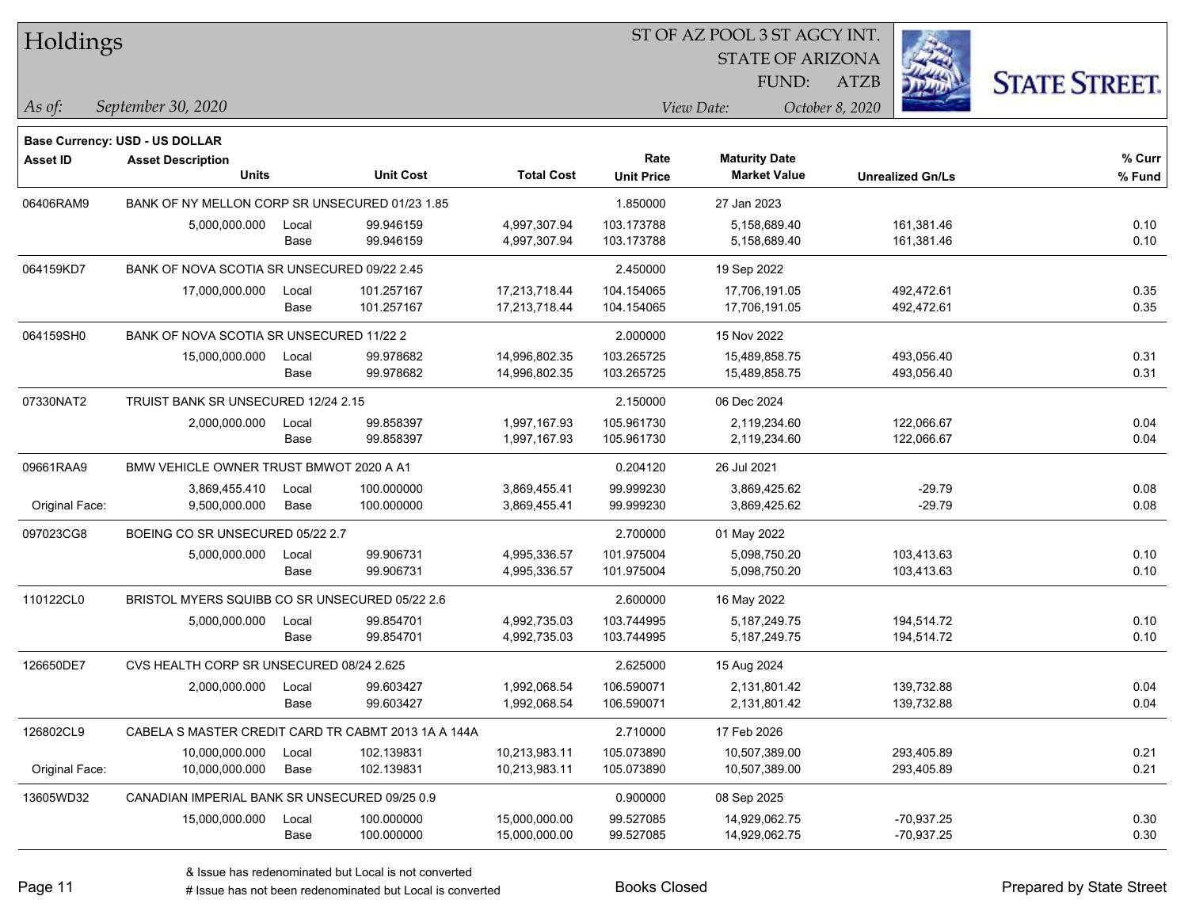# Holdings

ST OF AZ POOL 3 ST AGCY INT.
STATE OF ARIZONA
FUND: ATZB

*As of:* *September 30, 2020*

*View Date:* *October 8, 2020*

**Base Currency: USD - US DOLLAR**

| Asset ID | Asset Description / Units | | Unit Cost | Total Cost | Rate / Unit Price | Maturity Date / Market Value | Unrealized Gn/Ls | % Curr / % Fund |
|---|---|---|---|---|---|---|---|---|
| 06406RAM9 | BANK OF NY MELLON CORP SR UNSECURED 01/23 1.85 | | | | 1.850000 | 27 Jan 2023 | | |
| | 5,000,000.000 | Local | 99.946159 | 4,997,307.94 | 103.173788 | 5,158,689.40 | 161,381.46 | 0.10 |
| | | Base | 99.946159 | 4,997,307.94 | 103.173788 | 5,158,689.40 | 161,381.46 | 0.10 |
| 064159KD7 | BANK OF NOVA SCOTIA SR UNSECURED 09/22 2.45 | | | | 2.450000 | 19 Sep 2022 | | |
| | 17,000,000.000 | Local | 101.257167 | 17,213,718.44 | 104.154065 | 17,706,191.05 | 492,472.61 | 0.35 |
| | | Base | 101.257167 | 17,213,718.44 | 104.154065 | 17,706,191.05 | 492,472.61 | 0.35 |
| 064159SH0 | BANK OF NOVA SCOTIA SR UNSECURED 11/22 2 | | | | 2.000000 | 15 Nov 2022 | | |
| | 15,000,000.000 | Local | 99.978682 | 14,996,802.35 | 103.265725 | 15,489,858.75 | 493,056.40 | 0.31 |
| | | Base | 99.978682 | 14,996,802.35 | 103.265725 | 15,489,858.75 | 493,056.40 | 0.31 |
| 07330NAT2 | TRUIST BANK SR UNSECURED 12/24 2.15 | | | | 2.150000 | 06 Dec 2024 | | |
| | 2,000,000.000 | Local | 99.858397 | 1,997,167.93 | 105.961730 | 2,119,234.60 | 122,066.67 | 0.04 |
| | | Base | 99.858397 | 1,997,167.93 | 105.961730 | 2,119,234.60 | 122,066.67 | 0.04 |
| 09661RAA9 | BMW VEHICLE OWNER TRUST BMWOT 2020 A A1 | | | | 0.204120 | 26 Jul 2021 | | |
| | 3,869,455.410 | Local | 100.000000 | 3,869,455.41 | 99.999230 | 3,869,425.62 | -29.79 | 0.08 |
| Original Face: | 9,500,000.000 | Base | 100.000000 | 3,869,455.41 | 99.999230 | 3,869,425.62 | -29.79 | 0.08 |
| 097023CG8 | BOEING CO SR UNSECURED 05/22 2.7 | | | | 2.700000 | 01 May 2022 | | |
| | 5,000,000.000 | Local | 99.906731 | 4,995,336.57 | 101.975004 | 5,098,750.20 | 103,413.63 | 0.10 |
| | | Base | 99.906731 | 4,995,336.57 | 101.975004 | 5,098,750.20 | 103,413.63 | 0.10 |
| 110122CL0 | BRISTOL MYERS SQUIBB CO SR UNSECURED 05/22 2.6 | | | | 2.600000 | 16 May 2022 | | |
| | 5,000,000.000 | Local | 99.854701 | 4,992,735.03 | 103.744995 | 5,187,249.75 | 194,514.72 | 0.10 |
| | | Base | 99.854701 | 4,992,735.03 | 103.744995 | 5,187,249.75 | 194,514.72 | 0.10 |
| 126650DE7 | CVS HEALTH CORP SR UNSECURED 08/24 2.625 | | | | 2.625000 | 15 Aug 2024 | | |
| | 2,000,000.000 | Local | 99.603427 | 1,992,068.54 | 106.590071 | 2,131,801.42 | 139,732.88 | 0.04 |
| | | Base | 99.603427 | 1,992,068.54 | 106.590071 | 2,131,801.42 | 139,732.88 | 0.04 |
| 126802CL9 | CABELA S MASTER CREDIT CARD TR CABMT 2013 1A A 144A | | | | 2.710000 | 17 Feb 2026 | | |
| | 10,000,000.000 | Local | 102.139831 | 10,213,983.11 | 105.073890 | 10,507,389.00 | 293,405.89 | 0.21 |
| Original Face: | 10,000,000.000 | Base | 102.139831 | 10,213,983.11 | 105.073890 | 10,507,389.00 | 293,405.89 | 0.21 |
| 13605WD32 | CANADIAN IMPERIAL BANK SR UNSECURED 09/25 0.9 | | | | 0.900000 | 08 Sep 2025 | | |
| | 15,000,000.000 | Local | 100.000000 | 15,000,000.00 | 99.527085 | 14,929,062.75 | -70,937.25 | 0.30 |
| | | Base | 100.000000 | 15,000,000.00 | 99.527085 | 14,929,062.75 | -70,937.25 | 0.30 |

& Issue has redenominated but Local is not converted
# Issue has not been redenominated but Local is converted

Books Closed

Prepared by State Street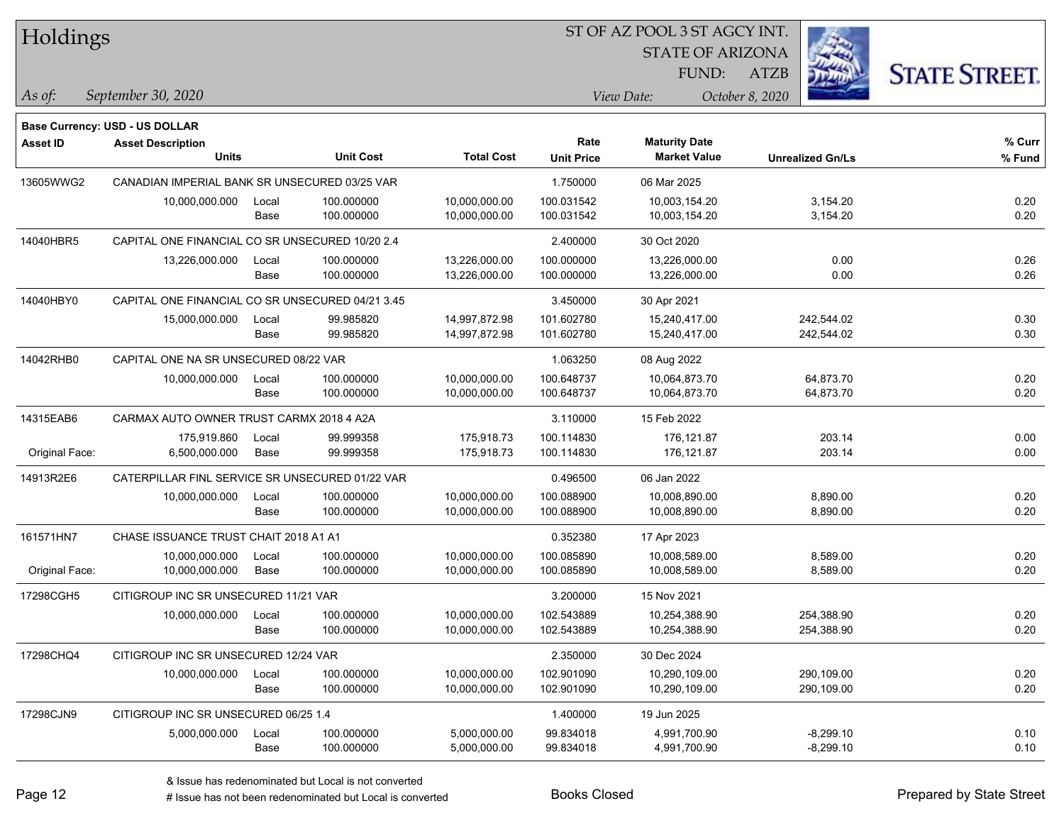# Holdings

ST OF AZ POOL 3 ST AGCY INT.
STATE OF ARIZONA
FUND: ATZB

*As of:* *September 30, 2020*

*View Date:* *October 8, 2020*

**Base Currency: USD - US DOLLAR**

| Asset ID | Asset Description / Units | | Unit Cost | Total Cost | Rate / Unit Price | Maturity Date / Market Value | Unrealized Gn/Ls | % Curr / % Fund |
|---|---|---|---|---|---|---|---|---|
| 13605WWG2 | CANADIAN IMPERIAL BANK SR UNSECURED 03/25 VAR | | | | 1.750000 | 06 Mar 2025 | | |
| | 10,000,000.000 | Local | 100.000000 | 10,000,000.00 | 100.031542 | 10,003,154.20 | 3,154.20 | 0.20 |
| | | Base | 100.000000 | 10,000,000.00 | 100.031542 | 10,003,154.20 | 3,154.20 | 0.20 |
| 14040HBR5 | CAPITAL ONE FINANCIAL CO SR UNSECURED 10/20 2.4 | | | | 2.400000 | 30 Oct 2020 | | |
| | 13,226,000.000 | Local | 100.000000 | 13,226,000.00 | 100.000000 | 13,226,000.00 | 0.00 | 0.26 |
| | | Base | 100.000000 | 13,226,000.00 | 100.000000 | 13,226,000.00 | 0.00 | 0.26 |
| 14040HBY0 | CAPITAL ONE FINANCIAL CO SR UNSECURED 04/21 3.45 | | | | 3.450000 | 30 Apr 2021 | | |
| | 15,000,000.000 | Local | 99.985820 | 14,997,872.98 | 101.602780 | 15,240,417.00 | 242,544.02 | 0.30 |
| | | Base | 99.985820 | 14,997,872.98 | 101.602780 | 15,240,417.00 | 242,544.02 | 0.30 |
| 14042RHB0 | CAPITAL ONE NA SR UNSECURED 08/22 VAR | | | | 1.063250 | 08 Aug 2022 | | |
| | 10,000,000.000 | Local | 100.000000 | 10,000,000.00 | 100.648737 | 10,064,873.70 | 64,873.70 | 0.20 |
| | | Base | 100.000000 | 10,000,000.00 | 100.648737 | 10,064,873.70 | 64,873.70 | 0.20 |
| 14315EAB6 | CARMAX AUTO OWNER TRUST CARMX 2018 4 A2A | | | | 3.110000 | 15 Feb 2022 | | |
| | 175,919.860 | Local | 99.999358 | 175,918.73 | 100.114830 | 176,121.87 | 203.14 | 0.00 |
| Original Face: | 6,500,000.000 | Base | 99.999358 | 175,918.73 | 100.114830 | 176,121.87 | 203.14 | 0.00 |
| 14913R2E6 | CATERPILLAR FINL SERVICE SR UNSECURED 01/22 VAR | | | | 0.496500 | 06 Jan 2022 | | |
| | 10,000,000.000 | Local | 100.000000 | 10,000,000.00 | 100.088900 | 10,008,890.00 | 8,890.00 | 0.20 |
| | | Base | 100.000000 | 10,000,000.00 | 100.088900 | 10,008,890.00 | 8,890.00 | 0.20 |
| 161571HN7 | CHASE ISSUANCE TRUST CHAIT 2018 A1 A1 | | | | 0.352380 | 17 Apr 2023 | | |
| | 10,000,000.000 | Local | 100.000000 | 10,000,000.00 | 100.085890 | 10,008,589.00 | 8,589.00 | 0.20 |
| Original Face: | 10,000,000.000 | Base | 100.000000 | 10,000,000.00 | 100.085890 | 10,008,589.00 | 8,589.00 | 0.20 |
| 17298CGH5 | CITIGROUP INC SR UNSECURED 11/21 VAR | | | | 3.200000 | 15 Nov 2021 | | |
| | 10,000,000.000 | Local | 100.000000 | 10,000,000.00 | 102.543889 | 10,254,388.90 | 254,388.90 | 0.20 |
| | | Base | 100.000000 | 10,000,000.00 | 102.543889 | 10,254,388.90 | 254,388.90 | 0.20 |
| 17298CHQ4 | CITIGROUP INC SR UNSECURED 12/24 VAR | | | | 2.350000 | 30 Dec 2024 | | |
| | 10,000,000.000 | Local | 100.000000 | 10,000,000.00 | 102.901090 | 10,290,109.00 | 290,109.00 | 0.20 |
| | | Base | 100.000000 | 10,000,000.00 | 102.901090 | 10,290,109.00 | 290,109.00 | 0.20 |
| 17298CJN9 | CITIGROUP INC SR UNSECURED 06/25 1.4 | | | | 1.400000 | 19 Jun 2025 | | |
| | 5,000,000.000 | Local | 100.000000 | 5,000,000.00 | 99.834018 | 4,991,700.90 | -8,299.10 | 0.10 |
| | | Base | 100.000000 | 5,000,000.00 | 99.834018 | 4,991,700.90 | -8,299.10 | 0.10 |

& Issue has redenominated but Local is not converted
# Issue has not been redenominated but Local is converted

Books Closed

Prepared by State Street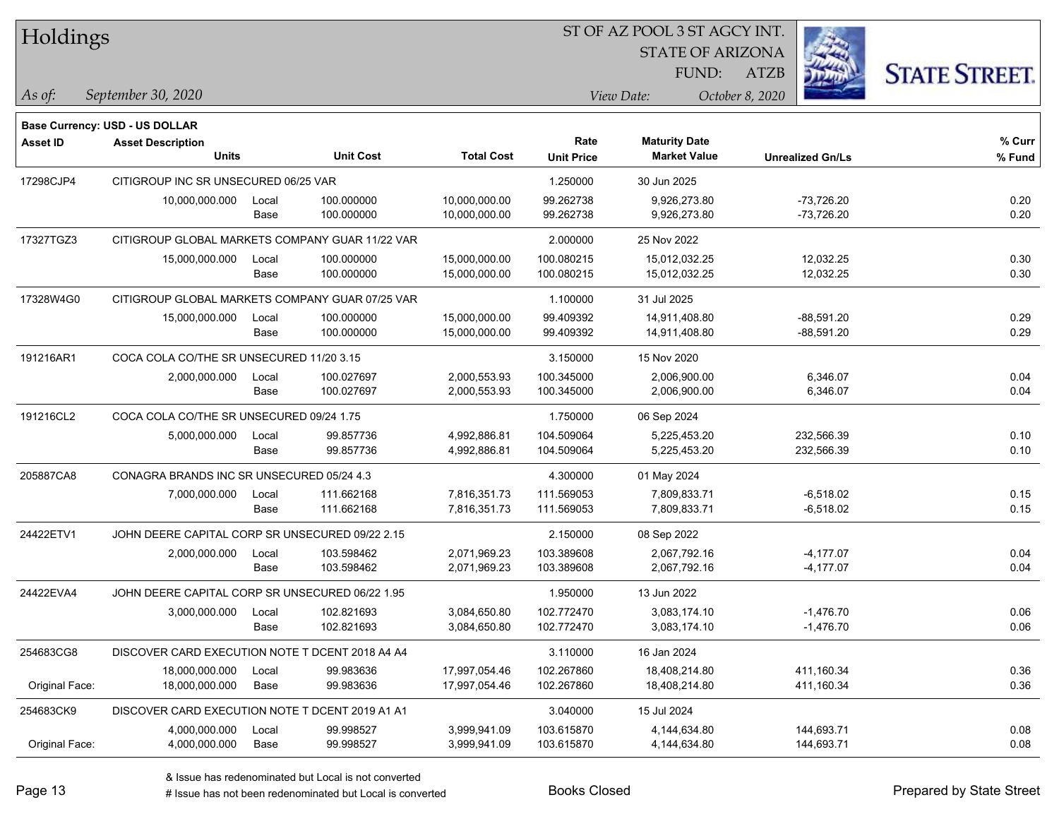# Holdings

ST OF AZ POOL 3 ST AGCY INT.
STATE OF ARIZONA
FUND: ATZB

*As of:* *September 30, 2020*
*View Date:* *October 8, 2020*

**Base Currency: USD - US DOLLAR**

| Asset ID | Asset Description / Units | | Unit Cost | Total Cost | Rate / Unit Price | Maturity Date / Market Value | Unrealized Gn/Ls | % Curr / % Fund |
|---|---|---|---|---|---|---|---|---|
| 17298CJP4 | CITIGROUP INC SR UNSECURED 06/25 VAR | | | | 1.250000 | 30 Jun 2025 | | |
| | 10,000,000.000 | Local | 100.000000 | 10,000,000.00 | 99.262738 | 9,926,273.80 | -73,726.20 | 0.20 |
| | | Base | 100.000000 | 10,000,000.00 | 99.262738 | 9,926,273.80 | -73,726.20 | 0.20 |
| 17327TGZ3 | CITIGROUP GLOBAL MARKETS COMPANY GUAR 11/22 VAR | | | | 2.000000 | 25 Nov 2022 | | |
| | 15,000,000.000 | Local | 100.000000 | 15,000,000.00 | 100.080215 | 15,012,032.25 | 12,032.25 | 0.30 |
| | | Base | 100.000000 | 15,000,000.00 | 100.080215 | 15,012,032.25 | 12,032.25 | 0.30 |
| 17328W4G0 | CITIGROUP GLOBAL MARKETS COMPANY GUAR 07/25 VAR | | | | 1.100000 | 31 Jul 2025 | | |
| | 15,000,000.000 | Local | 100.000000 | 15,000,000.00 | 99.409392 | 14,911,408.80 | -88,591.20 | 0.29 |
| | | Base | 100.000000 | 15,000,000.00 | 99.409392 | 14,911,408.80 | -88,591.20 | 0.29 |
| 191216AR1 | COCA COLA CO/THE SR UNSECURED 11/20 3.15 | | | | 3.150000 | 15 Nov 2020 | | |
| | 2,000,000.000 | Local | 100.027697 | 2,000,553.93 | 100.345000 | 2,006,900.00 | 6,346.07 | 0.04 |
| | | Base | 100.027697 | 2,000,553.93 | 100.345000 | 2,006,900.00 | 6,346.07 | 0.04 |
| 191216CL2 | COCA COLA CO/THE SR UNSECURED 09/24 1.75 | | | | 1.750000 | 06 Sep 2024 | | |
| | 5,000,000.000 | Local | 99.857736 | 4,992,886.81 | 104.509064 | 5,225,453.20 | 232,566.39 | 0.10 |
| | | Base | 99.857736 | 4,992,886.81 | 104.509064 | 5,225,453.20 | 232,566.39 | 0.10 |
| 205887CA8 | CONAGRA BRANDS INC SR UNSECURED 05/24 4.3 | | | | 4.300000 | 01 May 2024 | | |
| | 7,000,000.000 | Local | 111.662168 | 7,816,351.73 | 111.569053 | 7,809,833.71 | -6,518.02 | 0.15 |
| | | Base | 111.662168 | 7,816,351.73 | 111.569053 | 7,809,833.71 | -6,518.02 | 0.15 |
| 24422ETV1 | JOHN DEERE CAPITAL CORP SR UNSECURED 09/22 2.15 | | | | 2.150000 | 08 Sep 2022 | | |
| | 2,000,000.000 | Local | 103.598462 | 2,071,969.23 | 103.389608 | 2,067,792.16 | -4,177.07 | 0.04 |
| | | Base | 103.598462 | 2,071,969.23 | 103.389608 | 2,067,792.16 | -4,177.07 | 0.04 |
| 24422EVA4 | JOHN DEERE CAPITAL CORP SR UNSECURED 06/22 1.95 | | | | 1.950000 | 13 Jun 2022 | | |
| | 3,000,000.000 | Local | 102.821693 | 3,084,650.80 | 102.772470 | 3,083,174.10 | -1,476.70 | 0.06 |
| | | Base | 102.821693 | 3,084,650.80 | 102.772470 | 3,083,174.10 | -1,476.70 | 0.06 |
| 254683CG8 | DISCOVER CARD EXECUTION NOTE T DCENT 2018 A4 A4 | | | | 3.110000 | 16 Jan 2024 | | |
| | 18,000,000.000 | Local | 99.983636 | 17,997,054.46 | 102.267860 | 18,408,214.80 | 411,160.34 | 0.36 |
| Original Face: | 18,000,000.000 | Base | 99.983636 | 17,997,054.46 | 102.267860 | 18,408,214.80 | 411,160.34 | 0.36 |
| 254683CK9 | DISCOVER CARD EXECUTION NOTE T DCENT 2019 A1 A1 | | | | 3.040000 | 15 Jul 2024 | | |
| | 4,000,000.000 | Local | 99.998527 | 3,999,941.09 | 103.615870 | 4,144,634.80 | 144,693.71 | 0.08 |
| Original Face: | 4,000,000.000 | Base | 99.998527 | 3,999,941.09 | 103.615870 | 4,144,634.80 | 144,693.71 | 0.08 |

& Issue has redenominated but Local is not converted
# Issue has not been redenominated but Local is converted

Books Closed

Prepared by State Street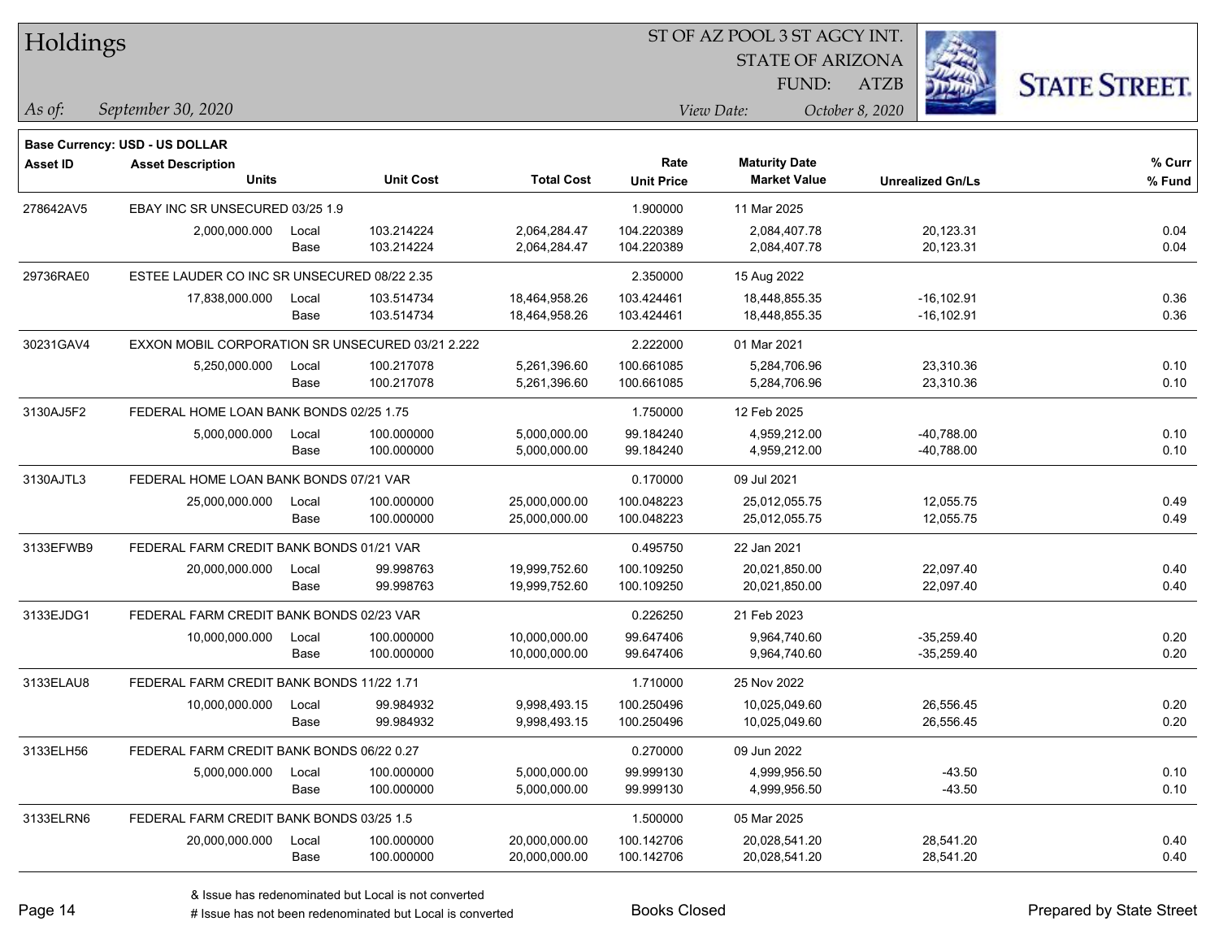# Holdings

ST OF AZ POOL 3 ST AGCY INT.
STATE OF ARIZONA
FUND: ATZB

*As of:* *September 30, 2020*

*View Date:* *October 8, 2020*

**Base Currency: USD - US DOLLAR**

| Asset ID | Asset Description / Units | | Unit Cost | Total Cost | Rate / Unit Price | Maturity Date / Market Value | Unrealized Gn/Ls | % Curr / % Fund |
|---|---|---|---|---|---|---|---|---|
| 278642AV5 | EBAY INC SR UNSECURED 03/25 1.9 | | | | 1.900000 | 11 Mar 2025 | | |
| | 2,000,000.000 | Local | 103.214224 | 2,064,284.47 | 104.220389 | 2,084,407.78 | 20,123.31 | 0.04 |
| | | Base | 103.214224 | 2,064,284.47 | 104.220389 | 2,084,407.78 | 20,123.31 | 0.04 |
| 29736RAE0 | ESTEE LAUDER CO INC SR UNSECURED 08/22 2.35 | | | | 2.350000 | 15 Aug 2022 | | |
| | 17,838,000.000 | Local | 103.514734 | 18,464,958.26 | 103.424461 | 18,448,855.35 | -16,102.91 | 0.36 |
| | | Base | 103.514734 | 18,464,958.26 | 103.424461 | 18,448,855.35 | -16,102.91 | 0.36 |
| 30231GAV4 | EXXON MOBIL CORPORATION SR UNSECURED 03/21 2.222 | | | | 2.222000 | 01 Mar 2021 | | |
| | 5,250,000.000 | Local | 100.217078 | 5,261,396.60 | 100.661085 | 5,284,706.96 | 23,310.36 | 0.10 |
| | | Base | 100.217078 | 5,261,396.60 | 100.661085 | 5,284,706.96 | 23,310.36 | 0.10 |
| 3130AJ5F2 | FEDERAL HOME LOAN BANK BONDS 02/25 1.75 | | | | 1.750000 | 12 Feb 2025 | | |
| | 5,000,000.000 | Local | 100.000000 | 5,000,000.00 | 99.184240 | 4,959,212.00 | -40,788.00 | 0.10 |
| | | Base | 100.000000 | 5,000,000.00 | 99.184240 | 4,959,212.00 | -40,788.00 | 0.10 |
| 3130AJTL3 | FEDERAL HOME LOAN BANK BONDS 07/21 VAR | | | | 0.170000 | 09 Jul 2021 | | |
| | 25,000,000.000 | Local | 100.000000 | 25,000,000.00 | 100.048223 | 25,012,055.75 | 12,055.75 | 0.49 |
| | | Base | 100.000000 | 25,000,000.00 | 100.048223 | 25,012,055.75 | 12,055.75 | 0.49 |
| 3133EFWB9 | FEDERAL FARM CREDIT BANK BONDS 01/21 VAR | | | | 0.495750 | 22 Jan 2021 | | |
| | 20,000,000.000 | Local | 99.998763 | 19,999,752.60 | 100.109250 | 20,021,850.00 | 22,097.40 | 0.40 |
| | | Base | 99.998763 | 19,999,752.60 | 100.109250 | 20,021,850.00 | 22,097.40 | 0.40 |
| 3133EJDG1 | FEDERAL FARM CREDIT BANK BONDS 02/23 VAR | | | | 0.226250 | 21 Feb 2023 | | |
| | 10,000,000.000 | Local | 100.000000 | 10,000,000.00 | 99.647406 | 9,964,740.60 | -35,259.40 | 0.20 |
| | | Base | 100.000000 | 10,000,000.00 | 99.647406 | 9,964,740.60 | -35,259.40 | 0.20 |
| 3133ELAU8 | FEDERAL FARM CREDIT BANK BONDS 11/22 1.71 | | | | 1.710000 | 25 Nov 2022 | | |
| | 10,000,000.000 | Local | 99.984932 | 9,998,493.15 | 100.250496 | 10,025,049.60 | 26,556.45 | 0.20 |
| | | Base | 99.984932 | 9,998,493.15 | 100.250496 | 10,025,049.60 | 26,556.45 | 0.20 |
| 3133ELH56 | FEDERAL FARM CREDIT BANK BONDS 06/22 0.27 | | | | 0.270000 | 09 Jun 2022 | | |
| | 5,000,000.000 | Local | 100.000000 | 5,000,000.00 | 99.999130 | 4,999,956.50 | -43.50 | 0.10 |
| | | Base | 100.000000 | 5,000,000.00 | 99.999130 | 4,999,956.50 | -43.50 | 0.10 |
| 3133ELRN6 | FEDERAL FARM CREDIT BANK BONDS 03/25 1.5 | | | | 1.500000 | 05 Mar 2025 | | |
| | 20,000,000.000 | Local | 100.000000 | 20,000,000.00 | 100.142706 | 20,028,541.20 | 28,541.20 | 0.40 |
| | | Base | 100.000000 | 20,000,000.00 | 100.142706 | 20,028,541.20 | 28,541.20 | 0.40 |

& Issue has redenominated but Local is not converted
# Issue has not been redenominated but Local is converted

Books Closed

Prepared by State Street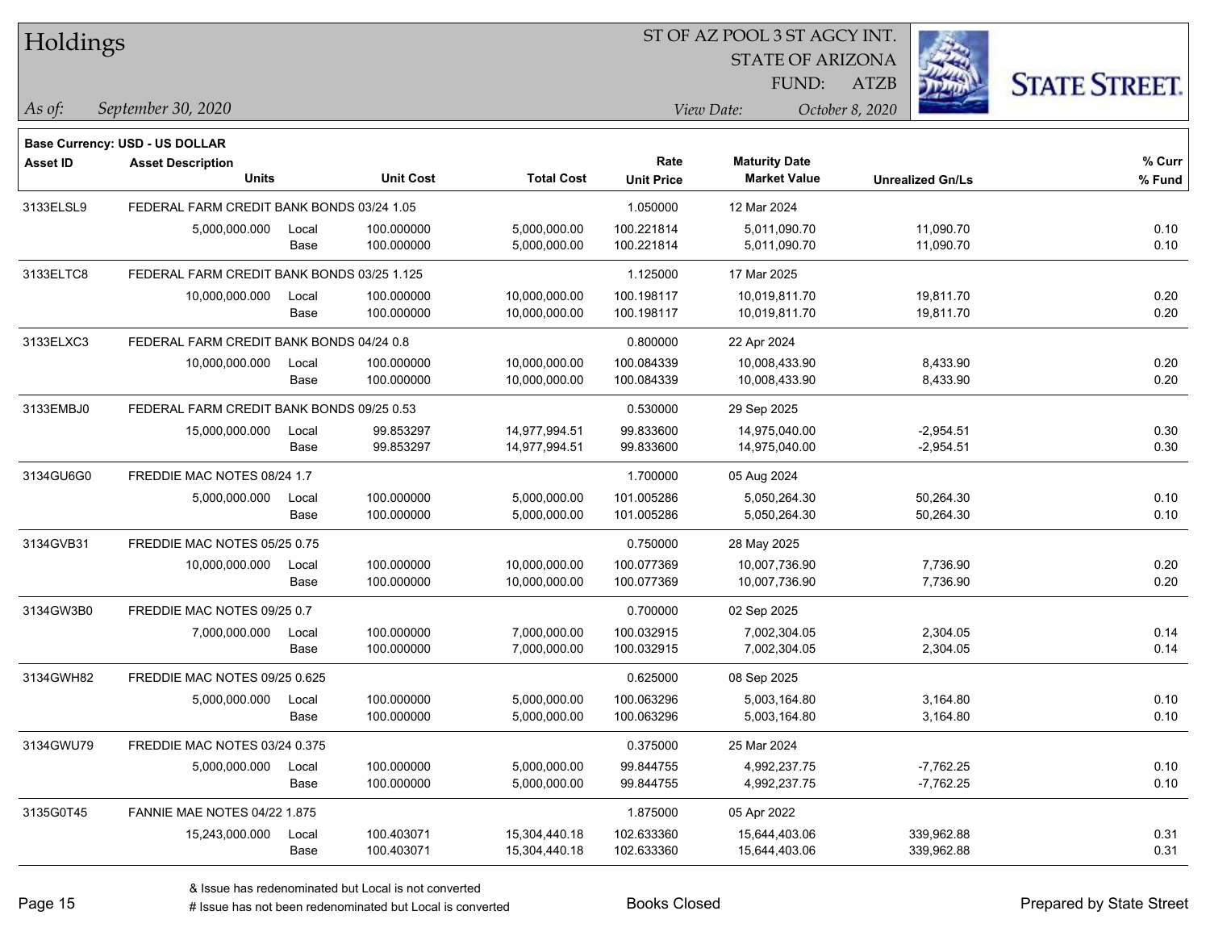# Holdings

ST OF AZ POOL 3 ST AGCY INT.
STATE OF ARIZONA
FUND: ATZB

*As of:* *September 30, 2020*

*View Date:* *October 8, 2020*

**Base Currency: USD - US DOLLAR**

| Asset ID | Asset Description / Units | | Unit Cost | Total Cost | Rate / Unit Price | Maturity Date / Market Value | Unrealized Gn/Ls | % Curr / % Fund |
|---|---|---|---|---|---|---|---|---|
| 3133ELSL9 | FEDERAL FARM CREDIT BANK BONDS 03/24 1.05 | | | | 1.050000 | 12 Mar 2024 | | |
| | 5,000,000.000 | Local | 100.000000 | 5,000,000.00 | 100.221814 | 5,011,090.70 | 11,090.70 | 0.10 |
| | | Base | 100.000000 | 5,000,000.00 | 100.221814 | 5,011,090.70 | 11,090.70 | 0.10 |
| 3133ELTC8 | FEDERAL FARM CREDIT BANK BONDS 03/25 1.125 | | | | 1.125000 | 17 Mar 2025 | | |
| | 10,000,000.000 | Local | 100.000000 | 10,000,000.00 | 100.198117 | 10,019,811.70 | 19,811.70 | 0.20 |
| | | Base | 100.000000 | 10,000,000.00 | 100.198117 | 10,019,811.70 | 19,811.70 | 0.20 |
| 3133ELXC3 | FEDERAL FARM CREDIT BANK BONDS 04/24 0.8 | | | | 0.800000 | 22 Apr 2024 | | |
| | 10,000,000.000 | Local | 100.000000 | 10,000,000.00 | 100.084339 | 10,008,433.90 | 8,433.90 | 0.20 |
| | | Base | 100.000000 | 10,000,000.00 | 100.084339 | 10,008,433.90 | 8,433.90 | 0.20 |
| 3133EMBJ0 | FEDERAL FARM CREDIT BANK BONDS 09/25 0.53 | | | | 0.530000 | 29 Sep 2025 | | |
| | 15,000,000.000 | Local | 99.853297 | 14,977,994.51 | 99.833600 | 14,975,040.00 | -2,954.51 | 0.30 |
| | | Base | 99.853297 | 14,977,994.51 | 99.833600 | 14,975,040.00 | -2,954.51 | 0.30 |
| 3134GU6G0 | FREDDIE MAC NOTES 08/24 1.7 | | | | 1.700000 | 05 Aug 2024 | | |
| | 5,000,000.000 | Local | 100.000000 | 5,000,000.00 | 101.005286 | 5,050,264.30 | 50,264.30 | 0.10 |
| | | Base | 100.000000 | 5,000,000.00 | 101.005286 | 5,050,264.30 | 50,264.30 | 0.10 |
| 3134GVB31 | FREDDIE MAC NOTES 05/25 0.75 | | | | 0.750000 | 28 May 2025 | | |
| | 10,000,000.000 | Local | 100.000000 | 10,000,000.00 | 100.077369 | 10,007,736.90 | 7,736.90 | 0.20 |
| | | Base | 100.000000 | 10,000,000.00 | 100.077369 | 10,007,736.90 | 7,736.90 | 0.20 |
| 3134GW3B0 | FREDDIE MAC NOTES 09/25 0.7 | | | | 0.700000 | 02 Sep 2025 | | |
| | 7,000,000.000 | Local | 100.000000 | 7,000,000.00 | 100.032915 | 7,002,304.05 | 2,304.05 | 0.14 |
| | | Base | 100.000000 | 7,000,000.00 | 100.032915 | 7,002,304.05 | 2,304.05 | 0.14 |
| 3134GWH82 | FREDDIE MAC NOTES 09/25 0.625 | | | | 0.625000 | 08 Sep 2025 | | |
| | 5,000,000.000 | Local | 100.000000 | 5,000,000.00 | 100.063296 | 5,003,164.80 | 3,164.80 | 0.10 |
| | | Base | 100.000000 | 5,000,000.00 | 100.063296 | 5,003,164.80 | 3,164.80 | 0.10 |
| 3134GWU79 | FREDDIE MAC NOTES 03/24 0.375 | | | | 0.375000 | 25 Mar 2024 | | |
| | 5,000,000.000 | Local | 100.000000 | 5,000,000.00 | 99.844755 | 4,992,237.75 | -7,762.25 | 0.10 |
| | | Base | 100.000000 | 5,000,000.00 | 99.844755 | 4,992,237.75 | -7,762.25 | 0.10 |
| 3135G0T45 | FANNIE MAE NOTES 04/22 1.875 | | | | 1.875000 | 05 Apr 2022 | | |
| | 15,243,000.000 | Local | 100.403071 | 15,304,440.18 | 102.633360 | 15,644,403.06 | 339,962.88 | 0.31 |
| | | Base | 100.403071 | 15,304,440.18 | 102.633360 | 15,644,403.06 | 339,962.88 | 0.31 |

& Issue has redenominated but Local is not converted
# Issue has not been redenominated but Local is converted

Books Closed

Prepared by State Street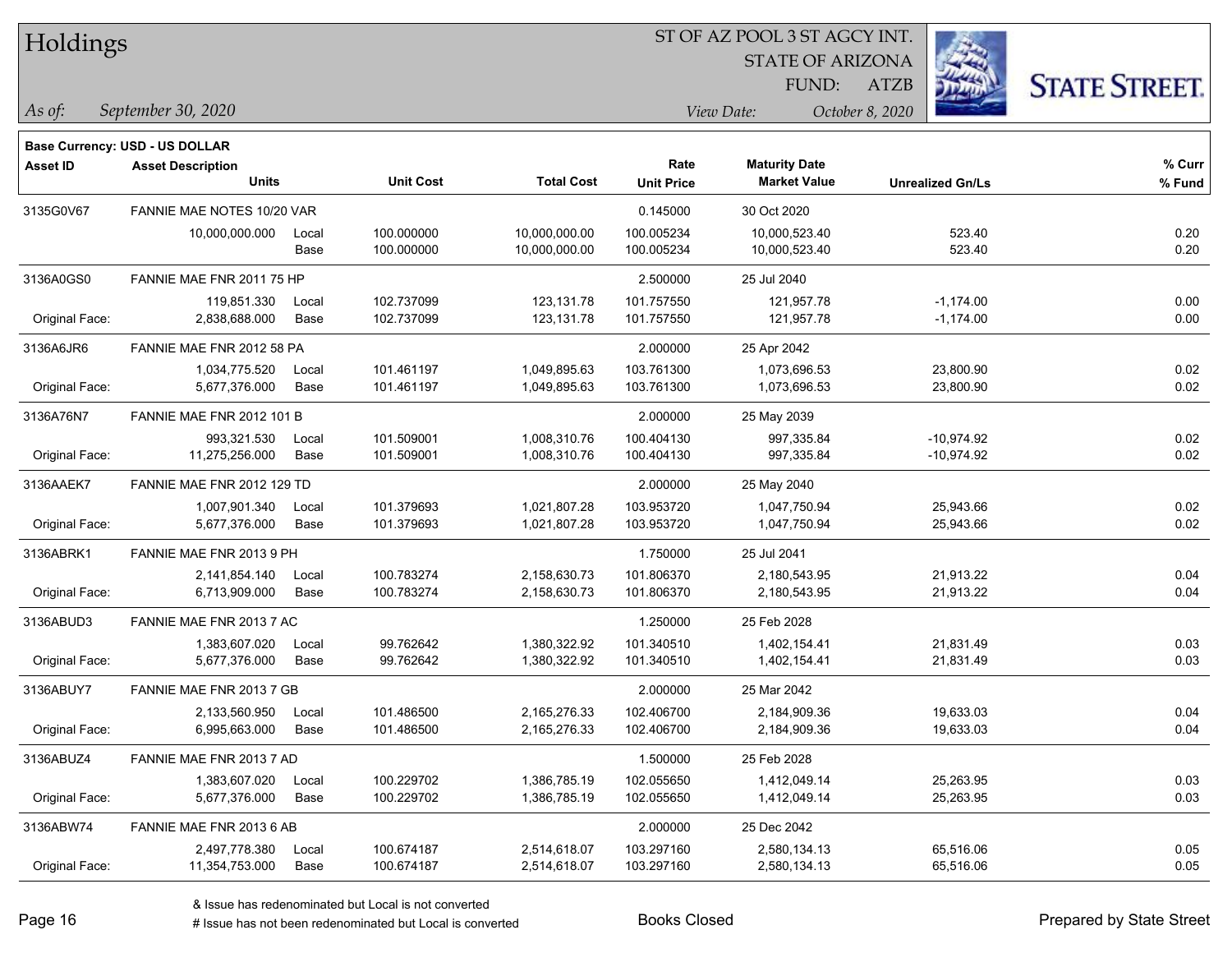**Base Currency: USD - US DOLLAR**

| Asset ID | Asset Description / Units | | Unit Cost | Total Cost | Rate / Unit Price | Maturity Date / Market Value | Unrealized Gn/Ls | % Curr / % Fund |
|---|---|---|---|---|---|---|---|---|
| 3135G0V67 | FANNIE MAE NOTES 10/20 VAR | | | | 0.145000 | 30 Oct 2020 | | |
| | 10,000,000.000 | Local | 100.000000 | 10,000,000.00 | 100.005234 | 10,000,523.40 | 523.40 | 0.20 |
| | | Base | 100.000000 | 10,000,000.00 | 100.005234 | 10,000,523.40 | 523.40 | 0.20 |
| 3136A0GS0 | FANNIE MAE FNR 2011 75 HP | | | | 2.500000 | 25 Jul 2040 | | |
| | 119,851.330 | Local | 102.737099 | 123,131.78 | 101.757550 | 121,957.78 | -1,174.00 | 0.00 |
| Original Face: | 2,838,688.000 | Base | 102.737099 | 123,131.78 | 101.757550 | 121,957.78 | -1,174.00 | 0.00 |
| 3136A6JR6 | FANNIE MAE FNR 2012 58 PA | | | | 2.000000 | 25 Apr 2042 | | |
| | 1,034,775.520 | Local | 101.461197 | 1,049,895.63 | 103.761300 | 1,073,696.53 | 23,800.90 | 0.02 |
| Original Face: | 5,677,376.000 | Base | 101.461197 | 1,049,895.63 | 103.761300 | 1,073,696.53 | 23,800.90 | 0.02 |
| 3136A76N7 | FANNIE MAE FNR 2012 101 B | | | | 2.000000 | 25 May 2039 | | |
| | 993,321.530 | Local | 101.509001 | 1,008,310.76 | 100.404130 | 997,335.84 | -10,974.92 | 0.02 |
| Original Face: | 11,275,256.000 | Base | 101.509001 | 1,008,310.76 | 100.404130 | 997,335.84 | -10,974.92 | 0.02 |
| 3136AAEK7 | FANNIE MAE FNR 2012 129 TD | | | | 2.000000 | 25 May 2040 | | |
| | 1,007,901.340 | Local | 101.379693 | 1,021,807.28 | 103.953720 | 1,047,750.94 | 25,943.66 | 0.02 |
| Original Face: | 5,677,376.000 | Base | 101.379693 | 1,021,807.28 | 103.953720 | 1,047,750.94 | 25,943.66 | 0.02 |
| 3136ABRK1 | FANNIE MAE FNR 2013 9 PH | | | | 1.750000 | 25 Jul 2041 | | |
| | 2,141,854.140 | Local | 100.783274 | 2,158,630.73 | 101.806370 | 2,180,543.95 | 21,913.22 | 0.04 |
| Original Face: | 6,713,909.000 | Base | 100.783274 | 2,158,630.73 | 101.806370 | 2,180,543.95 | 21,913.22 | 0.04 |
| 3136ABUD3 | FANNIE MAE FNR 2013 7 AC | | | | 1.250000 | 25 Feb 2028 | | |
| | 1,383,607.020 | Local | 99.762642 | 1,380,322.92 | 101.340510 | 1,402,154.41 | 21,831.49 | 0.03 |
| Original Face: | 5,677,376.000 | Base | 99.762642 | 1,380,322.92 | 101.340510 | 1,402,154.41 | 21,831.49 | 0.03 |
| 3136ABUY7 | FANNIE MAE FNR 2013 7 GB | | | | 2.000000 | 25 Mar 2042 | | |
| | 2,133,560.950 | Local | 101.486500 | 2,165,276.33 | 102.406700 | 2,184,909.36 | 19,633.03 | 0.04 |
| Original Face: | 6,995,663.000 | Base | 101.486500 | 2,165,276.33 | 102.406700 | 2,184,909.36 | 19,633.03 | 0.04 |
| 3136ABUZ4 | FANNIE MAE FNR 2013 7 AD | | | | 1.500000 | 25 Feb 2028 | | |
| | 1,383,607.020 | Local | 100.229702 | 1,386,785.19 | 102.055650 | 1,412,049.14 | 25,263.95 | 0.03 |
| Original Face: | 5,677,376.000 | Base | 100.229702 | 1,386,785.19 | 102.055650 | 1,412,049.14 | 25,263.95 | 0.03 |
| 3136ABW74 | FANNIE MAE FNR 2013 6 AB | | | | 2.000000 | 25 Dec 2042 | | |
| | 2,497,778.380 | Local | 100.674187 | 2,514,618.07 | 103.297160 | 2,580,134.13 | 65,516.06 | 0.05 |
| Original Face: | 11,354,753.000 | Base | 100.674187 | 2,514,618.07 | 103.297160 | 2,580,134.13 | 65,516.06 | 0.05 |

& Issue has redenominated but Local is not converted

# Issue has not been redenominated but Local is converted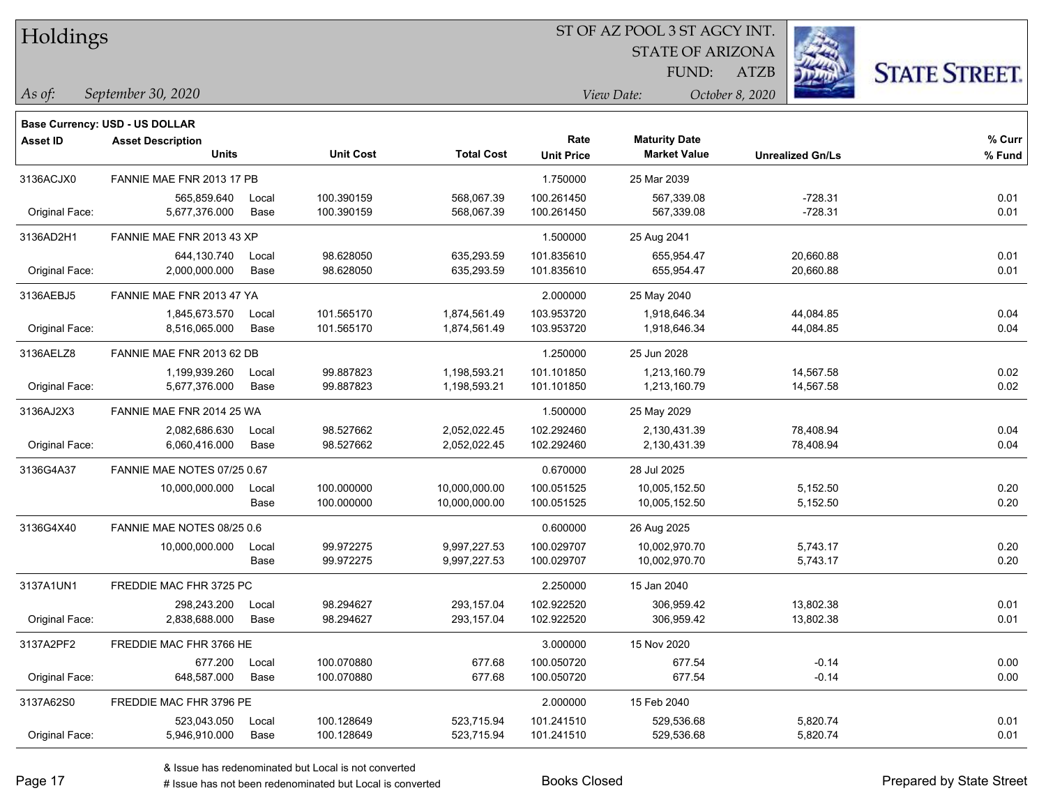# Holdings

ST OF AZ POOL 3 ST AGCY INT.
STATE OF ARIZONA
FUND: ATZB

*As of:* *September 30, 2020*

*View Date:* *October 8, 2020*

**Base Currency: USD - US DOLLAR**

| Asset ID | Asset Description / Units | | Unit Cost | Total Cost | Rate / Unit Price | Maturity Date / Market Value | Unrealized Gn/Ls | % Curr / % Fund |
|---|---|---|---|---|---|---|---|---|
| 3136ACJX0 | FANNIE MAE FNR 2013 17 PB | | | | 1.750000 | 25 Mar 2039 | | |
| | 565,859.640 | Local | 100.390159 | 568,067.39 | 100.261450 | 567,339.08 | -728.31 | 0.01 |
| Original Face: | 5,677,376.000 | Base | 100.390159 | 568,067.39 | 100.261450 | 567,339.08 | -728.31 | 0.01 |
| 3136AD2H1 | FANNIE MAE FNR 2013 43 XP | | | | 1.500000 | 25 Aug 2041 | | |
| | 644,130.740 | Local | 98.628050 | 635,293.59 | 101.835610 | 655,954.47 | 20,660.88 | 0.01 |
| Original Face: | 2,000,000.000 | Base | 98.628050 | 635,293.59 | 101.835610 | 655,954.47 | 20,660.88 | 0.01 |
| 3136AEBJ5 | FANNIE MAE FNR 2013 47 YA | | | | 2.000000 | 25 May 2040 | | |
| | 1,845,673.570 | Local | 101.565170 | 1,874,561.49 | 103.953720 | 1,918,646.34 | 44,084.85 | 0.04 |
| Original Face: | 8,516,065.000 | Base | 101.565170 | 1,874,561.49 | 103.953720 | 1,918,646.34 | 44,084.85 | 0.04 |
| 3136AELZ8 | FANNIE MAE FNR 2013 62 DB | | | | 1.250000 | 25 Jun 2028 | | |
| | 1,199,939.260 | Local | 99.887823 | 1,198,593.21 | 101.101850 | 1,213,160.79 | 14,567.58 | 0.02 |
| Original Face: | 5,677,376.000 | Base | 99.887823 | 1,198,593.21 | 101.101850 | 1,213,160.79 | 14,567.58 | 0.02 |
| 3136AJ2X3 | FANNIE MAE FNR 2014 25 WA | | | | 1.500000 | 25 May 2029 | | |
| | 2,082,686.630 | Local | 98.527662 | 2,052,022.45 | 102.292460 | 2,130,431.39 | 78,408.94 | 0.04 |
| Original Face: | 6,060,416.000 | Base | 98.527662 | 2,052,022.45 | 102.292460 | 2,130,431.39 | 78,408.94 | 0.04 |
| 3136G4A37 | FANNIE MAE NOTES 07/25 0.67 | | | | 0.670000 | 28 Jul 2025 | | |
| | 10,000,000.000 | Local | 100.000000 | 10,000,000.00 | 100.051525 | 10,005,152.50 | 5,152.50 | 0.20 |
| | | Base | 100.000000 | 10,000,000.00 | 100.051525 | 10,005,152.50 | 5,152.50 | 0.20 |
| 3136G4X40 | FANNIE MAE NOTES 08/25 0.6 | | | | 0.600000 | 26 Aug 2025 | | |
| | 10,000,000.000 | Local | 99.972275 | 9,997,227.53 | 100.029707 | 10,002,970.70 | 5,743.17 | 0.20 |
| | | Base | 99.972275 | 9,997,227.53 | 100.029707 | 10,002,970.70 | 5,743.17 | 0.20 |
| 3137A1UN1 | FREDDIE MAC FHR 3725 PC | | | | 2.250000 | 15 Jan 2040 | | |
| | 298,243.200 | Local | 98.294627 | 293,157.04 | 102.922520 | 306,959.42 | 13,802.38 | 0.01 |
| Original Face: | 2,838,688.000 | Base | 98.294627 | 293,157.04 | 102.922520 | 306,959.42 | 13,802.38 | 0.01 |
| 3137A2PF2 | FREDDIE MAC FHR 3766 HE | | | | 3.000000 | 15 Nov 2020 | | |
| | 677.200 | Local | 100.070880 | 677.68 | 100.050720 | 677.54 | -0.14 | 0.00 |
| Original Face: | 648,587.000 | Base | 100.070880 | 677.68 | 100.050720 | 677.54 | -0.14 | 0.00 |
| 3137A62S0 | FREDDIE MAC FHR 3796 PE | | | | 2.000000 | 15 Feb 2040 | | |
| | 523,043.050 | Local | 100.128649 | 523,715.94 | 101.241510 | 529,536.68 | 5,820.74 | 0.01 |
| Original Face: | 5,946,910.000 | Base | 100.128649 | 523,715.94 | 101.241510 | 529,536.68 | 5,820.74 | 0.01 |

& Issue has redenominated but Local is not converted
# Issue has not been redenominated but Local is converted

Books Closed

Prepared by State Street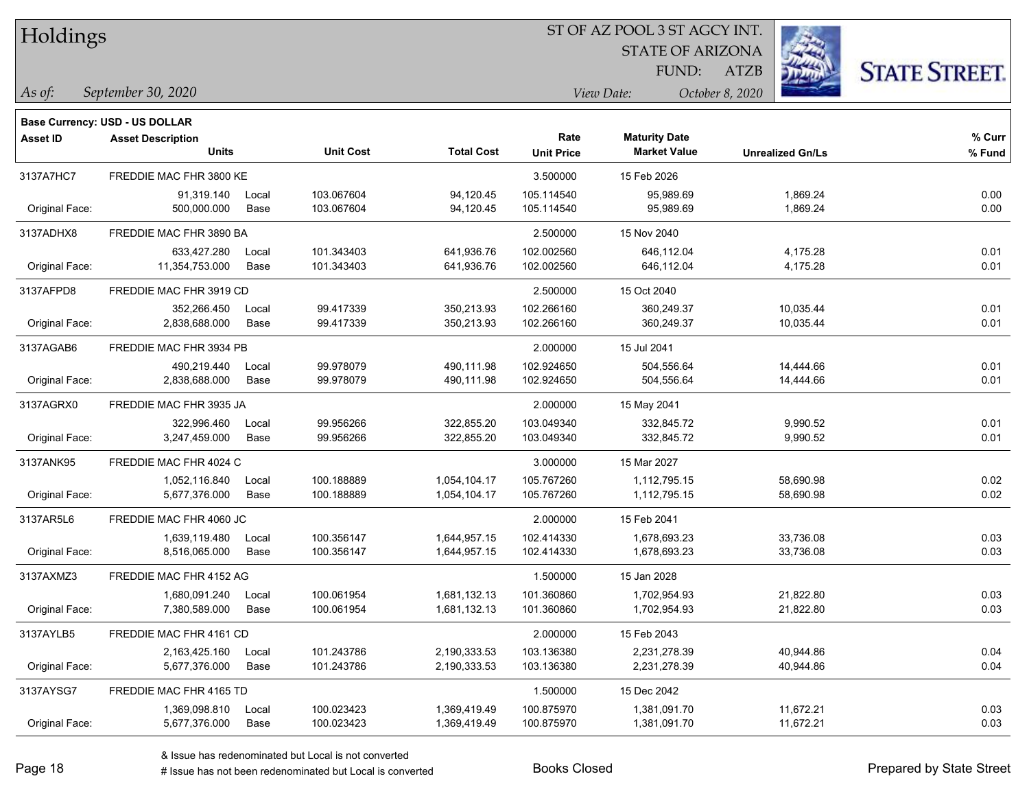# Holdings

ST OF AZ POOL 3 ST AGCY INT.
STATE OF ARIZONA
FUND: ATZB

*As of:* *September 30, 2020*
*View Date:* *October 8, 2020*

**Base Currency: USD - US DOLLAR**

| Asset ID | Asset Description / Units | | Unit Cost | Total Cost | Rate / Unit Price | Maturity Date / Market Value | Unrealized Gn/Ls | % Curr / % Fund |
|---|---|---|---|---|---|---|---|---|
| 3137A7HC7 | FREDDIE MAC FHR 3800 KE | | | | 3.500000 | 15 Feb 2026 | | |
| | 91,319.140 | Local | 103.067604 | 94,120.45 | 105.114540 | 95,989.69 | 1,869.24 | 0.00 |
| Original Face: | 500,000.000 | Base | 103.067604 | 94,120.45 | 105.114540 | 95,989.69 | 1,869.24 | 0.00 |
| 3137ADHX8 | FREDDIE MAC FHR 3890 BA | | | | 2.500000 | 15 Nov 2040 | | |
| | 633,427.280 | Local | 101.343403 | 641,936.76 | 102.002560 | 646,112.04 | 4,175.28 | 0.01 |
| Original Face: | 11,354,753.000 | Base | 101.343403 | 641,936.76 | 102.002560 | 646,112.04 | 4,175.28 | 0.01 |
| 3137AFPD8 | FREDDIE MAC FHR 3919 CD | | | | 2.500000 | 15 Oct 2040 | | |
| | 352,266.450 | Local | 99.417339 | 350,213.93 | 102.266160 | 360,249.37 | 10,035.44 | 0.01 |
| Original Face: | 2,838,688.000 | Base | 99.417339 | 350,213.93 | 102.266160 | 360,249.37 | 10,035.44 | 0.01 |
| 3137AGAB6 | FREDDIE MAC FHR 3934 PB | | | | 2.000000 | 15 Jul 2041 | | |
| | 490,219.440 | Local | 99.978079 | 490,111.98 | 102.924650 | 504,556.64 | 14,444.66 | 0.01 |
| Original Face: | 2,838,688.000 | Base | 99.978079 | 490,111.98 | 102.924650 | 504,556.64 | 14,444.66 | 0.01 |
| 3137AGRX0 | FREDDIE MAC FHR 3935 JA | | | | 2.000000 | 15 May 2041 | | |
| | 322,996.460 | Local | 99.956266 | 322,855.20 | 103.049340 | 332,845.72 | 9,990.52 | 0.01 |
| Original Face: | 3,247,459.000 | Base | 99.956266 | 322,855.20 | 103.049340 | 332,845.72 | 9,990.52 | 0.01 |
| 3137ANK95 | FREDDIE MAC FHR 4024 C | | | | 3.000000 | 15 Mar 2027 | | |
| | 1,052,116.840 | Local | 100.188889 | 1,054,104.17 | 105.767260 | 1,112,795.15 | 58,690.98 | 0.02 |
| Original Face: | 5,677,376.000 | Base | 100.188889 | 1,054,104.17 | 105.767260 | 1,112,795.15 | 58,690.98 | 0.02 |
| 3137AR5L6 | FREDDIE MAC FHR 4060 JC | | | | 2.000000 | 15 Feb 2041 | | |
| | 1,639,119.480 | Local | 100.356147 | 1,644,957.15 | 102.414330 | 1,678,693.23 | 33,736.08 | 0.03 |
| Original Face: | 8,516,065.000 | Base | 100.356147 | 1,644,957.15 | 102.414330 | 1,678,693.23 | 33,736.08 | 0.03 |
| 3137AXMZ3 | FREDDIE MAC FHR 4152 AG | | | | 1.500000 | 15 Jan 2028 | | |
| | 1,680,091.240 | Local | 100.061954 | 1,681,132.13 | 101.360860 | 1,702,954.93 | 21,822.80 | 0.03 |
| Original Face: | 7,380,589.000 | Base | 100.061954 | 1,681,132.13 | 101.360860 | 1,702,954.93 | 21,822.80 | 0.03 |
| 3137AYLB5 | FREDDIE MAC FHR 4161 CD | | | | 2.000000 | 15 Feb 2043 | | |
| | 2,163,425.160 | Local | 101.243786 | 2,190,333.53 | 103.136380 | 2,231,278.39 | 40,944.86 | 0.04 |
| Original Face: | 5,677,376.000 | Base | 101.243786 | 2,190,333.53 | 103.136380 | 2,231,278.39 | 40,944.86 | 0.04 |
| 3137AYSG7 | FREDDIE MAC FHR 4165 TD | | | | 1.500000 | 15 Dec 2042 | | |
| | 1,369,098.810 | Local | 100.023423 | 1,369,419.49 | 100.875970 | 1,381,091.70 | 11,672.21 | 0.03 |
| Original Face: | 5,677,376.000 | Base | 100.023423 | 1,369,419.49 | 100.875970 | 1,381,091.70 | 11,672.21 | 0.03 |

& Issue has redenominated but Local is not converted
# Issue has not been redenominated but Local is converted

Books Closed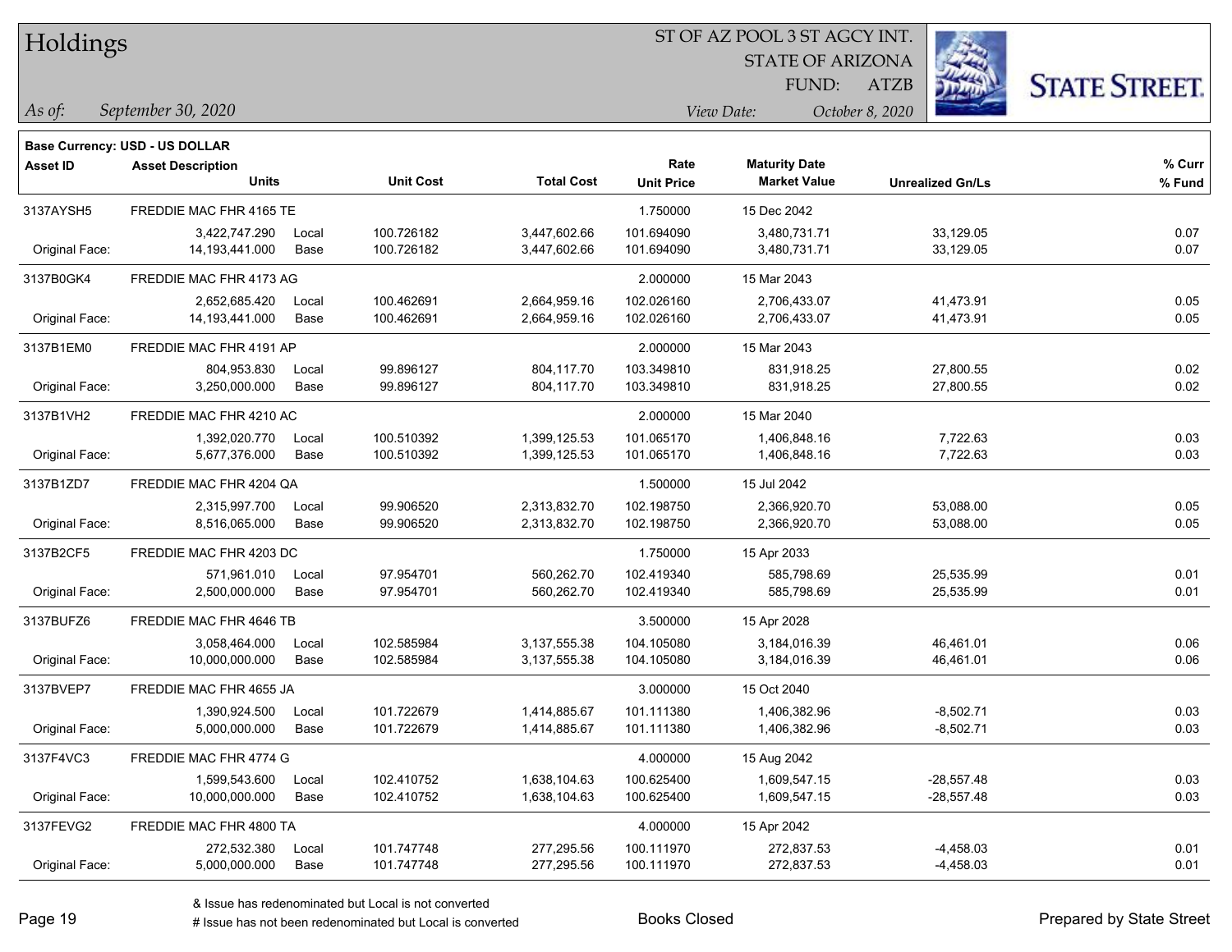**Base Currency: USD - US DOLLAR**

| Asset ID | Asset Description / Units | | Unit Cost | Total Cost | Rate / Unit Price | Maturity Date / Market Value | Unrealized Gn/Ls | % Curr / % Fund |
|---|---|---|---|---|---|---|---|---|
| 3137AYSH5 | FREDDIE MAC FHR 4165 TE | | | | 1.750000 | 15 Dec 2042 | | |
| | 3,422,747.290 | Local | 100.726182 | 3,447,602.66 | 101.694090 | 3,480,731.71 | 33,129.05 | 0.07 |
| Original Face: | 14,193,441.000 | Base | 100.726182 | 3,447,602.66 | 101.694090 | 3,480,731.71 | 33,129.05 | 0.07 |
| 3137B0GK4 | FREDDIE MAC FHR 4173 AG | | | | 2.000000 | 15 Mar 2043 | | |
| | 2,652,685.420 | Local | 100.462691 | 2,664,959.16 | 102.026160 | 2,706,433.07 | 41,473.91 | 0.05 |
| Original Face: | 14,193,441.000 | Base | 100.462691 | 2,664,959.16 | 102.026160 | 2,706,433.07 | 41,473.91 | 0.05 |
| 3137B1EM0 | FREDDIE MAC FHR 4191 AP | | | | 2.000000 | 15 Mar 2043 | | |
| | 804,953.830 | Local | 99.896127 | 804,117.70 | 103.349810 | 831,918.25 | 27,800.55 | 0.02 |
| Original Face: | 3,250,000.000 | Base | 99.896127 | 804,117.70 | 103.349810 | 831,918.25 | 27,800.55 | 0.02 |
| 3137B1VH2 | FREDDIE MAC FHR 4210 AC | | | | 2.000000 | 15 Mar 2040 | | |
| | 1,392,020.770 | Local | 100.510392 | 1,399,125.53 | 101.065170 | 1,406,848.16 | 7,722.63 | 0.03 |
| Original Face: | 5,677,376.000 | Base | 100.510392 | 1,399,125.53 | 101.065170 | 1,406,848.16 | 7,722.63 | 0.03 |
| 3137B1ZD7 | FREDDIE MAC FHR 4204 QA | | | | 1.500000 | 15 Jul 2042 | | |
| | 2,315,997.700 | Local | 99.906520 | 2,313,832.70 | 102.198750 | 2,366,920.70 | 53,088.00 | 0.05 |
| Original Face: | 8,516,065.000 | Base | 99.906520 | 2,313,832.70 | 102.198750 | 2,366,920.70 | 53,088.00 | 0.05 |
| 3137B2CF5 | FREDDIE MAC FHR 4203 DC | | | | 1.750000 | 15 Apr 2033 | | |
| | 571,961.010 | Local | 97.954701 | 560,262.70 | 102.419340 | 585,798.69 | 25,535.99 | 0.01 |
| Original Face: | 2,500,000.000 | Base | 97.954701 | 560,262.70 | 102.419340 | 585,798.69 | 25,535.99 | 0.01 |
| 3137BUFZ6 | FREDDIE MAC FHR 4646 TB | | | | 3.500000 | 15 Apr 2028 | | |
| | 3,058,464.000 | Local | 102.585984 | 3,137,555.38 | 104.105080 | 3,184,016.39 | 46,461.01 | 0.06 |
| Original Face: | 10,000,000.000 | Base | 102.585984 | 3,137,555.38 | 104.105080 | 3,184,016.39 | 46,461.01 | 0.06 |
| 3137BVEP7 | FREDDIE MAC FHR 4655 JA | | | | 3.000000 | 15 Oct 2040 | | |
| | 1,390,924.500 | Local | 101.722679 | 1,414,885.67 | 101.111380 | 1,406,382.96 | -8,502.71 | 0.03 |
| Original Face: | 5,000,000.000 | Base | 101.722679 | 1,414,885.67 | 101.111380 | 1,406,382.96 | -8,502.71 | 0.03 |
| 3137F4VC3 | FREDDIE MAC FHR 4774 G | | | | 4.000000 | 15 Aug 2042 | | |
| | 1,599,543.600 | Local | 102.410752 | 1,638,104.63 | 100.625400 | 1,609,547.15 | -28,557.48 | 0.03 |
| Original Face: | 10,000,000.000 | Base | 102.410752 | 1,638,104.63 | 100.625400 | 1,609,547.15 | -28,557.48 | 0.03 |
| 3137FEVG2 | FREDDIE MAC FHR 4800 TA | | | | 4.000000 | 15 Apr 2042 | | |
| | 272,532.380 | Local | 101.747748 | 277,295.56 | 100.111970 | 272,837.53 | -4,458.03 | 0.01 |
| Original Face: | 5,000,000.000 | Base | 101.747748 | 277,295.56 | 100.111970 | 272,837.53 | -4,458.03 | 0.01 |

& Issue has redenominated but Local is not converted

# Issue has not been redenominated but Local is converted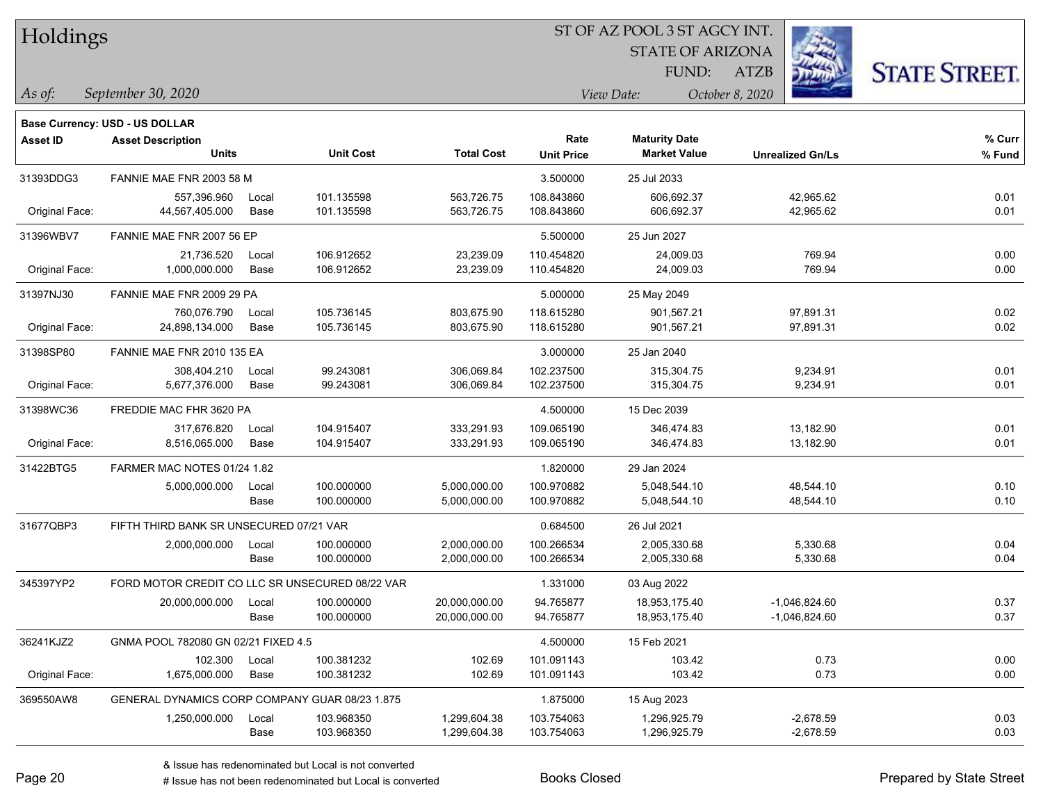# Holdings

ST OF AZ POOL 3 ST AGCY INT.
STATE OF ARIZONA
FUND: ATZB

*As of:* *September 30, 2020*

*View Date:* *October 8, 2020*

**Base Currency: USD - US DOLLAR**

| Asset ID | Asset Description / Units | | Unit Cost | Total Cost | Rate / Unit Price | Maturity Date / Market Value | Unrealized Gn/Ls | % Curr / % Fund |
|---|---|---|---|---|---|---|---|---|
| 31393DDG3 | FANNIE MAE FNR 2003 58 M | | | | 3.500000 | 25 Jul 2033 | | |
| | 557,396.960 | Local | 101.135598 | 563,726.75 | 108.843860 | 606,692.37 | 42,965.62 | 0.01 |
| Original Face: | 44,567,405.000 | Base | 101.135598 | 563,726.75 | 108.843860 | 606,692.37 | 42,965.62 | 0.01 |
| 31396WBV7 | FANNIE MAE FNR 2007 56 EP | | | | 5.500000 | 25 Jun 2027 | | |
| | 21,736.520 | Local | 106.912652 | 23,239.09 | 110.454820 | 24,009.03 | 769.94 | 0.00 |
| Original Face: | 1,000,000.000 | Base | 106.912652 | 23,239.09 | 110.454820 | 24,009.03 | 769.94 | 0.00 |
| 31397NJ30 | FANNIE MAE FNR 2009 29 PA | | | | 5.000000 | 25 May 2049 | | |
| | 760,076.790 | Local | 105.736145 | 803,675.90 | 118.615280 | 901,567.21 | 97,891.31 | 0.02 |
| Original Face: | 24,898,134.000 | Base | 105.736145 | 803,675.90 | 118.615280 | 901,567.21 | 97,891.31 | 0.02 |
| 31398SP80 | FANNIE MAE FNR 2010 135 EA | | | | 3.000000 | 25 Jan 2040 | | |
| | 308,404.210 | Local | 99.243081 | 306,069.84 | 102.237500 | 315,304.75 | 9,234.91 | 0.01 |
| Original Face: | 5,677,376.000 | Base | 99.243081 | 306,069.84 | 102.237500 | 315,304.75 | 9,234.91 | 0.01 |
| 31398WC36 | FREDDIE MAC FHR 3620 PA | | | | 4.500000 | 15 Dec 2039 | | |
| | 317,676.820 | Local | 104.915407 | 333,291.93 | 109.065190 | 346,474.83 | 13,182.90 | 0.01 |
| Original Face: | 8,516,065.000 | Base | 104.915407 | 333,291.93 | 109.065190 | 346,474.83 | 13,182.90 | 0.01 |
| 31422BTG5 | FARMER MAC NOTES 01/24 1.82 | | | | 1.820000 | 29 Jan 2024 | | |
| | 5,000,000.000 | Local | 100.000000 | 5,000,000.00 | 100.970882 | 5,048,544.10 | 48,544.10 | 0.10 |
| | | Base | 100.000000 | 5,000,000.00 | 100.970882 | 5,048,544.10 | 48,544.10 | 0.10 |
| 31677QBP3 | FIFTH THIRD BANK SR UNSECURED 07/21 VAR | | | | 0.684500 | 26 Jul 2021 | | |
| | 2,000,000.000 | Local | 100.000000 | 2,000,000.00 | 100.266534 | 2,005,330.68 | 5,330.68 | 0.04 |
| | | Base | 100.000000 | 2,000,000.00 | 100.266534 | 2,005,330.68 | 5,330.68 | 0.04 |
| 345397YP2 | FORD MOTOR CREDIT CO LLC SR UNSECURED 08/22 VAR | | | | 1.331000 | 03 Aug 2022 | | |
| | 20,000,000.000 | Local | 100.000000 | 20,000,000.00 | 94.765877 | 18,953,175.40 | -1,046,824.60 | 0.37 |
| | | Base | 100.000000 | 20,000,000.00 | 94.765877 | 18,953,175.40 | -1,046,824.60 | 0.37 |
| 36241KJZ2 | GNMA POOL 782080 GN 02/21 FIXED 4.5 | | | | 4.500000 | 15 Feb 2021 | | |
| | 102.300 | Local | 100.381232 | 102.69 | 101.091143 | 103.42 | 0.73 | 0.00 |
| Original Face: | 1,675,000.000 | Base | 100.381232 | 102.69 | 101.091143 | 103.42 | 0.73 | 0.00 |
| 369550AW8 | GENERAL DYNAMICS CORP COMPANY GUAR 08/23 1.875 | | | | 1.875000 | 15 Aug 2023 | | |
| | 1,250,000.000 | Local | 103.968350 | 1,299,604.38 | 103.754063 | 1,296,925.79 | -2,678.59 | 0.03 |
| | | Base | 103.968350 | 1,299,604.38 | 103.754063 | 1,296,925.79 | -2,678.59 | 0.03 |

& Issue has redenominated but Local is not converted
# Issue has not been redenominated but Local is converted

Books Closed

Prepared by State Street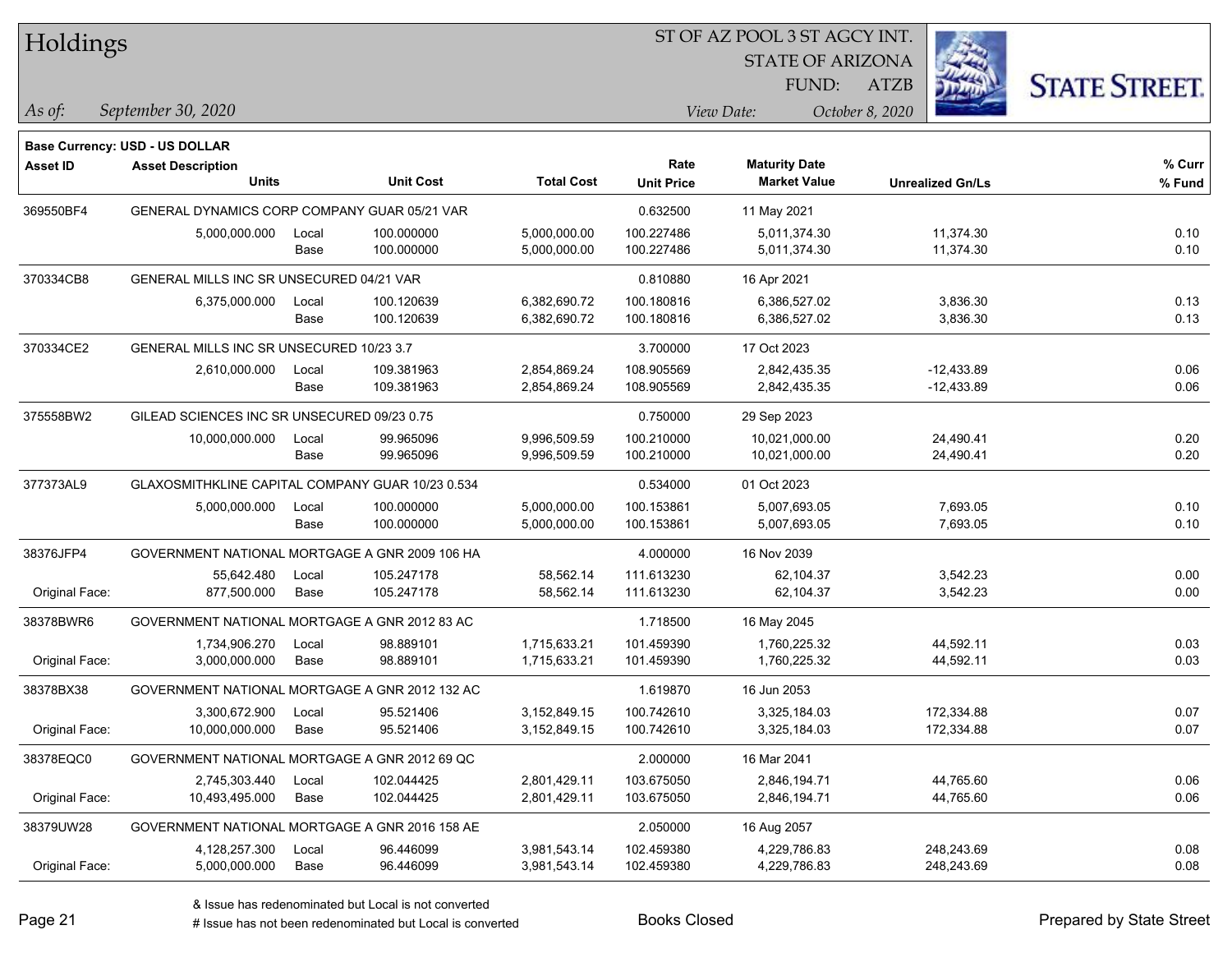# Holdings

ST OF AZ POOL 3 ST AGCY INT.
STATE OF ARIZONA
FUND: ATZB

*As of:* *September 30, 2020* *View Date:* *October 8, 2020*

**Base Currency: USD - US DOLLAR**

| Asset ID | Asset Description / Units | | Unit Cost | Total Cost | Rate / Unit Price | Maturity Date / Market Value | Unrealized Gn/Ls | % Curr / % Fund |
|---|---|---|---|---|---|---|---|---|
| 369550BF4 | GENERAL DYNAMICS CORP COMPANY GUAR 05/21 VAR | | | | 0.632500 | 11 May 2021 | | |
| | 5,000,000.000 | Local | 100.000000 | 5,000,000.00 | 100.227486 | 5,011,374.30 | 11,374.30 | 0.10 |
| | | Base | 100.000000 | 5,000,000.00 | 100.227486 | 5,011,374.30 | 11,374.30 | 0.10 |
| 370334CB8 | GENERAL MILLS INC SR UNSECURED 04/21 VAR | | | | 0.810880 | 16 Apr 2021 | | |
| | 6,375,000.000 | Local | 100.120639 | 6,382,690.72 | 100.180816 | 6,386,527.02 | 3,836.30 | 0.13 |
| | | Base | 100.120639 | 6,382,690.72 | 100.180816 | 6,386,527.02 | 3,836.30 | 0.13 |
| 370334CE2 | GENERAL MILLS INC SR UNSECURED 10/23 3.7 | | | | 3.700000 | 17 Oct 2023 | | |
| | 2,610,000.000 | Local | 109.381963 | 2,854,869.24 | 108.905569 | 2,842,435.35 | -12,433.89 | 0.06 |
| | | Base | 109.381963 | 2,854,869.24 | 108.905569 | 2,842,435.35 | -12,433.89 | 0.06 |
| 375558BW2 | GILEAD SCIENCES INC SR UNSECURED 09/23 0.75 | | | | 0.750000 | 29 Sep 2023 | | |
| | 10,000,000.000 | Local | 99.965096 | 9,996,509.59 | 100.210000 | 10,021,000.00 | 24,490.41 | 0.20 |
| | | Base | 99.965096 | 9,996,509.59 | 100.210000 | 10,021,000.00 | 24,490.41 | 0.20 |
| 377373AL9 | GLAXOSMITHKLINE CAPITAL COMPANY GUAR 10/23 0.534 | | | | 0.534000 | 01 Oct 2023 | | |
| | 5,000,000.000 | Local | 100.000000 | 5,000,000.00 | 100.153861 | 5,007,693.05 | 7,693.05 | 0.10 |
| | | Base | 100.000000 | 5,000,000.00 | 100.153861 | 5,007,693.05 | 7,693.05 | 0.10 |
| 38376JFP4 | GOVERNMENT NATIONAL MORTGAGE A GNR 2009 106 HA | | | | 4.000000 | 16 Nov 2039 | | |
| | 55,642.480 | Local | 105.247178 | 58,562.14 | 111.613230 | 62,104.37 | 3,542.23 | 0.00 |
| Original Face: | 877,500.000 | Base | 105.247178 | 58,562.14 | 111.613230 | 62,104.37 | 3,542.23 | 0.00 |
| 38378BWR6 | GOVERNMENT NATIONAL MORTGAGE A GNR 2012 83 AC | | | | 1.718500 | 16 May 2045 | | |
| | 1,734,906.270 | Local | 98.889101 | 1,715,633.21 | 101.459390 | 1,760,225.32 | 44,592.11 | 0.03 |
| Original Face: | 3,000,000.000 | Base | 98.889101 | 1,715,633.21 | 101.459390 | 1,760,225.32 | 44,592.11 | 0.03 |
| 38378BX38 | GOVERNMENT NATIONAL MORTGAGE A GNR 2012 132 AC | | | | 1.619870 | 16 Jun 2053 | | |
| | 3,300,672.900 | Local | 95.521406 | 3,152,849.15 | 100.742610 | 3,325,184.03 | 172,334.88 | 0.07 |
| Original Face: | 10,000,000.000 | Base | 95.521406 | 3,152,849.15 | 100.742610 | 3,325,184.03 | 172,334.88 | 0.07 |
| 38378EQC0 | GOVERNMENT NATIONAL MORTGAGE A GNR 2012 69 QC | | | | 2.000000 | 16 Mar 2041 | | |
| | 2,745,303.440 | Local | 102.044425 | 2,801,429.11 | 103.675050 | 2,846,194.71 | 44,765.60 | 0.06 |
| Original Face: | 10,493,495.000 | Base | 102.044425 | 2,801,429.11 | 103.675050 | 2,846,194.71 | 44,765.60 | 0.06 |
| 38379UW28 | GOVERNMENT NATIONAL MORTGAGE A GNR 2016 158 AE | | | | 2.050000 | 16 Aug 2057 | | |
| | 4,128,257.300 | Local | 96.446099 | 3,981,543.14 | 102.459380 | 4,229,786.83 | 248,243.69 | 0.08 |
| Original Face: | 5,000,000.000 | Base | 96.446099 | 3,981,543.14 | 102.459380 | 4,229,786.83 | 248,243.69 | 0.08 |

& Issue has redenominated but Local is not converted
# Issue has not been redenominated but Local is converted

Books Closed

Prepared by State Street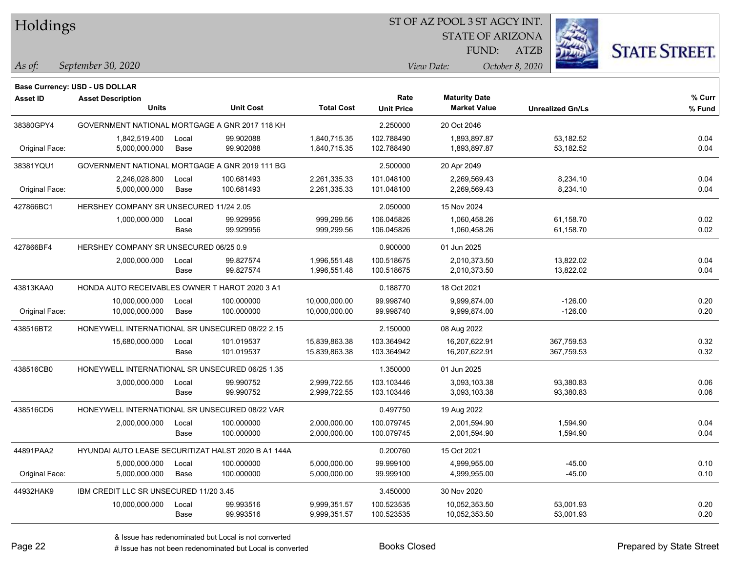# Holdings

ST OF AZ POOL 3 ST AGCY INT.
STATE OF ARIZONA
FUND: ATZB

*As of:* *September 30, 2020*

*View Date:* *October 8, 2020*

**Base Currency: USD - US DOLLAR**

| Asset ID | Asset Description / Units | | Unit Cost | Total Cost | Rate / Unit Price | Maturity Date / Market Value | Unrealized Gn/Ls | % Curr / % Fund |
|---|---|---|---|---|---|---|---|---|
| 38380GPY4 | GOVERNMENT NATIONAL MORTGAGE A GNR 2017 118 KH | | | | 2.250000 | 20 Oct 2046 | | |
| | 1,842,519.400 | Local | 99.902088 | 1,840,715.35 | 102.788490 | 1,893,897.87 | 53,182.52 | 0.04 |
| Original Face: | 5,000,000.000 | Base | 99.902088 | 1,840,715.35 | 102.788490 | 1,893,897.87 | 53,182.52 | 0.04 |
| 38381YQU1 | GOVERNMENT NATIONAL MORTGAGE A GNR 2019 111 BG | | | | 2.500000 | 20 Apr 2049 | | |
| | 2,246,028.800 | Local | 100.681493 | 2,261,335.33 | 101.048100 | 2,269,569.43 | 8,234.10 | 0.04 |
| Original Face: | 5,000,000.000 | Base | 100.681493 | 2,261,335.33 | 101.048100 | 2,269,569.43 | 8,234.10 | 0.04 |
| 427866BC1 | HERSHEY COMPANY SR UNSECURED 11/24 2.05 | | | | 2.050000 | 15 Nov 2024 | | |
| | 1,000,000.000 | Local | 99.929956 | 999,299.56 | 106.045826 | 1,060,458.26 | 61,158.70 | 0.02 |
| | | Base | 99.929956 | 999,299.56 | 106.045826 | 1,060,458.26 | 61,158.70 | 0.02 |
| 427866BF4 | HERSHEY COMPANY SR UNSECURED 06/25 0.9 | | | | 0.900000 | 01 Jun 2025 | | |
| | 2,000,000.000 | Local | 99.827574 | 1,996,551.48 | 100.518675 | 2,010,373.50 | 13,822.02 | 0.04 |
| | | Base | 99.827574 | 1,996,551.48 | 100.518675 | 2,010,373.50 | 13,822.02 | 0.04 |
| 43813KAA0 | HONDA AUTO RECEIVABLES OWNER T HAROT 2020 3 A1 | | | | 0.188770 | 18 Oct 2021 | | |
| | 10,000,000.000 | Local | 100.000000 | 10,000,000.00 | 99.998740 | 9,999,874.00 | -126.00 | 0.20 |
| Original Face: | 10,000,000.000 | Base | 100.000000 | 10,000,000.00 | 99.998740 | 9,999,874.00 | -126.00 | 0.20 |
| 438516BT2 | HONEYWELL INTERNATIONAL SR UNSECURED 08/22 2.15 | | | | 2.150000 | 08 Aug 2022 | | |
| | 15,680,000.000 | Local | 101.019537 | 15,839,863.38 | 103.364942 | 16,207,622.91 | 367,759.53 | 0.32 |
| | | Base | 101.019537 | 15,839,863.38 | 103.364942 | 16,207,622.91 | 367,759.53 | 0.32 |
| 438516CB0 | HONEYWELL INTERNATIONAL SR UNSECURED 06/25 1.35 | | | | 1.350000 | 01 Jun 2025 | | |
| | 3,000,000.000 | Local | 99.990752 | 2,999,722.55 | 103.103446 | 3,093,103.38 | 93,380.83 | 0.06 |
| | | Base | 99.990752 | 2,999,722.55 | 103.103446 | 3,093,103.38 | 93,380.83 | 0.06 |
| 438516CD6 | HONEYWELL INTERNATIONAL SR UNSECURED 08/22 VAR | | | | 0.497750 | 19 Aug 2022 | | |
| | 2,000,000.000 | Local | 100.000000 | 2,000,000.00 | 100.079745 | 2,001,594.90 | 1,594.90 | 0.04 |
| | | Base | 100.000000 | 2,000,000.00 | 100.079745 | 2,001,594.90 | 1,594.90 | 0.04 |
| 44891PAA2 | HYUNDAI AUTO LEASE SECURITIZAT HALST 2020 B A1 144A | | | | 0.200760 | 15 Oct 2021 | | |
| | 5,000,000.000 | Local | 100.000000 | 5,000,000.00 | 99.999100 | 4,999,955.00 | -45.00 | 0.10 |
| Original Face: | 5,000,000.000 | Base | 100.000000 | 5,000,000.00 | 99.999100 | 4,999,955.00 | -45.00 | 0.10 |
| 44932HAK9 | IBM CREDIT LLC SR UNSECURED 11/20 3.45 | | | | 3.450000 | 30 Nov 2020 | | |
| | 10,000,000.000 | Local | 99.993516 | 9,999,351.57 | 100.523535 | 10,052,353.50 | 53,001.93 | 0.20 |
| | | Base | 99.993516 | 9,999,351.57 | 100.523535 | 10,052,353.50 | 53,001.93 | 0.20 |

& Issue has redenominated but Local is not converted
# Issue has not been redenominated but Local is converted

Books Closed

Prepared by State Street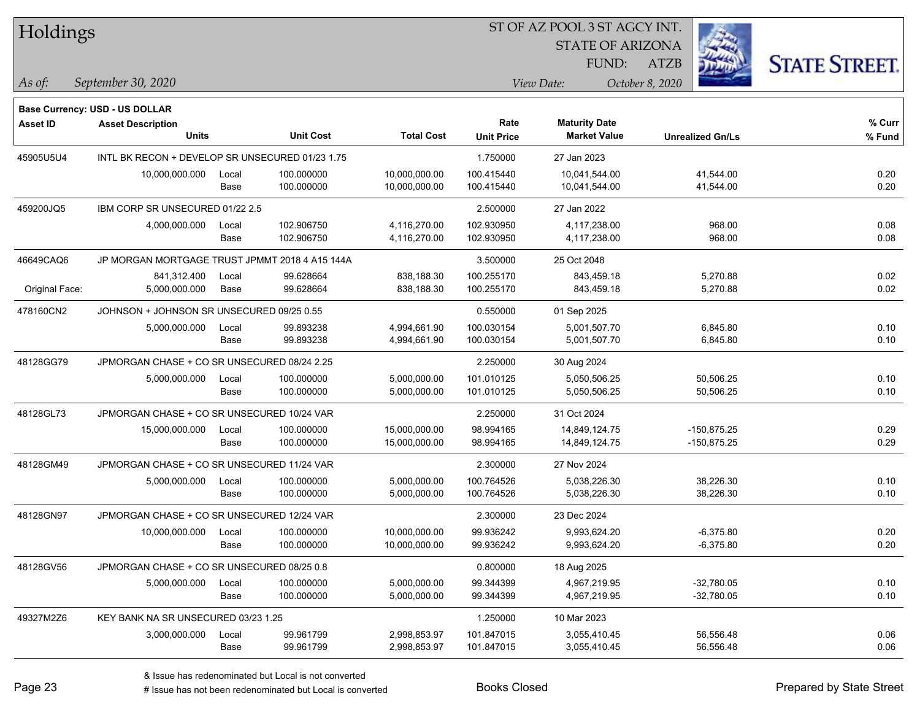**Base Currency: USD - US DOLLAR**

| Asset ID | Asset Description / Units | | Unit Cost | Total Cost | Rate / Unit Price | Maturity Date / Market Value | Unrealized Gn/Ls | % Curr / % Fund |
|---|---|---|---|---|---|---|---|---|
| 45905U5U4 | INTL BK RECON + DEVELOP SR UNSECURED 01/23 1.75 | | | | 1.750000 | 27 Jan 2023 | | |
| | 10,000,000.000 | Local | 100.000000 | 10,000,000.00 | 100.415440 | 10,041,544.00 | 41,544.00 | 0.20 |
| | | Base | 100.000000 | 10,000,000.00 | 100.415440 | 10,041,544.00 | 41,544.00 | 0.20 |
| 459200JQ5 | IBM CORP SR UNSECURED 01/22 2.5 | | | | 2.500000 | 27 Jan 2022 | | |
| | 4,000,000.000 | Local | 102.906750 | 4,116,270.00 | 102.930950 | 4,117,238.00 | 968.00 | 0.08 |
| | | Base | 102.906750 | 4,116,270.00 | 102.930950 | 4,117,238.00 | 968.00 | 0.08 |
| 46649CAQ6 | JP MORGAN MORTGAGE TRUST JPMMT 2018 4 A15 144A | | | | 3.500000 | 25 Oct 2048 | | |
| | 841,312.400 | Local | 99.628664 | 838,188.30 | 100.255170 | 843,459.18 | 5,270.88 | 0.02 |
| Original Face: | 5,000,000.000 | Base | 99.628664 | 838,188.30 | 100.255170 | 843,459.18 | 5,270.88 | 0.02 |
| 478160CN2 | JOHNSON + JOHNSON SR UNSECURED 09/25 0.55 | | | | 0.550000 | 01 Sep 2025 | | |
| | 5,000,000.000 | Local | 99.893238 | 4,994,661.90 | 100.030154 | 5,001,507.70 | 6,845.80 | 0.10 |
| | | Base | 99.893238 | 4,994,661.90 | 100.030154 | 5,001,507.70 | 6,845.80 | 0.10 |
| 48128GG79 | JPMORGAN CHASE + CO SR UNSECURED 08/24 2.25 | | | | 2.250000 | 30 Aug 2024 | | |
| | 5,000,000.000 | Local | 100.000000 | 5,000,000.00 | 101.010125 | 5,050,506.25 | 50,506.25 | 0.10 |
| | | Base | 100.000000 | 5,000,000.00 | 101.010125 | 5,050,506.25 | 50,506.25 | 0.10 |
| 48128GL73 | JPMORGAN CHASE + CO SR UNSECURED 10/24 VAR | | | | 2.250000 | 31 Oct 2024 | | |
| | 15,000,000.000 | Local | 100.000000 | 15,000,000.00 | 98.994165 | 14,849,124.75 | -150,875.25 | 0.29 |
| | | Base | 100.000000 | 15,000,000.00 | 98.994165 | 14,849,124.75 | -150,875.25 | 0.29 |
| 48128GM49 | JPMORGAN CHASE + CO SR UNSECURED 11/24 VAR | | | | 2.300000 | 27 Nov 2024 | | |
| | 5,000,000.000 | Local | 100.000000 | 5,000,000.00 | 100.764526 | 5,038,226.30 | 38,226.30 | 0.10 |
| | | Base | 100.000000 | 5,000,000.00 | 100.764526 | 5,038,226.30 | 38,226.30 | 0.10 |
| 48128GN97 | JPMORGAN CHASE + CO SR UNSECURED 12/24 VAR | | | | 2.300000 | 23 Dec 2024 | | |
| | 10,000,000.000 | Local | 100.000000 | 10,000,000.00 | 99.936242 | 9,993,624.20 | -6,375.80 | 0.20 |
| | | Base | 100.000000 | 10,000,000.00 | 99.936242 | 9,993,624.20 | -6,375.80 | 0.20 |
| 48128GV56 | JPMORGAN CHASE + CO SR UNSECURED 08/25 0.8 | | | | 0.800000 | 18 Aug 2025 | | |
| | 5,000,000.000 | Local | 100.000000 | 5,000,000.00 | 99.344399 | 4,967,219.95 | -32,780.05 | 0.10 |
| | | Base | 100.000000 | 5,000,000.00 | 99.344399 | 4,967,219.95 | -32,780.05 | 0.10 |
| 49327M2Z6 | KEY BANK NA SR UNSECURED 03/23 1.25 | | | | 1.250000 | 10 Mar 2023 | | |
| | 3,000,000.000 | Local | 99.961799 | 2,998,853.97 | 101.847015 | 3,055,410.45 | 56,556.48 | 0.06 |
| | | Base | 99.961799 | 2,998,853.97 | 101.847015 | 3,055,410.45 | 56,556.48 | 0.06 |

& Issue has redenominated but Local is not converted

# Issue has not been redenominated but Local is converted

Books Closed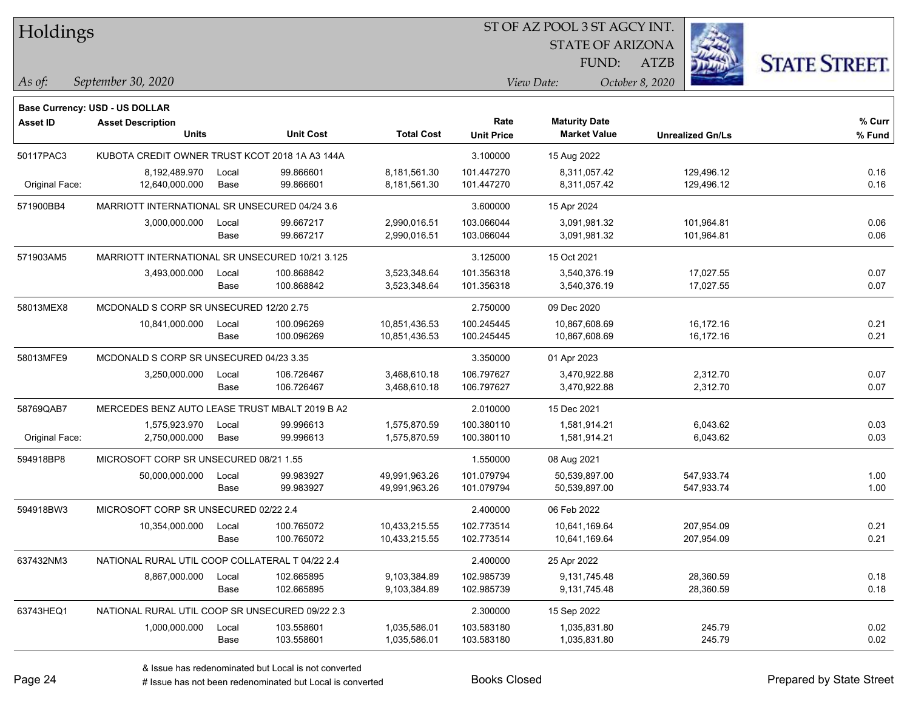# Holdings

ST OF AZ POOL 3 ST AGCY INT.
STATE OF ARIZONA
FUND: ATZB

*As of:* *September 30, 2020*

*View Date:* *October 8, 2020*

**Base Currency: USD - US DOLLAR**

| Asset ID | Asset Description / Units | | Unit Cost | Total Cost | Rate / Unit Price | Maturity Date / Market Value | Unrealized Gn/Ls | % Curr / % Fund |
|---|---|---|---|---|---|---|---|---|
| 50117PAC3 | KUBOTA CREDIT OWNER TRUST KCOT 2018 1A A3 144A | | | | 3.100000 | 15 Aug 2022 | | |
| | 8,192,489.970 | Local | 99.866601 | 8,181,561.30 | 101.447270 | 8,311,057.42 | 129,496.12 | 0.16 |
| Original Face: | 12,640,000.000 | Base | 99.866601 | 8,181,561.30 | 101.447270 | 8,311,057.42 | 129,496.12 | 0.16 |
| 571900BB4 | MARRIOTT INTERNATIONAL SR UNSECURED 04/24 3.6 | | | | 3.600000 | 15 Apr 2024 | | |
| | 3,000,000.000 | Local | 99.667217 | 2,990,016.51 | 103.066044 | 3,091,981.32 | 101,964.81 | 0.06 |
| | | Base | 99.667217 | 2,990,016.51 | 103.066044 | 3,091,981.32 | 101,964.81 | 0.06 |
| 571903AM5 | MARRIOTT INTERNATIONAL SR UNSECURED 10/21 3.125 | | | | 3.125000 | 15 Oct 2021 | | |
| | 3,493,000.000 | Local | 100.868842 | 3,523,348.64 | 101.356318 | 3,540,376.19 | 17,027.55 | 0.07 |
| | | Base | 100.868842 | 3,523,348.64 | 101.356318 | 3,540,376.19 | 17,027.55 | 0.07 |
| 58013MEX8 | MCDONALD S CORP SR UNSECURED 12/20 2.75 | | | | 2.750000 | 09 Dec 2020 | | |
| | 10,841,000.000 | Local | 100.096269 | 10,851,436.53 | 100.245445 | 10,867,608.69 | 16,172.16 | 0.21 |
| | | Base | 100.096269 | 10,851,436.53 | 100.245445 | 10,867,608.69 | 16,172.16 | 0.21 |
| 58013MFE9 | MCDONALD S CORP SR UNSECURED 04/23 3.35 | | | | 3.350000 | 01 Apr 2023 | | |
| | 3,250,000.000 | Local | 106.726467 | 3,468,610.18 | 106.797627 | 3,470,922.88 | 2,312.70 | 0.07 |
| | | Base | 106.726467 | 3,468,610.18 | 106.797627 | 3,470,922.88 | 2,312.70 | 0.07 |
| 58769QAB7 | MERCEDES BENZ AUTO LEASE TRUST MBALT 2019 B A2 | | | | 2.010000 | 15 Dec 2021 | | |
| | 1,575,923.970 | Local | 99.996613 | 1,575,870.59 | 100.380110 | 1,581,914.21 | 6,043.62 | 0.03 |
| Original Face: | 2,750,000.000 | Base | 99.996613 | 1,575,870.59 | 100.380110 | 1,581,914.21 | 6,043.62 | 0.03 |
| 594918BP8 | MICROSOFT CORP SR UNSECURED 08/21 1.55 | | | | 1.550000 | 08 Aug 2021 | | |
| | 50,000,000.000 | Local | 99.983927 | 49,991,963.26 | 101.079794 | 50,539,897.00 | 547,933.74 | 1.00 |
| | | Base | 99.983927 | 49,991,963.26 | 101.079794 | 50,539,897.00 | 547,933.74 | 1.00 |
| 594918BW3 | MICROSOFT CORP SR UNSECURED 02/22 2.4 | | | | 2.400000 | 06 Feb 2022 | | |
| | 10,354,000.000 | Local | 100.765072 | 10,433,215.55 | 102.773514 | 10,641,169.64 | 207,954.09 | 0.21 |
| | | Base | 100.765072 | 10,433,215.55 | 102.773514 | 10,641,169.64 | 207,954.09 | 0.21 |
| 637432NM3 | NATIONAL RURAL UTIL COOP COLLATERAL T 04/22 2.4 | | | | 2.400000 | 25 Apr 2022 | | |
| | 8,867,000.000 | Local | 102.665895 | 9,103,384.89 | 102.985739 | 9,131,745.48 | 28,360.59 | 0.18 |
| | | Base | 102.665895 | 9,103,384.89 | 102.985739 | 9,131,745.48 | 28,360.59 | 0.18 |
| 63743HEQ1 | NATIONAL RURAL UTIL COOP SR UNSECURED 09/22 2.3 | | | | 2.300000 | 15 Sep 2022 | | |
| | 1,000,000.000 | Local | 103.558601 | 1,035,586.01 | 103.583180 | 1,035,831.80 | 245.79 | 0.02 |
| | | Base | 103.558601 | 1,035,586.01 | 103.583180 | 1,035,831.80 | 245.79 | 0.02 |

& Issue has redenominated but Local is not converted
# Issue has not been redenominated but Local is converted

Books Closed

Prepared by State Street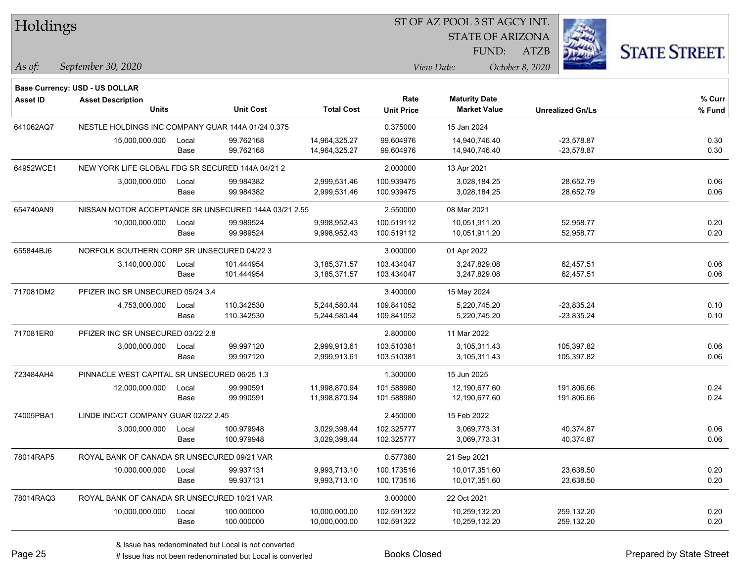# Holdings

ST OF AZ POOL 3 ST AGCY INT.
STATE OF ARIZONA
FUND: ATZB

*As of:* *September 30, 2020*

*View Date:* *October 8, 2020*

**Base Currency: USD - US DOLLAR**

| Asset ID | Asset Description / Units | | Unit Cost | Total Cost | Rate / Unit Price | Maturity Date / Market Value | Unrealized Gn/Ls | % Curr / % Fund |
|---|---|---|---|---|---|---|---|---|
| 641062AQ7 | NESTLE HOLDINGS INC COMPANY GUAR 144A 01/24 0.375 | | | | 0.375000 | 15 Jan 2024 | | |
| | 15,000,000.000 | Local | 99.762168 | 14,964,325.27 | 99.604976 | 14,940,746.40 | -23,578.87 | 0.30 |
| | | Base | 99.762168 | 14,964,325.27 | 99.604976 | 14,940,746.40 | -23,578.87 | 0.30 |
| 64952WCE1 | NEW YORK LIFE GLOBAL FDG SR SECURED 144A 04/21 2 | | | | 2.000000 | 13 Apr 2021 | | |
| | 3,000,000.000 | Local | 99.984382 | 2,999,531.46 | 100.939475 | 3,028,184.25 | 28,652.79 | 0.06 |
| | | Base | 99.984382 | 2,999,531.46 | 100.939475 | 3,028,184.25 | 28,652.79 | 0.06 |
| 654740AN9 | NISSAN MOTOR ACCEPTANCE SR UNSECURED 144A 03/21 2.55 | | | | 2.550000 | 08 Mar 2021 | | |
| | 10,000,000.000 | Local | 99.989524 | 9,998,952.43 | 100.519112 | 10,051,911.20 | 52,958.77 | 0.20 |
| | | Base | 99.989524 | 9,998,952.43 | 100.519112 | 10,051,911.20 | 52,958.77 | 0.20 |
| 655844BJ6 | NORFOLK SOUTHERN CORP SR UNSECURED 04/22 3 | | | | 3.000000 | 01 Apr 2022 | | |
| | 3,140,000.000 | Local | 101.444954 | 3,185,371.57 | 103.434047 | 3,247,829.08 | 62,457.51 | 0.06 |
| | | Base | 101.444954 | 3,185,371.57 | 103.434047 | 3,247,829.08 | 62,457.51 | 0.06 |
| 717081DM2 | PFIZER INC SR UNSECURED 05/24 3.4 | | | | 3.400000 | 15 May 2024 | | |
| | 4,753,000.000 | Local | 110.342530 | 5,244,580.44 | 109.841052 | 5,220,745.20 | -23,835.24 | 0.10 |
| | | Base | 110.342530 | 5,244,580.44 | 109.841052 | 5,220,745.20 | -23,835.24 | 0.10 |
| 717081ER0 | PFIZER INC SR UNSECURED 03/22 2.8 | | | | 2.800000 | 11 Mar 2022 | | |
| | 3,000,000.000 | Local | 99.997120 | 2,999,913.61 | 103.510381 | 3,105,311.43 | 105,397.82 | 0.06 |
| | | Base | 99.997120 | 2,999,913.61 | 103.510381 | 3,105,311.43 | 105,397.82 | 0.06 |
| 723484AH4 | PINNACLE WEST CAPITAL SR UNSECURED 06/25 1.3 | | | | 1.300000 | 15 Jun 2025 | | |
| | 12,000,000.000 | Local | 99.990591 | 11,998,870.94 | 101.588980 | 12,190,677.60 | 191,806.66 | 0.24 |
| | | Base | 99.990591 | 11,998,870.94 | 101.588980 | 12,190,677.60 | 191,806.66 | 0.24 |
| 74005PBA1 | LINDE INC/CT COMPANY GUAR 02/22 2.45 | | | | 2.450000 | 15 Feb 2022 | | |
| | 3,000,000.000 | Local | 100.979948 | 3,029,398.44 | 102.325777 | 3,069,773.31 | 40,374.87 | 0.06 |
| | | Base | 100.979948 | 3,029,398.44 | 102.325777 | 3,069,773.31 | 40,374.87 | 0.06 |
| 78014RAP5 | ROYAL BANK OF CANADA SR UNSECURED 09/21 VAR | | | | 0.577380 | 21 Sep 2021 | | |
| | 10,000,000.000 | Local | 99.937131 | 9,993,713.10 | 100.173516 | 10,017,351.60 | 23,638.50 | 0.20 |
| | | Base | 99.937131 | 9,993,713.10 | 100.173516 | 10,017,351.60 | 23,638.50 | 0.20 |
| 78014RAQ3 | ROYAL BANK OF CANADA SR UNSECURED 10/21 VAR | | | | 3.000000 | 22 Oct 2021 | | |
| | 10,000,000.000 | Local | 100.000000 | 10,000,000.00 | 102.591322 | 10,259,132.20 | 259,132.20 | 0.20 |
| | | Base | 100.000000 | 10,000,000.00 | 102.591322 | 10,259,132.20 | 259,132.20 | 0.20 |

& Issue has redenominated but Local is not converted
# Issue has not been redenominated but Local is converted

Books Closed

Prepared by State Street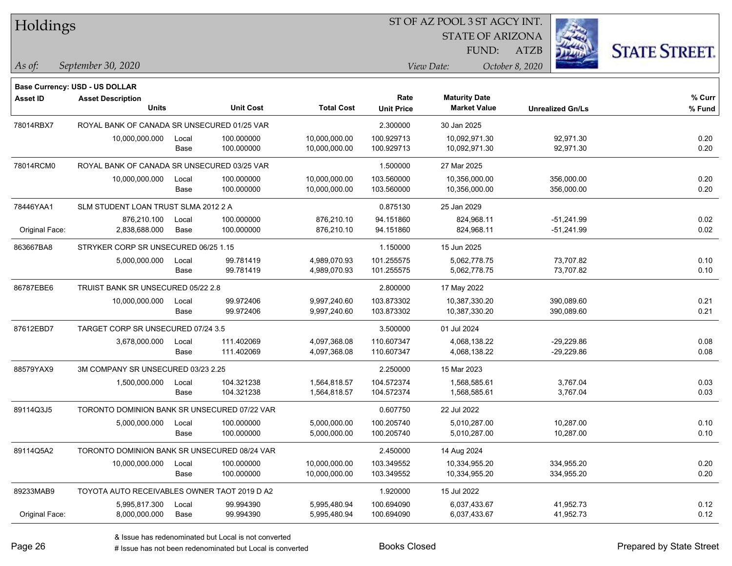# Holdings

ST OF AZ POOL 3 ST AGCY INT.
STATE OF ARIZONA
FUND: ATZB

*As of:* *September 30, 2020*    *View Date:* *October 8, 2020*

**Base Currency: USD - US DOLLAR**

| Asset ID | Asset Description / Units | | Unit Cost | Total Cost | Rate / Unit Price | Maturity Date / Market Value | Unrealized Gn/Ls | % Curr / % Fund |
|---|---|---|---|---|---|---|---|---|
| 78014RBX7 | ROYAL BANK OF CANADA SR UNSECURED 01/25 VAR | | | | 2.300000 | 30 Jan 2025 | | |
| | 10,000,000.000 | Local | 100.000000 | 10,000,000.00 | 100.929713 | 10,092,971.30 | 92,971.30 | 0.20 |
| | | Base | 100.000000 | 10,000,000.00 | 100.929713 | 10,092,971.30 | 92,971.30 | 0.20 |
| 78014RCM0 | ROYAL BANK OF CANADA SR UNSECURED 03/25 VAR | | | | 1.500000 | 27 Mar 2025 | | |
| | 10,000,000.000 | Local | 100.000000 | 10,000,000.00 | 103.560000 | 10,356,000.00 | 356,000.00 | 0.20 |
| | | Base | 100.000000 | 10,000,000.00 | 103.560000 | 10,356,000.00 | 356,000.00 | 0.20 |
| 78446YAA1 | SLM STUDENT LOAN TRUST SLMA 2012 2 A | | | | 0.875130 | 25 Jan 2029 | | |
| | 876,210.100 | Local | 100.000000 | 876,210.10 | 94.151860 | 824,968.11 | -51,241.99 | 0.02 |
| Original Face: | 2,838,688.000 | Base | 100.000000 | 876,210.10 | 94.151860 | 824,968.11 | -51,241.99 | 0.02 |
| 863667BA8 | STRYKER CORP SR UNSECURED 06/25 1.15 | | | | 1.150000 | 15 Jun 2025 | | |
| | 5,000,000.000 | Local | 99.781419 | 4,989,070.93 | 101.255575 | 5,062,778.75 | 73,707.82 | 0.10 |
| | | Base | 99.781419 | 4,989,070.93 | 101.255575 | 5,062,778.75 | 73,707.82 | 0.10 |
| 86787EBE6 | TRUIST BANK SR UNSECURED 05/22 2.8 | | | | 2.800000 | 17 May 2022 | | |
| | 10,000,000.000 | Local | 99.972406 | 9,997,240.60 | 103.873302 | 10,387,330.20 | 390,089.60 | 0.21 |
| | | Base | 99.972406 | 9,997,240.60 | 103.873302 | 10,387,330.20 | 390,089.60 | 0.21 |
| 87612EBD7 | TARGET CORP SR UNSECURED 07/24 3.5 | | | | 3.500000 | 01 Jul 2024 | | |
| | 3,678,000.000 | Local | 111.402069 | 4,097,368.08 | 110.607347 | 4,068,138.22 | -29,229.86 | 0.08 |
| | | Base | 111.402069 | 4,097,368.08 | 110.607347 | 4,068,138.22 | -29,229.86 | 0.08 |
| 88579YAX9 | 3M COMPANY SR UNSECURED 03/23 2.25 | | | | 2.250000 | 15 Mar 2023 | | |
| | 1,500,000.000 | Local | 104.321238 | 1,564,818.57 | 104.572374 | 1,568,585.61 | 3,767.04 | 0.03 |
| | | Base | 104.321238 | 1,564,818.57 | 104.572374 | 1,568,585.61 | 3,767.04 | 0.03 |
| 89114Q3J5 | TORONTO DOMINION BANK SR UNSECURED 07/22 VAR | | | | 0.607750 | 22 Jul 2022 | | |
| | 5,000,000.000 | Local | 100.000000 | 5,000,000.00 | 100.205740 | 5,010,287.00 | 10,287.00 | 0.10 |
| | | Base | 100.000000 | 5,000,000.00 | 100.205740 | 5,010,287.00 | 10,287.00 | 0.10 |
| 89114Q5A2 | TORONTO DOMINION BANK SR UNSECURED 08/24 VAR | | | | 2.450000 | 14 Aug 2024 | | |
| | 10,000,000.000 | Local | 100.000000 | 10,000,000.00 | 103.349552 | 10,334,955.20 | 334,955.20 | 0.20 |
| | | Base | 100.000000 | 10,000,000.00 | 103.349552 | 10,334,955.20 | 334,955.20 | 0.20 |
| 89233MAB9 | TOYOTA AUTO RECEIVABLES OWNER TAOT 2019 D A2 | | | | 1.920000 | 15 Jul 2022 | | |
| | 5,995,817.300 | Local | 99.994390 | 5,995,480.94 | 100.694090 | 6,037,433.67 | 41,952.73 | 0.12 |
| Original Face: | 8,000,000.000 | Base | 99.994390 | 5,995,480.94 | 100.694090 | 6,037,433.67 | 41,952.73 | 0.12 |

& Issue has redenominated but Local is not converted
# Issue has not been redenominated but Local is converted

Books Closed

Prepared by State Street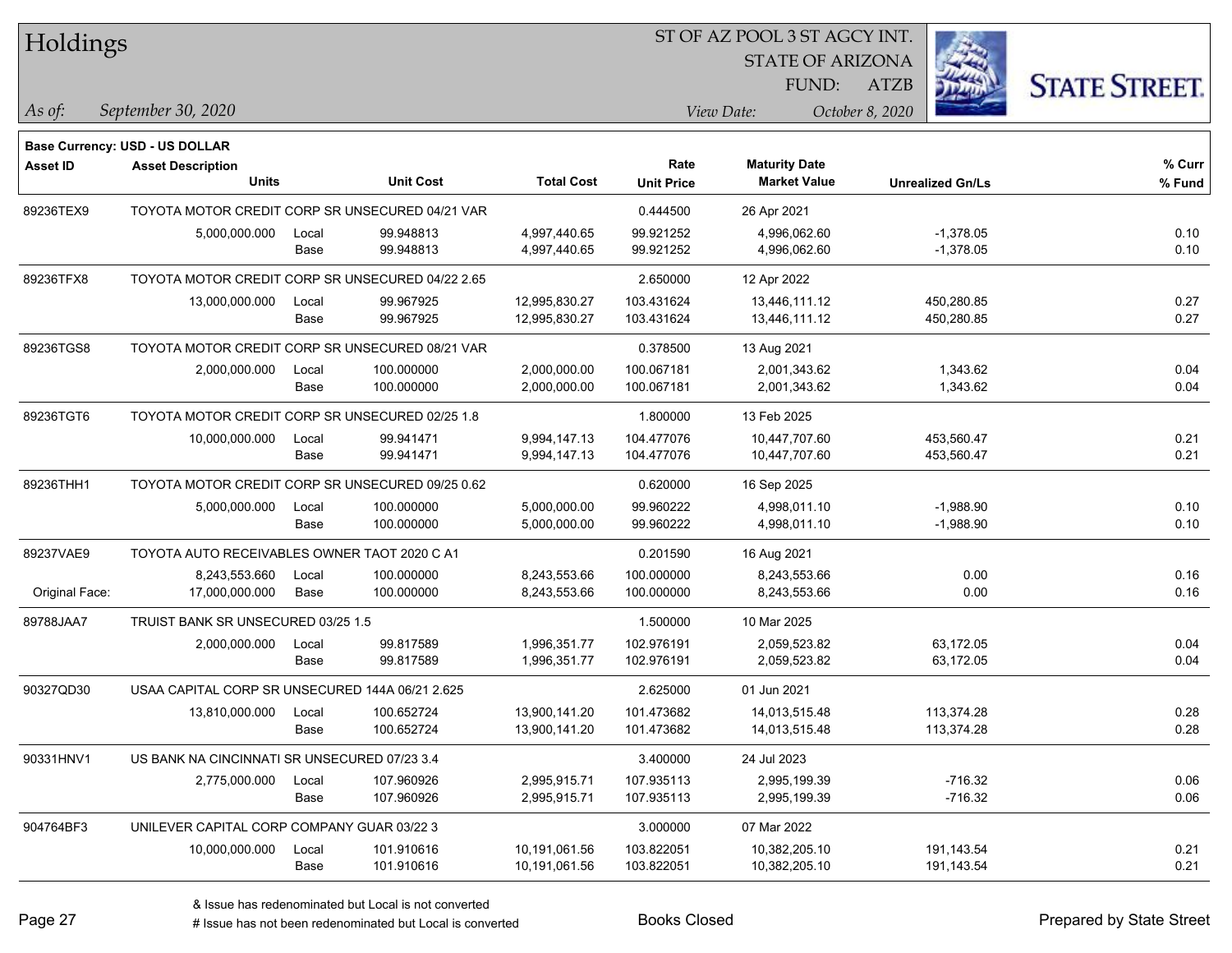# Holdings

ST OF AZ POOL 3 ST AGCY INT.
STATE OF ARIZONA
FUND: ATZB

*As of:* *September 30, 2020*

*View Date:* *October 8, 2020*

**Base Currency: USD - US DOLLAR**

| Asset ID | Asset Description / Units | | Unit Cost | Total Cost | Rate / Unit Price | Maturity Date / Market Value | Unrealized Gn/Ls | % Curr / % Fund |
|---|---|---|---|---|---|---|---|---|
| 89236TEX9 | TOYOTA MOTOR CREDIT CORP SR UNSECURED 04/21 VAR | | | | 0.444500 | 26 Apr 2021 | | |
| | 5,000,000.000 | Local | 99.948813 | 4,997,440.65 | 99.921252 | 4,996,062.60 | -1,378.05 | 0.10 |
| | | Base | 99.948813 | 4,997,440.65 | 99.921252 | 4,996,062.60 | -1,378.05 | 0.10 |
| 89236TFX8 | TOYOTA MOTOR CREDIT CORP SR UNSECURED 04/22 2.65 | | | | 2.650000 | 12 Apr 2022 | | |
| | 13,000,000.000 | Local | 99.967925 | 12,995,830.27 | 103.431624 | 13,446,111.12 | 450,280.85 | 0.27 |
| | | Base | 99.967925 | 12,995,830.27 | 103.431624 | 13,446,111.12 | 450,280.85 | 0.27 |
| 89236TGS8 | TOYOTA MOTOR CREDIT CORP SR UNSECURED 08/21 VAR | | | | 0.378500 | 13 Aug 2021 | | |
| | 2,000,000.000 | Local | 100.000000 | 2,000,000.00 | 100.067181 | 2,001,343.62 | 1,343.62 | 0.04 |
| | | Base | 100.000000 | 2,000,000.00 | 100.067181 | 2,001,343.62 | 1,343.62 | 0.04 |
| 89236TGT6 | TOYOTA MOTOR CREDIT CORP SR UNSECURED 02/25 1.8 | | | | 1.800000 | 13 Feb 2025 | | |
| | 10,000,000.000 | Local | 99.941471 | 9,994,147.13 | 104.477076 | 10,447,707.60 | 453,560.47 | 0.21 |
| | | Base | 99.941471 | 9,994,147.13 | 104.477076 | 10,447,707.60 | 453,560.47 | 0.21 |
| 89236THH1 | TOYOTA MOTOR CREDIT CORP SR UNSECURED 09/25 0.62 | | | | 0.620000 | 16 Sep 2025 | | |
| | 5,000,000.000 | Local | 100.000000 | 5,000,000.00 | 99.960222 | 4,998,011.10 | -1,988.90 | 0.10 |
| | | Base | 100.000000 | 5,000,000.00 | 99.960222 | 4,998,011.10 | -1,988.90 | 0.10 |
| 89237VAE9 | TOYOTA AUTO RECEIVABLES OWNER TAOT 2020 C A1 | | | | 0.201590 | 16 Aug 2021 | | |
| | 8,243,553.660 | Local | 100.000000 | 8,243,553.66 | 100.000000 | 8,243,553.66 | 0.00 | 0.16 |
| Original Face: | 17,000,000.000 | Base | 100.000000 | 8,243,553.66 | 100.000000 | 8,243,553.66 | 0.00 | 0.16 |
| 89788JAA7 | TRUIST BANK SR UNSECURED 03/25 1.5 | | | | 1.500000 | 10 Mar 2025 | | |
| | 2,000,000.000 | Local | 99.817589 | 1,996,351.77 | 102.976191 | 2,059,523.82 | 63,172.05 | 0.04 |
| | | Base | 99.817589 | 1,996,351.77 | 102.976191 | 2,059,523.82 | 63,172.05 | 0.04 |
| 90327QD30 | USAA CAPITAL CORP SR UNSECURED 144A 06/21 2.625 | | | | 2.625000 | 01 Jun 2021 | | |
| | 13,810,000.000 | Local | 100.652724 | 13,900,141.20 | 101.473682 | 14,013,515.48 | 113,374.28 | 0.28 |
| | | Base | 100.652724 | 13,900,141.20 | 101.473682 | 14,013,515.48 | 113,374.28 | 0.28 |
| 90331HNV1 | US BANK NA CINCINNATI SR UNSECURED 07/23 3.4 | | | | 3.400000 | 24 Jul 2023 | | |
| | 2,775,000.000 | Local | 107.960926 | 2,995,915.71 | 107.935113 | 2,995,199.39 | -716.32 | 0.06 |
| | | Base | 107.960926 | 2,995,915.71 | 107.935113 | 2,995,199.39 | -716.32 | 0.06 |
| 904764BF3 | UNILEVER CAPITAL CORP COMPANY GUAR 03/22 3 | | | | 3.000000 | 07 Mar 2022 | | |
| | 10,000,000.000 | Local | 101.910616 | 10,191,061.56 | 103.822051 | 10,382,205.10 | 191,143.54 | 0.21 |
| | | Base | 101.910616 | 10,191,061.56 | 103.822051 | 10,382,205.10 | 191,143.54 | 0.21 |

& Issue has redenominated but Local is not converted
# Issue has not been redenominated but Local is converted

Books Closed

Prepared by State Street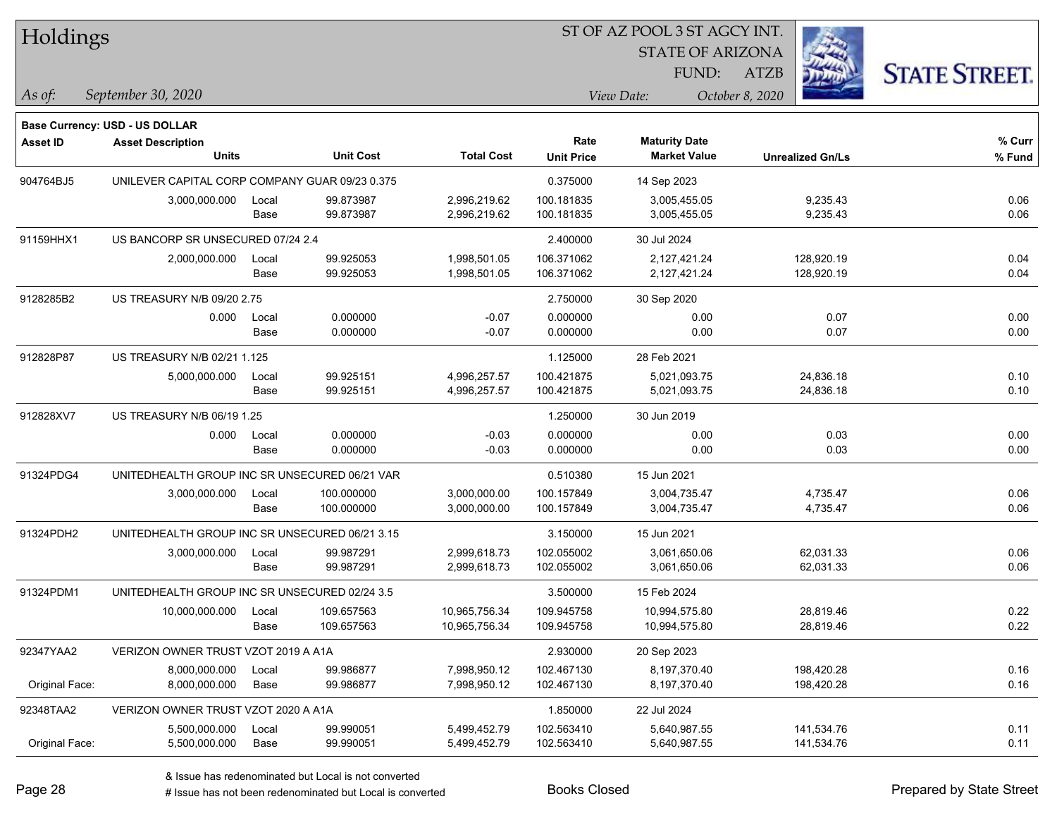# Holdings

ST OF AZ POOL 3 ST AGCY INT.
STATE OF ARIZONA
FUND: ATZB

*As of:* *September 30, 2020*

*View Date:* *October 8, 2020*

**Base Currency: USD - US DOLLAR**

| Asset ID | Asset Description / Units | | Unit Cost | Total Cost | Rate / Unit Price | Maturity Date / Market Value | Unrealized Gn/Ls | % Curr / % Fund |
|---|---|---|---|---|---|---|---|---|
| 904764BJ5 | UNILEVER CAPITAL CORP COMPANY GUAR 09/23 0.375 | | | | 0.375000 | 14 Sep 2023 | | |
| | 3,000,000.000 | Local | 99.873987 | 2,996,219.62 | 100.181835 | 3,005,455.05 | 9,235.43 | 0.06 |
| | | Base | 99.873987 | 2,996,219.62 | 100.181835 | 3,005,455.05 | 9,235.43 | 0.06 |
| 91159HHX1 | US BANCORP SR UNSECURED 07/24 2.4 | | | | 2.400000 | 30 Jul 2024 | | |
| | 2,000,000.000 | Local | 99.925053 | 1,998,501.05 | 106.371062 | 2,127,421.24 | 128,920.19 | 0.04 |
| | | Base | 99.925053 | 1,998,501.05 | 106.371062 | 2,127,421.24 | 128,920.19 | 0.04 |
| 9128285B2 | US TREASURY N/B 09/20 2.75 | | | | 2.750000 | 30 Sep 2020 | | |
| | 0.000 | Local | 0.000000 | -0.07 | 0.000000 | 0.00 | 0.07 | 0.00 |
| | | Base | 0.000000 | -0.07 | 0.000000 | 0.00 | 0.07 | 0.00 |
| 912828P87 | US TREASURY N/B 02/21 1.125 | | | | 1.125000 | 28 Feb 2021 | | |
| | 5,000,000.000 | Local | 99.925151 | 4,996,257.57 | 100.421875 | 5,021,093.75 | 24,836.18 | 0.10 |
| | | Base | 99.925151 | 4,996,257.57 | 100.421875 | 5,021,093.75 | 24,836.18 | 0.10 |
| 912828XV7 | US TREASURY N/B 06/19 1.25 | | | | 1.250000 | 30 Jun 2019 | | |
| | 0.000 | Local | 0.000000 | -0.03 | 0.000000 | 0.00 | 0.03 | 0.00 |
| | | Base | 0.000000 | -0.03 | 0.000000 | 0.00 | 0.03 | 0.00 |
| 91324PDG4 | UNITEDHEALTH GROUP INC SR UNSECURED 06/21 VAR | | | | 0.510380 | 15 Jun 2021 | | |
| | 3,000,000.000 | Local | 100.000000 | 3,000,000.00 | 100.157849 | 3,004,735.47 | 4,735.47 | 0.06 |
| | | Base | 100.000000 | 3,000,000.00 | 100.157849 | 3,004,735.47 | 4,735.47 | 0.06 |
| 91324PDH2 | UNITEDHEALTH GROUP INC SR UNSECURED 06/21 3.15 | | | | 3.150000 | 15 Jun 2021 | | |
| | 3,000,000.000 | Local | 99.987291 | 2,999,618.73 | 102.055002 | 3,061,650.06 | 62,031.33 | 0.06 |
| | | Base | 99.987291 | 2,999,618.73 | 102.055002 | 3,061,650.06 | 62,031.33 | 0.06 |
| 91324PDM1 | UNITEDHEALTH GROUP INC SR UNSECURED 02/24 3.5 | | | | 3.500000 | 15 Feb 2024 | | |
| | 10,000,000.000 | Local | 109.657563 | 10,965,756.34 | 109.945758 | 10,994,575.80 | 28,819.46 | 0.22 |
| | | Base | 109.657563 | 10,965,756.34 | 109.945758 | 10,994,575.80 | 28,819.46 | 0.22 |
| 92347YAA2 | VERIZON OWNER TRUST VZOT 2019 A A1A | | | | 2.930000 | 20 Sep 2023 | | |
| | 8,000,000.000 | Local | 99.986877 | 7,998,950.12 | 102.467130 | 8,197,370.40 | 198,420.28 | 0.16 |
| Original Face: | 8,000,000.000 | Base | 99.986877 | 7,998,950.12 | 102.467130 | 8,197,370.40 | 198,420.28 | 0.16 |
| 92348TAA2 | VERIZON OWNER TRUST VZOT 2020 A A1A | | | | 1.850000 | 22 Jul 2024 | | |
| | 5,500,000.000 | Local | 99.990051 | 5,499,452.79 | 102.563410 | 5,640,987.55 | 141,534.76 | 0.11 |
| Original Face: | 5,500,000.000 | Base | 99.990051 | 5,499,452.79 | 102.563410 | 5,640,987.55 | 141,534.76 | 0.11 |

& Issue has redenominated but Local is not converted

# Issue has not been redenominated but Local is converted

Books Closed

Prepared by State Street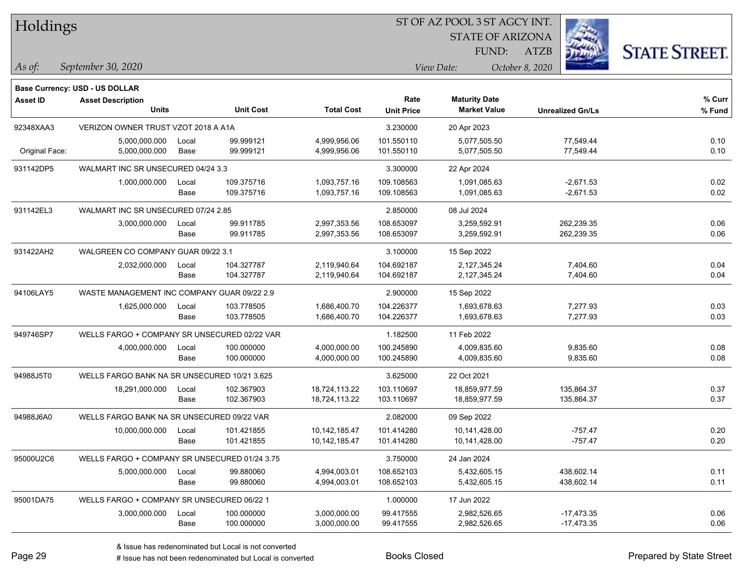# Holdings

ST OF AZ POOL 3 ST AGCY INT.
STATE OF ARIZONA
FUND: ATZB

*As of:* *September 30, 2020*

*View Date:* *October 8, 2020*

**Base Currency: USD - US DOLLAR**

| Asset ID | Asset Description / Units | | Unit Cost | Total Cost | Rate / Unit Price | Maturity Date / Market Value | Unrealized Gn/Ls | % Curr / % Fund |
|---|---|---|---|---|---|---|---|---|
| 92348XAA3 | VERIZON OWNER TRUST VZOT 2018 A A1A | | | | 3.230000 | 20 Apr 2023 | | |
| | 5,000,000.000 | Local | 99.999121 | 4,999,956.06 | 101.550110 | 5,077,505.50 | 77,549.44 | 0.10 |
| Original Face: | 5,000,000.000 | Base | 99.999121 | 4,999,956.06 | 101.550110 | 5,077,505.50 | 77,549.44 | 0.10 |
| 931142DP5 | WALMART INC SR UNSECURED 04/24 3.3 | | | | 3.300000 | 22 Apr 2024 | | |
| | 1,000,000.000 | Local | 109.375716 | 1,093,757.16 | 109.108563 | 1,091,085.63 | -2,671.53 | 0.02 |
| | | Base | 109.375716 | 1,093,757.16 | 109.108563 | 1,091,085.63 | -2,671.53 | 0.02 |
| 931142EL3 | WALMART INC SR UNSECURED 07/24 2.85 | | | | 2.850000 | 08 Jul 2024 | | |
| | 3,000,000.000 | Local | 99.911785 | 2,997,353.56 | 108.653097 | 3,259,592.91 | 262,239.35 | 0.06 |
| | | Base | 99.911785 | 2,997,353.56 | 108.653097 | 3,259,592.91 | 262,239.35 | 0.06 |
| 931422AH2 | WALGREEN CO COMPANY GUAR 09/22 3.1 | | | | 3.100000 | 15 Sep 2022 | | |
| | 2,032,000.000 | Local | 104.327787 | 2,119,940.64 | 104.692187 | 2,127,345.24 | 7,404.60 | 0.04 |
| | | Base | 104.327787 | 2,119,940.64 | 104.692187 | 2,127,345.24 | 7,404.60 | 0.04 |
| 94106LAY5 | WASTE MANAGEMENT INC COMPANY GUAR 09/22 2.9 | | | | 2.900000 | 15 Sep 2022 | | |
| | 1,625,000.000 | Local | 103.778505 | 1,686,400.70 | 104.226377 | 1,693,678.63 | 7,277.93 | 0.03 |
| | | Base | 103.778505 | 1,686,400.70 | 104.226377 | 1,693,678.63 | 7,277.93 | 0.03 |
| 949746SP7 | WELLS FARGO + COMPANY SR UNSECURED 02/22 VAR | | | | 1.182500 | 11 Feb 2022 | | |
| | 4,000,000.000 | Local | 100.000000 | 4,000,000.00 | 100.245890 | 4,009,835.60 | 9,835.60 | 0.08 |
| | | Base | 100.000000 | 4,000,000.00 | 100.245890 | 4,009,835.60 | 9,835.60 | 0.08 |
| 94988J5T0 | WELLS FARGO BANK NA SR UNSECURED 10/21 3.625 | | | | 3.625000 | 22 Oct 2021 | | |
| | 18,291,000.000 | Local | 102.367903 | 18,724,113.22 | 103.110697 | 18,859,977.59 | 135,864.37 | 0.37 |
| | | Base | 102.367903 | 18,724,113.22 | 103.110697 | 18,859,977.59 | 135,864.37 | 0.37 |
| 94988J6A0 | WELLS FARGO BANK NA SR UNSECURED 09/22 VAR | | | | 2.082000 | 09 Sep 2022 | | |
| | 10,000,000.000 | Local | 101.421855 | 10,142,185.47 | 101.414280 | 10,141,428.00 | -757.47 | 0.20 |
| | | Base | 101.421855 | 10,142,185.47 | 101.414280 | 10,141,428.00 | -757.47 | 0.20 |
| 95000U2C6 | WELLS FARGO + COMPANY SR UNSECURED 01/24 3.75 | | | | 3.750000 | 24 Jan 2024 | | |
| | 5,000,000.000 | Local | 99.880060 | 4,994,003.01 | 108.652103 | 5,432,605.15 | 438,602.14 | 0.11 |
| | | Base | 99.880060 | 4,994,003.01 | 108.652103 | 5,432,605.15 | 438,602.14 | 0.11 |
| 95001DA75 | WELLS FARGO + COMPANY SR UNSECURED 06/22 1 | | | | 1.000000 | 17 Jun 2022 | | |
| | 3,000,000.000 | Local | 100.000000 | 3,000,000.00 | 99.417555 | 2,982,526.65 | -17,473.35 | 0.06 |
| | | Base | 100.000000 | 3,000,000.00 | 99.417555 | 2,982,526.65 | -17,473.35 | 0.06 |

& Issue has redenominated but Local is not converted
# Issue has not been redenominated but Local is converted

Books Closed

Prepared by State Street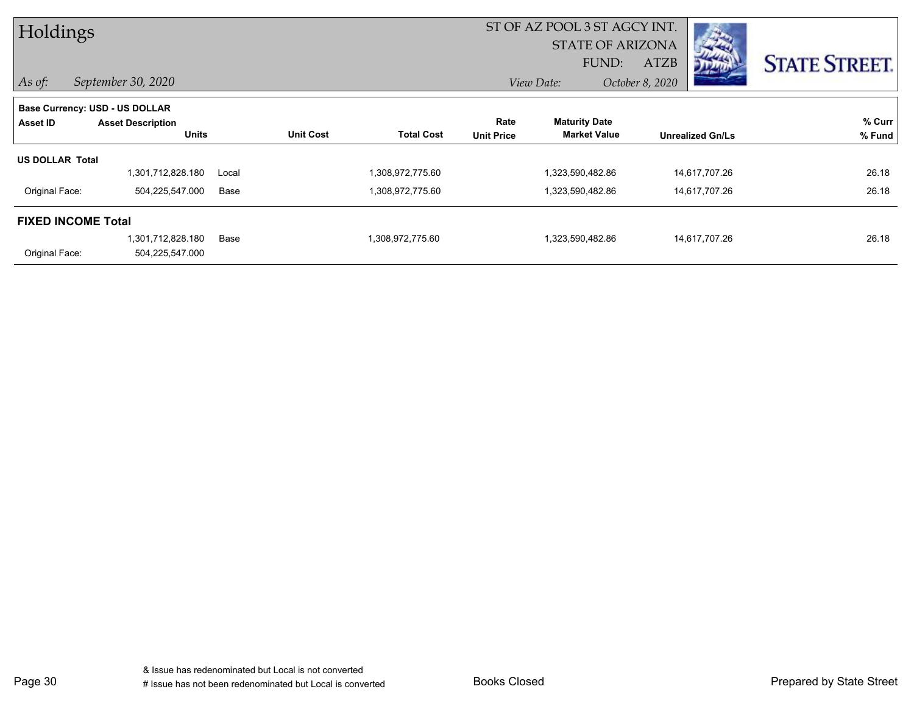# Holdings

ST OF AZ POOL 3 ST AGCY INT.
STATE OF ARIZONA
FUND: ATZB

*As of:* *September 30, 2020*
*View Date:* *October 8, 2020*

**Base Currency: USD - US DOLLAR**

| Asset ID | Asset Description / Units | | Unit Cost | Total Cost | Rate / Unit Price | Maturity Date / Market Value | Unrealized Gn/Ls | % Curr / % Fund |
|---|---|---|---|---|---|---|---|---|
| **US DOLLAR Total** | | | | | | | | |
| | 1,301,712,828.180 | Local | | 1,308,972,775.60 | | 1,323,590,482.86 | 14,617,707.26 | 26.18 |
| Original Face: | 504,225,547.000 | Base | | 1,308,972,775.60 | | 1,323,590,482.86 | 14,617,707.26 | 26.18 |
| **FIXED INCOME Total** | | | | | | | | |
| | 1,301,712,828.180 | Base | | 1,308,972,775.60 | | 1,323,590,482.86 | 14,617,707.26 | 26.18 |
| Original Face: | 504,225,547.000 | | | | | | | |

& Issue has redenominated but Local is not converted
# Issue has not been redenominated but Local is converted

Books Closed

Prepared by State Street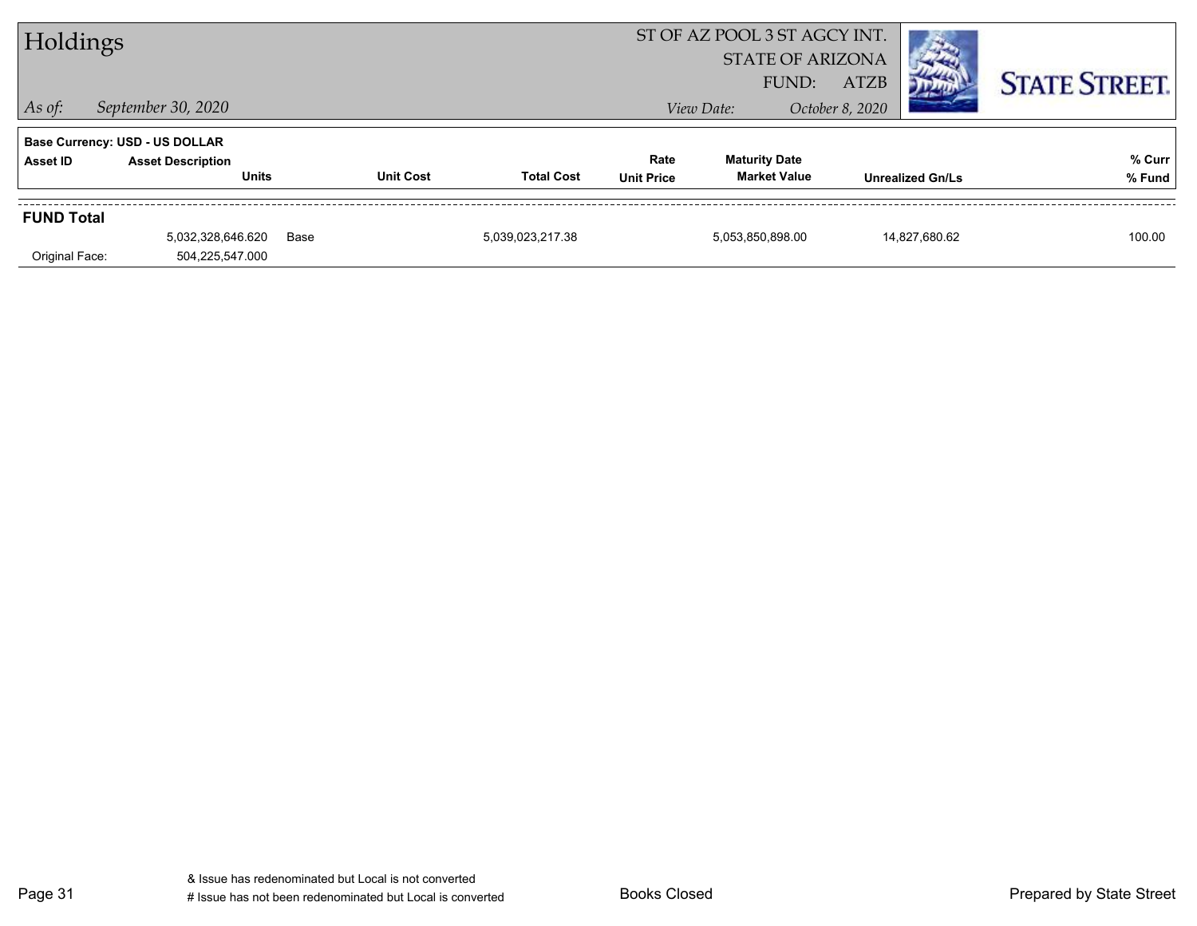# Holdings

**ST OF AZ POOL 3 ST AGCY INT.**
**STATE OF ARIZONA**
**FUND: ATZB**

*As of:* *September 30, 2020*

*View Date:* *October 8, 2020*

**Base Currency: USD - US DOLLAR**

| Asset ID | Asset Description / Units | | Unit Cost | Total Cost | Rate / Unit Price | Maturity Date / Market Value | Unrealized Gn/Ls | % Curr / % Fund |
|---|---|---|---|---|---|---|---|---|
| **FUND Total** | | | | | | | | |
| | 5,032,328,646.620 | Base | | 5,039,023,217.38 | | 5,053,850,898.00 | 14,827,680.62 | 100.00 |
| Original Face: | 504,225,547.000 | | | | | | | |

& Issue has redenominated but Local is not converted
# Issue has not been redenominated but Local is converted

Books Closed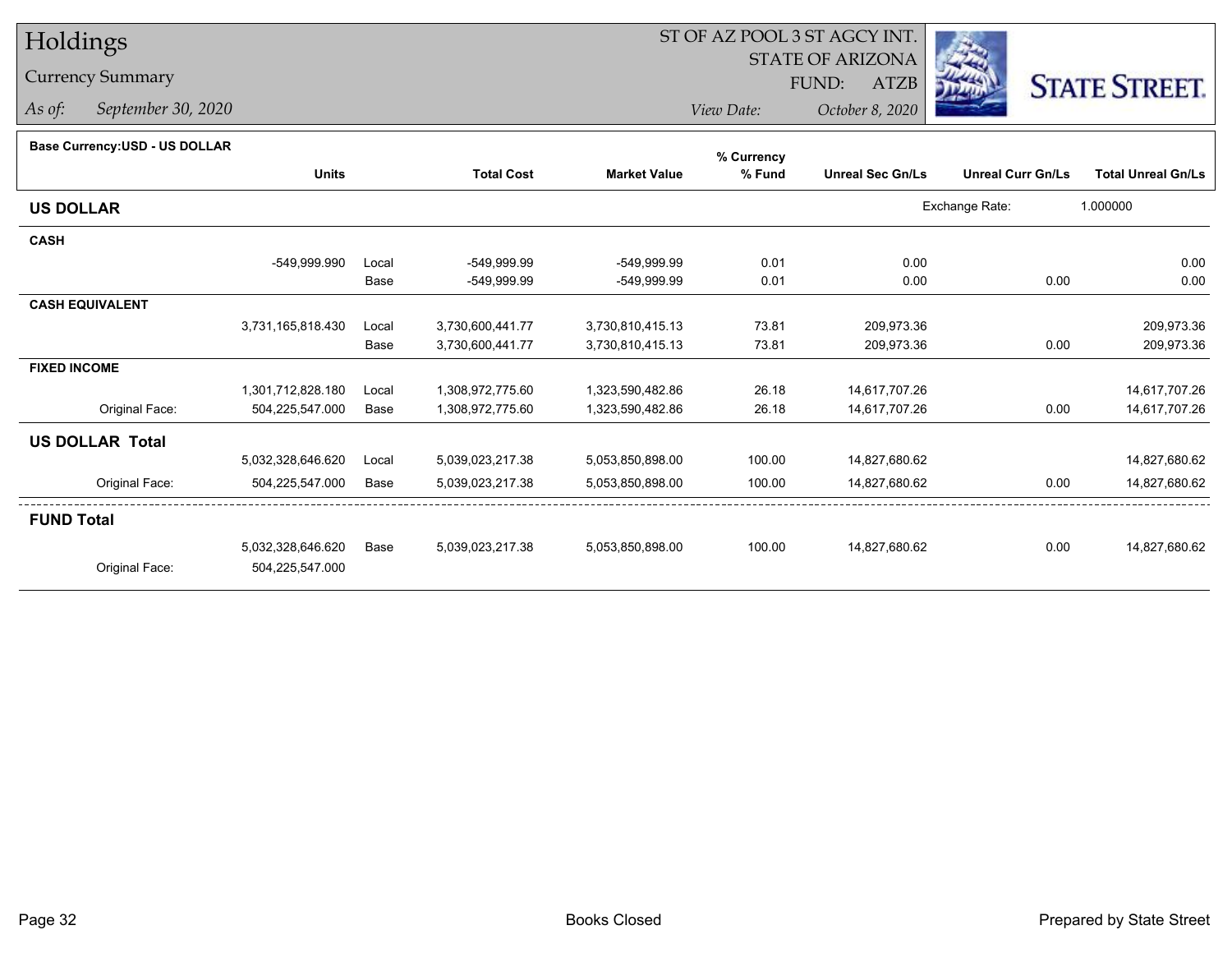# Holdings

Currency Summary

*As of:* *September 30, 2020*

ST OF AZ POOL 3 ST AGCY INT.
STATE OF ARIZONA
FUND: ATZB

*View Date:* *October 8, 2020*

STATE STREET.

**Base Currency:USD - US DOLLAR**

| | Units | | Total Cost | Market Value | % Currency % Fund | Unreal Sec Gn/Ls | Unreal Curr Gn/Ls | Total Unreal Gn/Ls |
|---|---|---|---|---|---|---|---|---|
| **US DOLLAR** | | | | | | | Exchange Rate: | 1.000000 |
| **CASH** | | | | | | | | |
| | -549,999.990 | Local | -549,999.99 | -549,999.99 | 0.01 | 0.00 | | 0.00 |
| | | Base | -549,999.99 | -549,999.99 | 0.01 | 0.00 | 0.00 | 0.00 |
| **CASH EQUIVALENT** | | | | | | | | |
| | 3,731,165,818.430 | Local | 3,730,600,441.77 | 3,730,810,415.13 | 73.81 | 209,973.36 | | 209,973.36 |
| | | Base | 3,730,600,441.77 | 3,730,810,415.13 | 73.81 | 209,973.36 | 0.00 | 209,973.36 |
| **FIXED INCOME** | | | | | | | | |
| | 1,301,712,828.180 | Local | 1,308,972,775.60 | 1,323,590,482.86 | 26.18 | 14,617,707.26 | | 14,617,707.26 |
| Original Face: | 504,225,547.000 | Base | 1,308,972,775.60 | 1,323,590,482.86 | 26.18 | 14,617,707.26 | 0.00 | 14,617,707.26 |
| **US DOLLAR Total** | | | | | | | | |
| | 5,032,328,646.620 | Local | 5,039,023,217.38 | 5,053,850,898.00 | 100.00 | 14,827,680.62 | | 14,827,680.62 |
| Original Face: | 504,225,547.000 | Base | 5,039,023,217.38 | 5,053,850,898.00 | 100.00 | 14,827,680.62 | 0.00 | 14,827,680.62 |
| **FUND Total** | | | | | | | | |
| | 5,032,328,646.620 | Base | 5,039,023,217.38 | 5,053,850,898.00 | 100.00 | 14,827,680.62 | 0.00 | 14,827,680.62 |
| Original Face: | 504,225,547.000 | | | | | | | |

Books Closed

Prepared by State Street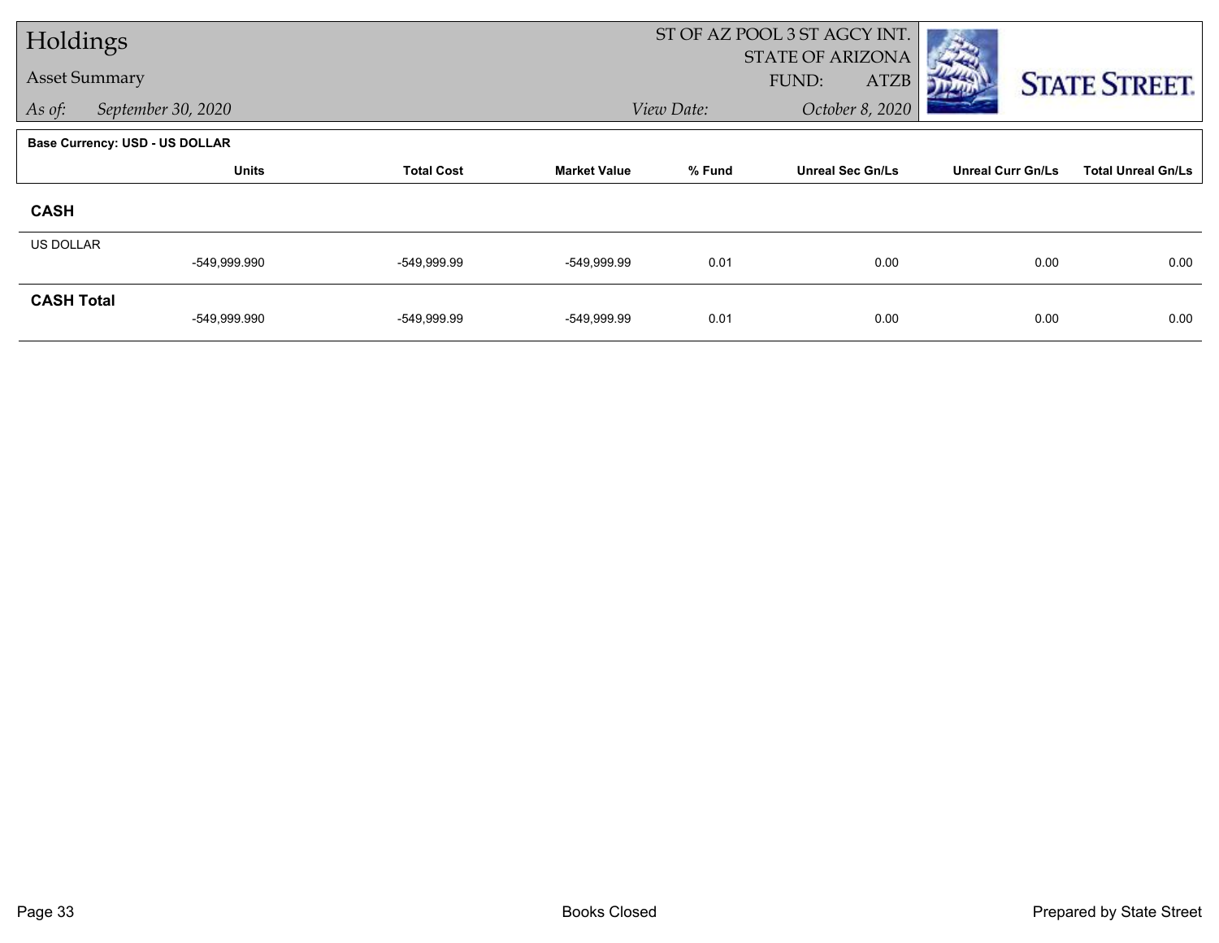# Holdings

## Asset Summary

*As of:* *September 30, 2020*

ST OF AZ POOL 3 ST AGCY INT.
STATE OF ARIZONA
FUND: ATZB
*View Date:* *October 8, 2020*

**Base Currency: USD - US DOLLAR**

| | Units | Total Cost | Market Value | % Fund | Unreal Sec Gn/Ls | Unreal Curr Gn/Ls | Total Unreal Gn/Ls |
|---|---|---|---|---|---|---|---|
| **CASH** | | | | | | | |
| US DOLLAR | -549,999.990 | -549,999.99 | -549,999.99 | 0.01 | 0.00 | 0.00 | 0.00 |
| **CASH Total** | -549,999.990 | -549,999.99 | -549,999.99 | 0.01 | 0.00 | 0.00 | 0.00 |

Books Closed

Prepared by State Street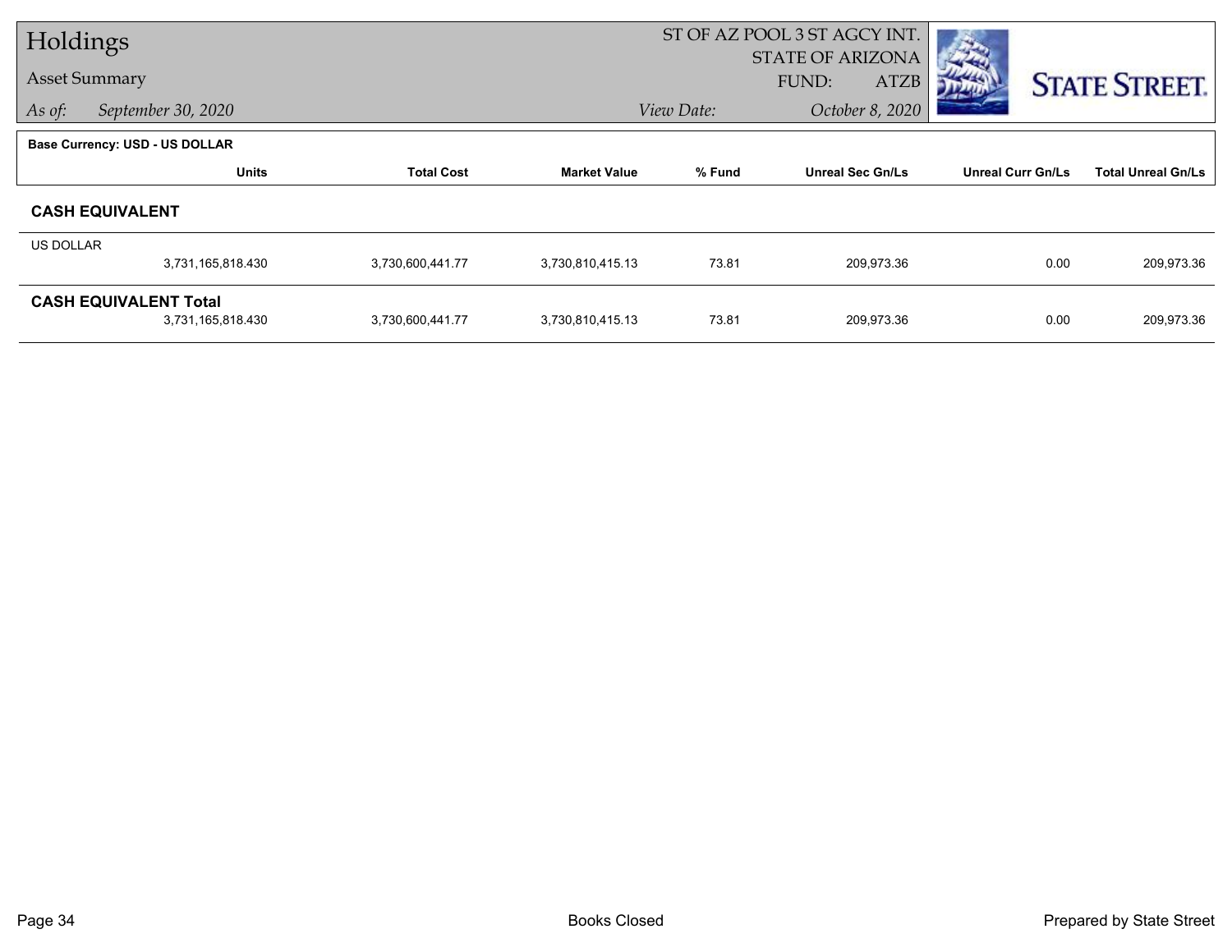# Holdings

## Asset Summary

*As of:* *September 30, 2020*

ST OF AZ POOL 3 ST AGCY INT.
STATE OF ARIZONA
FUND: ATZB

*View Date:* *October 8, 2020*

STATE STREET.

**Base Currency: USD - US DOLLAR**

| | Units | Total Cost | Market Value | % Fund | Unreal Sec Gn/Ls | Unreal Curr Gn/Ls | Total Unreal Gn/Ls |
|---|---|---|---|---|---|---|---|
| **CASH EQUIVALENT** | | | | | | | |
| US DOLLAR | 3,731,165,818.430 | 3,730,600,441.77 | 3,730,810,415.13 | 73.81 | 209,973.36 | 0.00 | 209,973.36 |
| **CASH EQUIVALENT Total** | 3,731,165,818.430 | 3,730,600,441.77 | 3,730,810,415.13 | 73.81 | 209,973.36 | 0.00 | 209,973.36 |

Books Closed

Prepared by State Street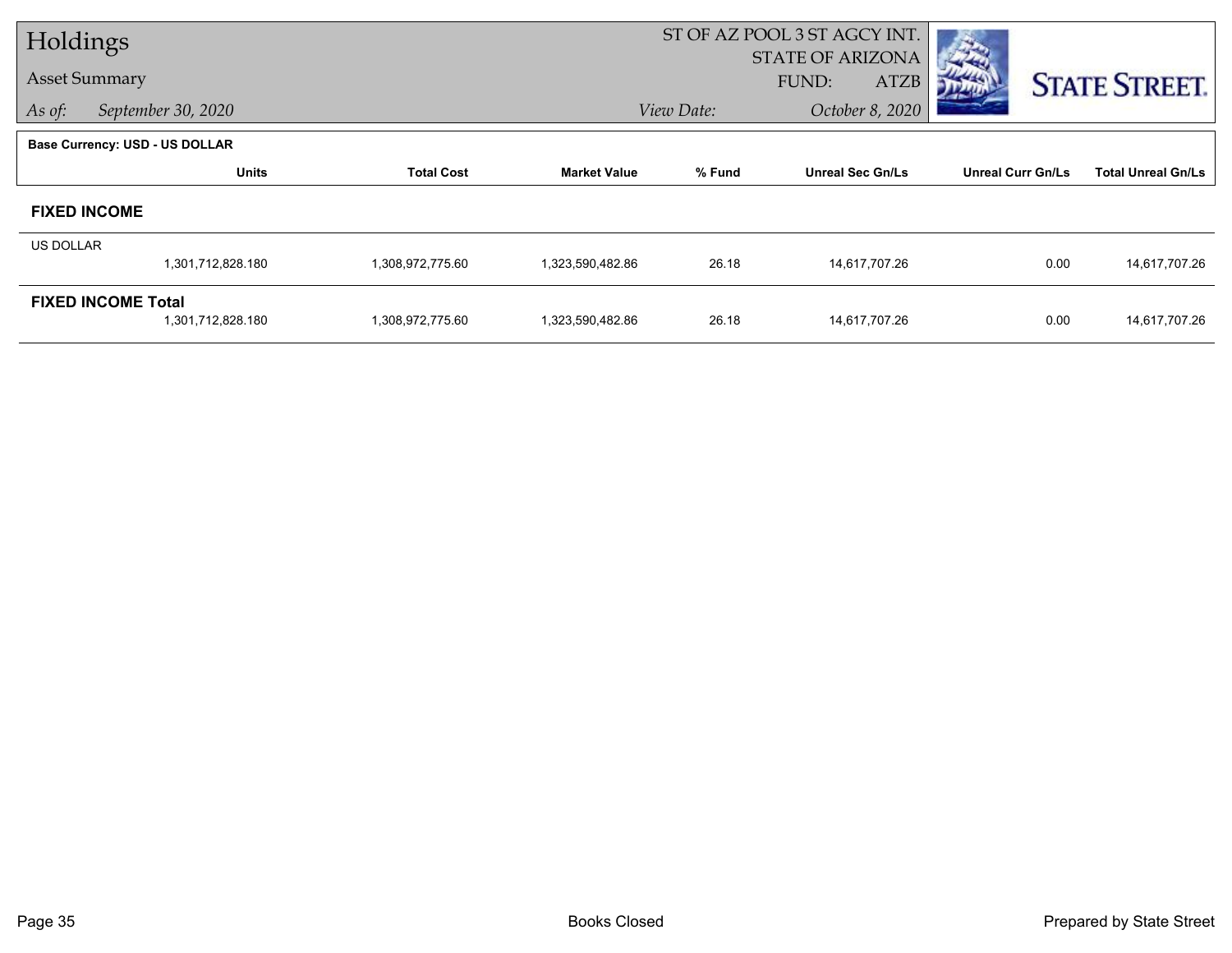# Holdings

## Asset Summary

*As of:* *September 30, 2020*

ST OF AZ POOL 3 ST AGCY INT.
STATE OF ARIZONA
FUND: ATZB

*View Date:* *October 8, 2020*

**Base Currency: USD - US DOLLAR**

| | Units | Total Cost | Market Value | % Fund | Unreal Sec Gn/Ls | Unreal Curr Gn/Ls | Total Unreal Gn/Ls |
|---|---|---|---|---|---|---|---|
| **FIXED INCOME** | | | | | | | |
| US DOLLAR | | | | | | | |
| | 1,301,712,828.180 | 1,308,972,775.60 | 1,323,590,482.86 | 26.18 | 14,617,707.26 | 0.00 | 14,617,707.26 |
| **FIXED INCOME Total** | | | | | | | |
| | 1,301,712,828.180 | 1,308,972,775.60 | 1,323,590,482.86 | 26.18 | 14,617,707.26 | 0.00 | 14,617,707.26 |

Books Closed

Prepared by State Street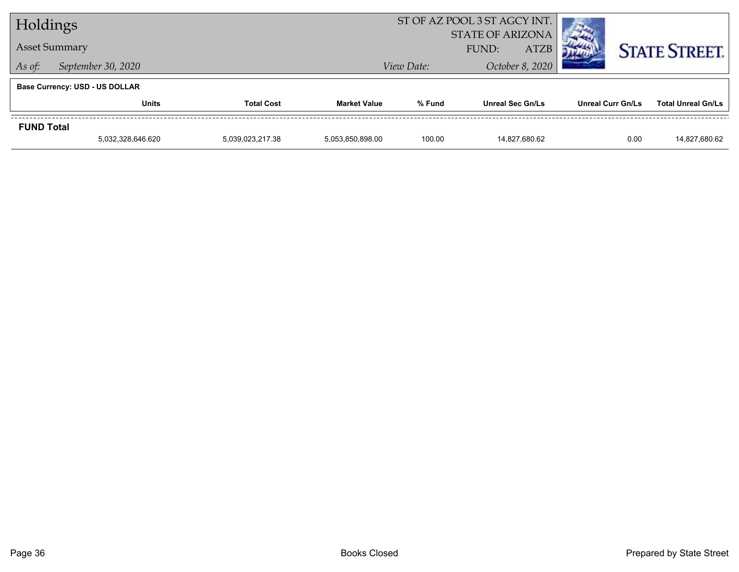# Holdings

## Asset Summary

*As of:* *September 30, 2020*

ST OF AZ POOL 3 ST AGCY INT.
STATE OF ARIZONA
FUND: ATZB
*View Date:* *October 8, 2020*

**Base Currency: USD - US DOLLAR**

| | Units | Total Cost | Market Value | % Fund | Unreal Sec Gn/Ls | Unreal Curr Gn/Ls | Total Unreal Gn/Ls |
|---|---|---|---|---|---|---|---|
| **FUND Total** | | | | | | | |
| | 5,032,328,646.620 | 5,039,023,217.38 | 5,053,850,898.00 | 100.00 | 14,827,680.62 | 0.00 | 14,827,680.62 |

Books Closed

Prepared by State Street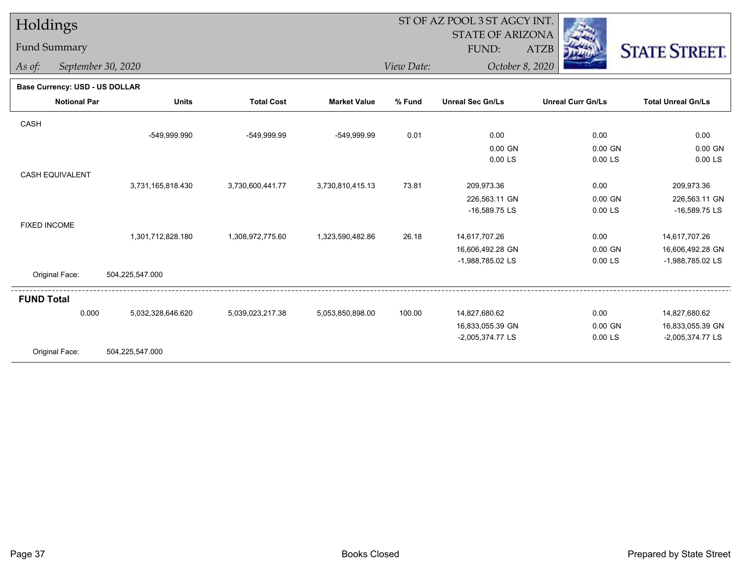# Holdings

## Fund Summary

ST OF AZ POOL 3 ST AGCY INT.
STATE OF ARIZONA
FUND: ATZB

*As of:* *September 30, 2020*
*View Date:* *October 8, 2020*

STATE STREET.

**Base Currency: USD - US DOLLAR**

| Notional Par | Units | Total Cost | Market Value | % Fund | Unreal Sec Gn/Ls | Unreal Curr Gn/Ls | Total Unreal Gn/Ls |
|---|---|---|---|---|---|---|---|
| CASH | | | | | | | |
| | -549,999.990 | -549,999.99 | -549,999.99 | 0.01 | 0.00 | 0.00 | 0.00 |
| | | | | | 0.00 GN | 0.00 GN | 0.00 GN |
| | | | | | 0.00 LS | 0.00 LS | 0.00 LS |
| CASH EQUIVALENT | | | | | | | |
| | 3,731,165,818.430 | 3,730,600,441.77 | 3,730,810,415.13 | 73.81 | 209,973.36 | 0.00 | 209,973.36 |
| | | | | | 226,563.11 GN | 0.00 GN | 226,563.11 GN |
| | | | | | -16,589.75 LS | 0.00 LS | -16,589.75 LS |
| FIXED INCOME | | | | | | | |
| | 1,301,712,828.180 | 1,308,972,775.60 | 1,323,590,482.86 | 26.18 | 14,617,707.26 | 0.00 | 14,617,707.26 |
| | | | | | 16,606,492.28 GN | 0.00 GN | 16,606,492.28 GN |
| | | | | | -1,988,785.02 LS | 0.00 LS | -1,988,785.02 LS |
| Original Face: | 504,225,547.000 | | | | | | |
| **FUND Total** | | | | | | | |
| 0.000 | 5,032,328,646.620 | 5,039,023,217.38 | 5,053,850,898.00 | 100.00 | 14,827,680.62 | 0.00 | 14,827,680.62 |
| | | | | | 16,833,055.39 GN | 0.00 GN | 16,833,055.39 GN |
| | | | | | -2,005,374.77 LS | 0.00 LS | -2,005,374.77 LS |
| Original Face: | 504,225,547.000 | | | | | | |

Books Closed

Prepared by State Street